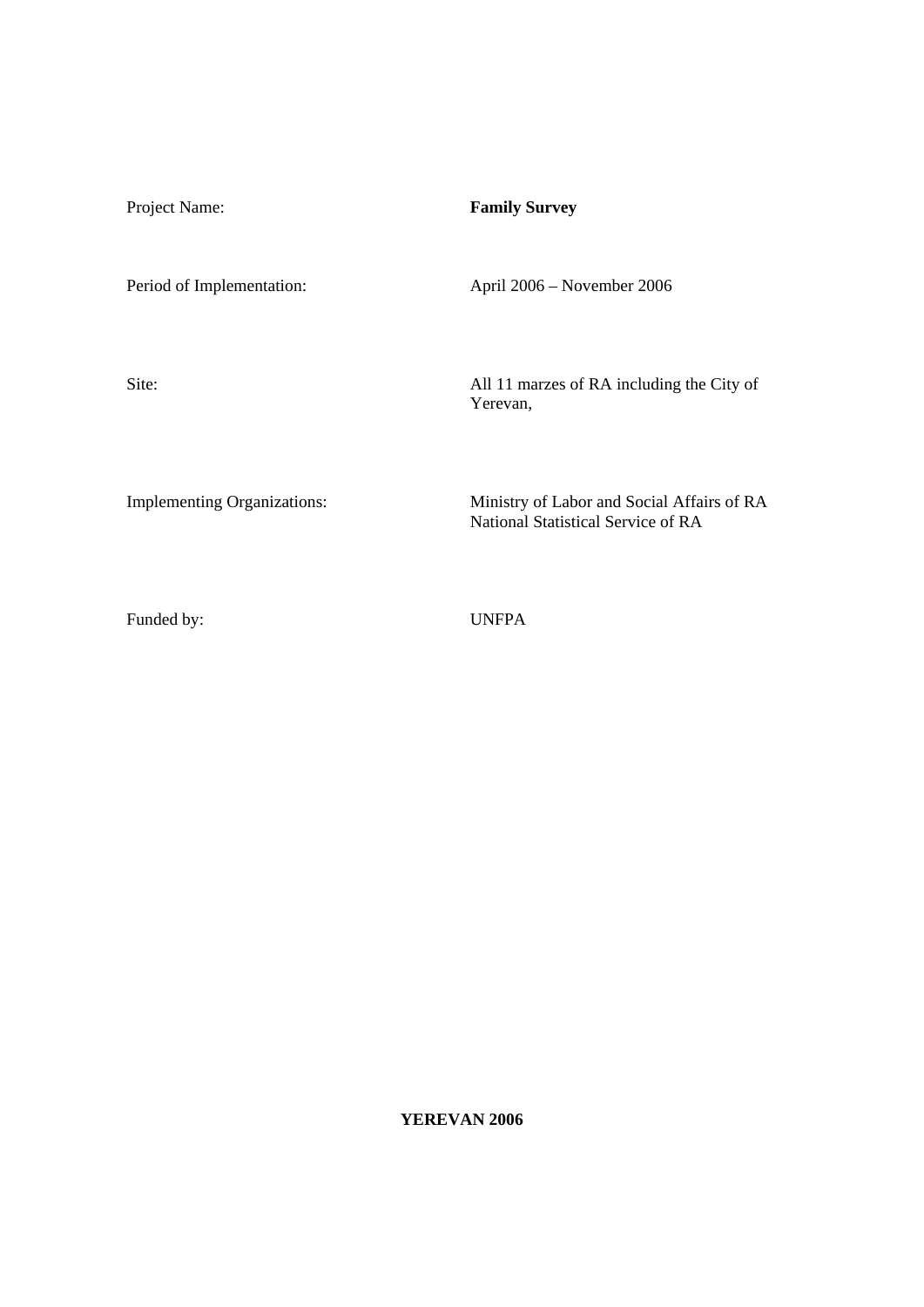Project Name: **Family Survey**

Period of Implementation: April 2006 – November 2006

Site: All 11 marzes of RA including the City of Yerevan,

Implementing Organizations: Ministry of Labor and Social Affairs of RA
National Statistical Service of RA

Funded by: UNFPA

**YEREVAN 2006**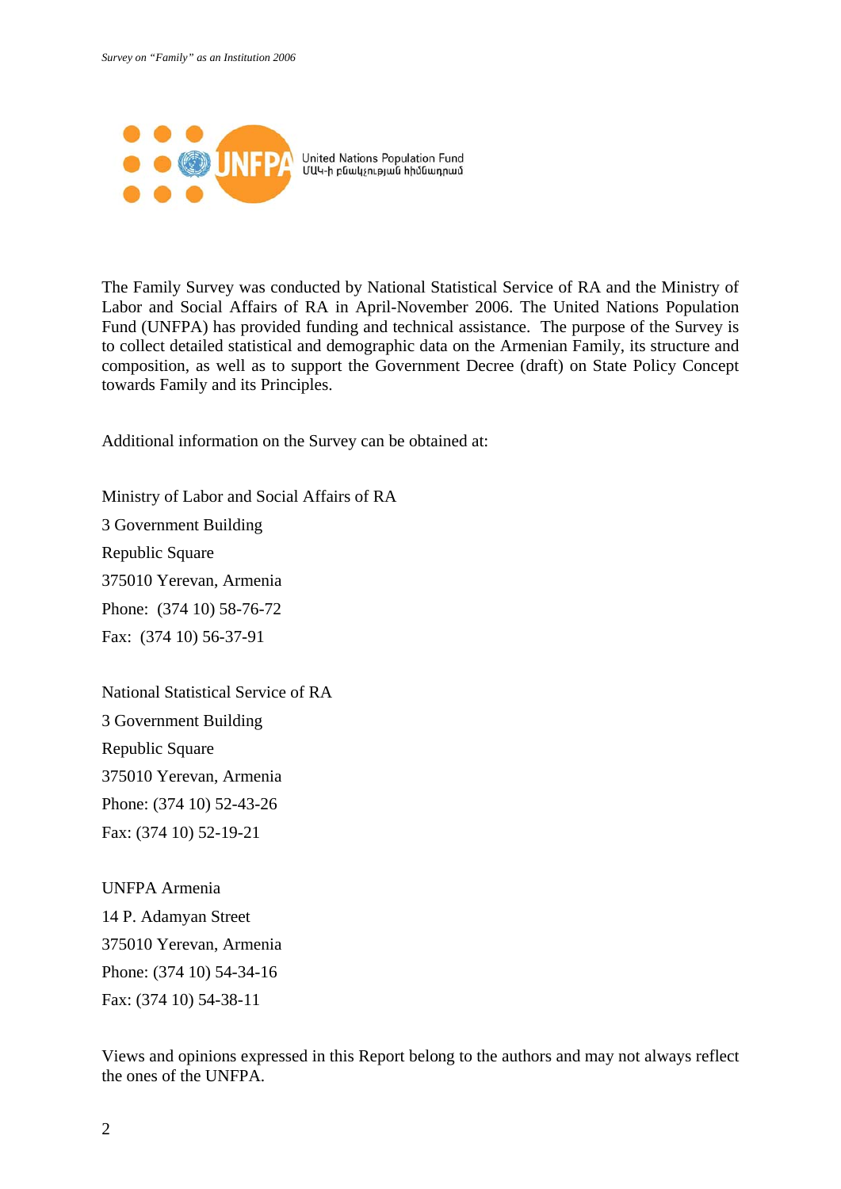The Family Survey was conducted by National Statistical Service of RA and the Ministry of Labor and Social Affairs of RA in April-November 2006. The United Nations Population Fund (UNFPA) has provided funding and technical assistance. The purpose of the Survey is to collect detailed statistical and demographic data on the Armenian Family, its structure and composition, as well as to support the Government Decree (draft) on State Policy Concept towards Family and its Principles.

Additional information on the Survey can be obtained at:

Ministry of Labor and Social Affairs of RA
3 Government Building
Republic Square
375010 Yerevan, Armenia
Phone: (374 10) 58-76-72
Fax: (374 10) 56-37-91

National Statistical Service of RA
3 Government Building
Republic Square
375010 Yerevan, Armenia
Phone: (374 10) 52-43-26
Fax: (374 10) 52-19-21

UNFPA Armenia
14 P. Adamyan Street
375010 Yerevan, Armenia
Phone: (374 10) 54-34-16
Fax: (374 10) 54-38-11

Views and opinions expressed in this Report belong to the authors and may not always reflect the ones of the UNFPA.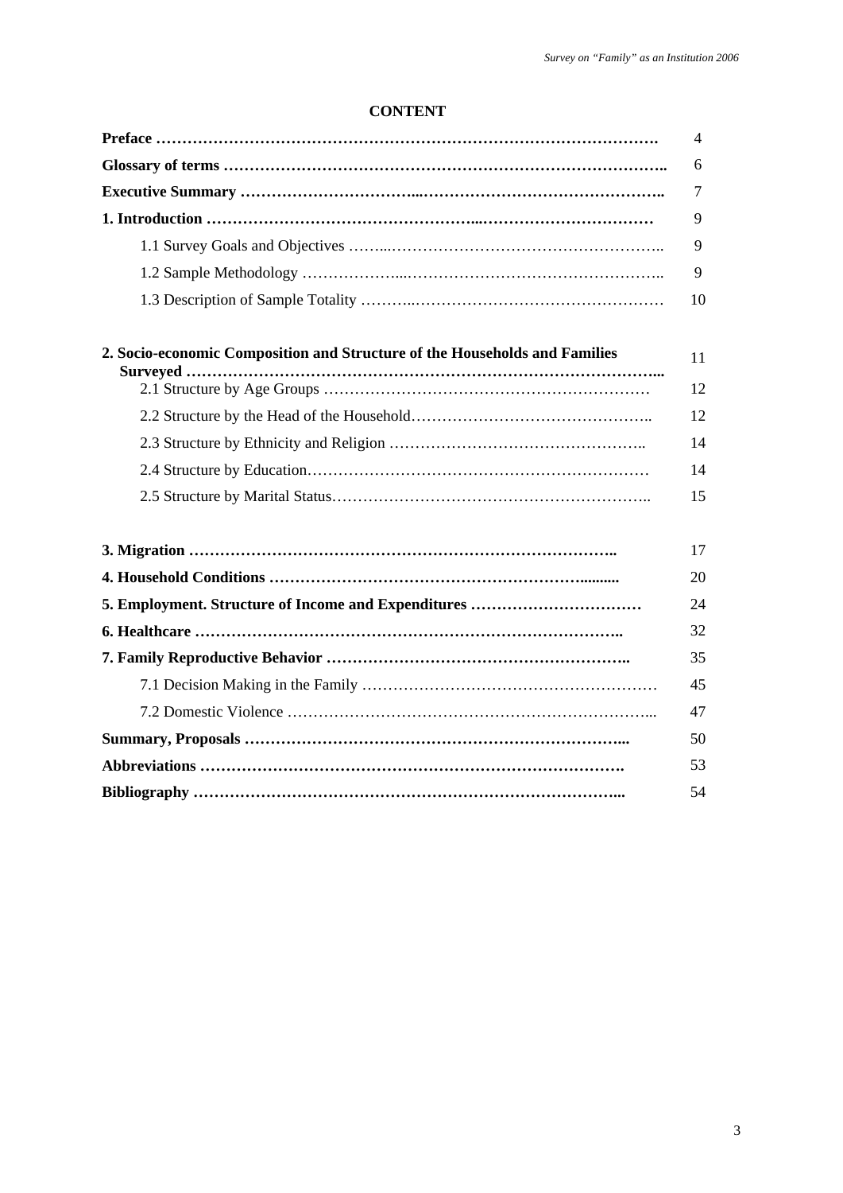# CONTENT

| | |
|---|---|
| **Preface ……………………………………………………………………………………** | 4 |
| **Glossary of terms ……………………………………………………………………………..** | 6 |
| **Executive Summary …………………………...………………………………………..** | 7 |
| **1. Introduction ……………………………………………...……………………………** | 9 |
| 1.1 Survey Goals and Objectives ……...…………………………………………….. | 9 |
| 1.2 Sample Methodology ………………...………………………………………….. | 9 |
| 1.3 Description of Sample Totality ………..…………………………………………… | 10 |
| **2. Socio-economic Composition and Structure of the Households and Families Surveyed ……………………………………………………………………………...** | 11 |
| 2.1 Structure by Age Groups …………………………………………………… | 12 |
| 2.2 Structure by the Head of the Household……………………………………….. | 12 |
| 2.3 Structure by Ethnicity and Religion ………………………………………….. | 14 |
| 2.4 Structure by Education……………………………………………………… | 14 |
| 2.5 Structure by Marital Status………………………………………………….. | 15 |
| **3. Migration ………………………………………………………………………..** | 17 |
| **4. Household Conditions ……………………………………………………..........** | 20 |
| **5. Employment. Structure of Income and Expenditures ……………………………** | 24 |
| **6. Healthcare ………………………………………………………………………..** | 32 |
| **7. Family Reproductive Behavior …………………………………………………..** | 35 |
| 7.1 Decision Making in the Family ………………………………………………… | 45 |
| 7.2 Domestic Violence …………………………………………………………... | 47 |
| **Summary, Proposals ……………………………………………………………...** | 50 |
| **Abbreviations ………………………………………………………………………** | 53 |
| **Bibliography ………………………………………………………………………...** | 54 |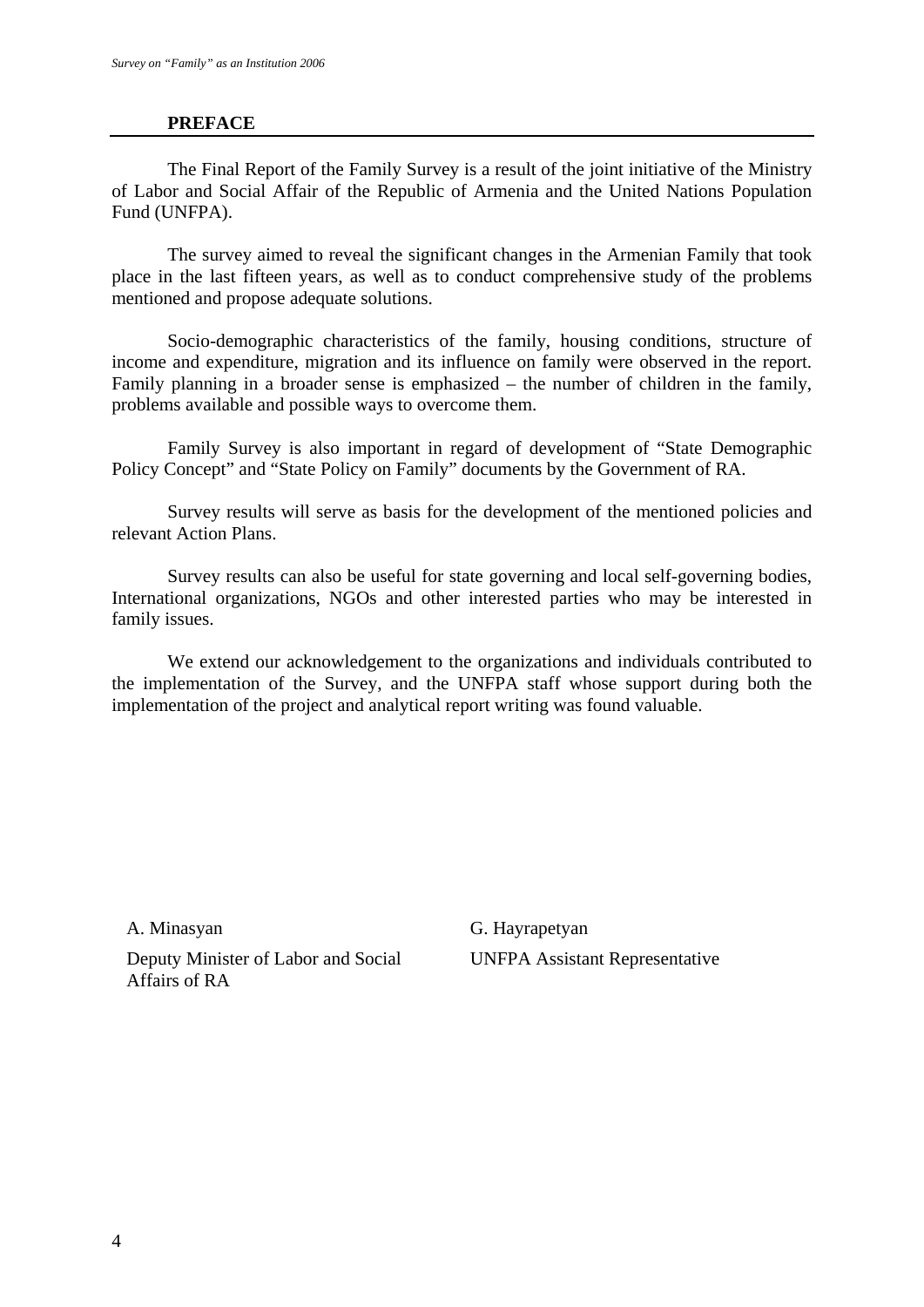## PREFACE

The Final Report of the Family Survey is a result of the joint initiative of the Ministry of Labor and Social Affair of the Republic of Armenia and the United Nations Population Fund (UNFPA).

The survey aimed to reveal the significant changes in the Armenian Family that took place in the last fifteen years, as well as to conduct comprehensive study of the problems mentioned and propose adequate solutions.

Socio-demographic characteristics of the family, housing conditions, structure of income and expenditure, migration and its influence on family were observed in the report. Family planning in a broader sense is emphasized – the number of children in the family, problems available and possible ways to overcome them.

Family Survey is also important in regard of development of "State Demographic Policy Concept" and "State Policy on Family" documents by the Government of RA.

Survey results will serve as basis for the development of the mentioned policies and relevant Action Plans.

Survey results can also be useful for state governing and local self-governing bodies, International organizations, NGOs and other interested parties who may be interested in family issues.

We extend our acknowledgement to the organizations and individuals contributed to the implementation of the Survey, and the UNFPA staff whose support during both the implementation of the project and analytical report writing was found valuable.

A. Minasyan

Deputy Minister of Labor and Social Affairs of RA

G. Hayrapetyan

UNFPA Assistant Representative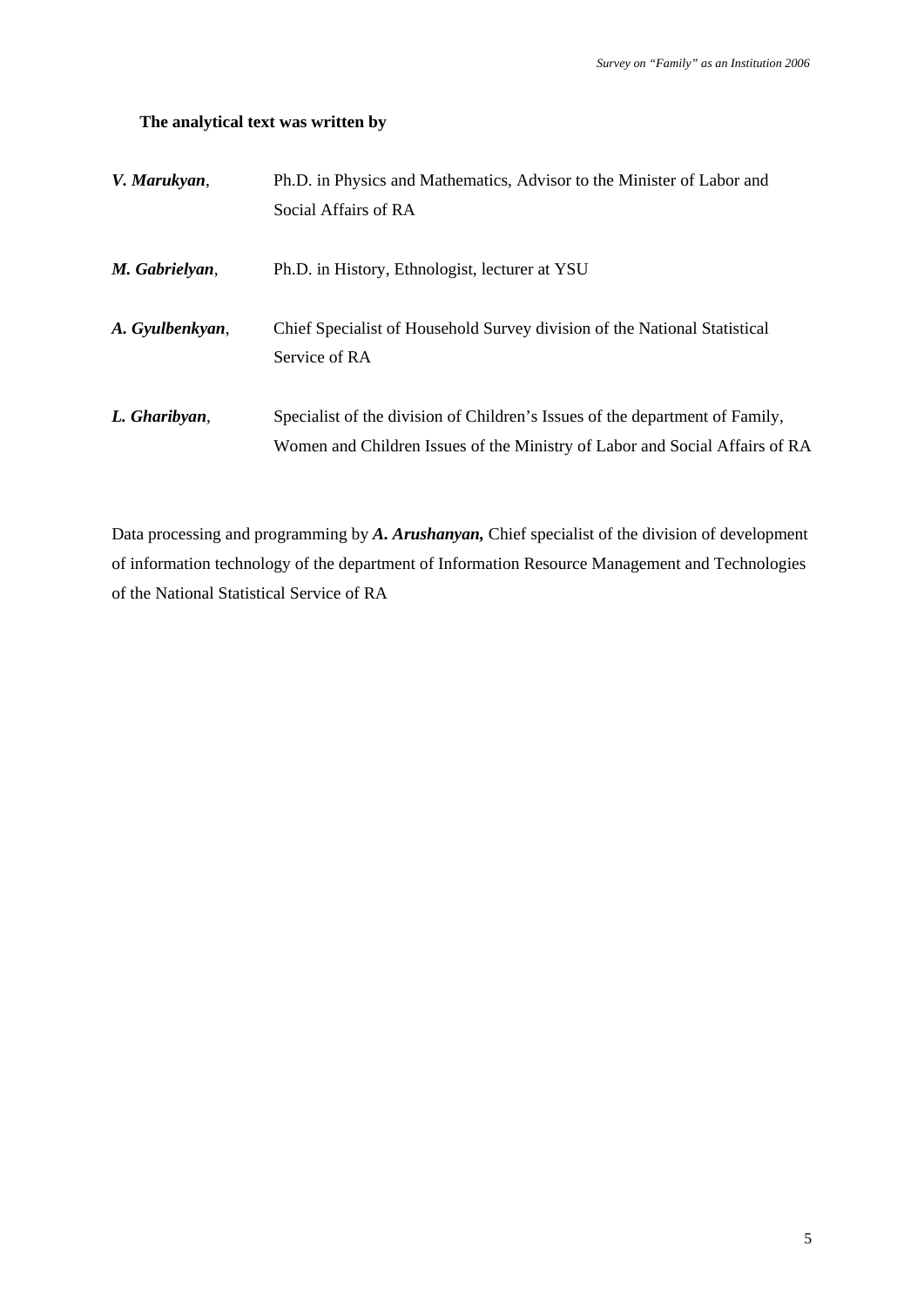**The analytical text was written by**

***V. Marukyan***, Ph.D. in Physics and Mathematics, Advisor to the Minister of Labor and Social Affairs of RA

***M. Gabrielyan***, Ph.D. in History, Ethnologist, lecturer at YSU

***A. Gyulbenkyan***, Chief Specialist of Household Survey division of the National Statistical Service of RA

***L. Gharibyan***, Specialist of the division of Children's Issues of the department of Family, Women and Children Issues of the Ministry of Labor and Social Affairs of RA

Data processing and programming by ***A. Arushanyan,*** Chief specialist of the division of development of information technology of the department of Information Resource Management and Technologies of the National Statistical Service of RA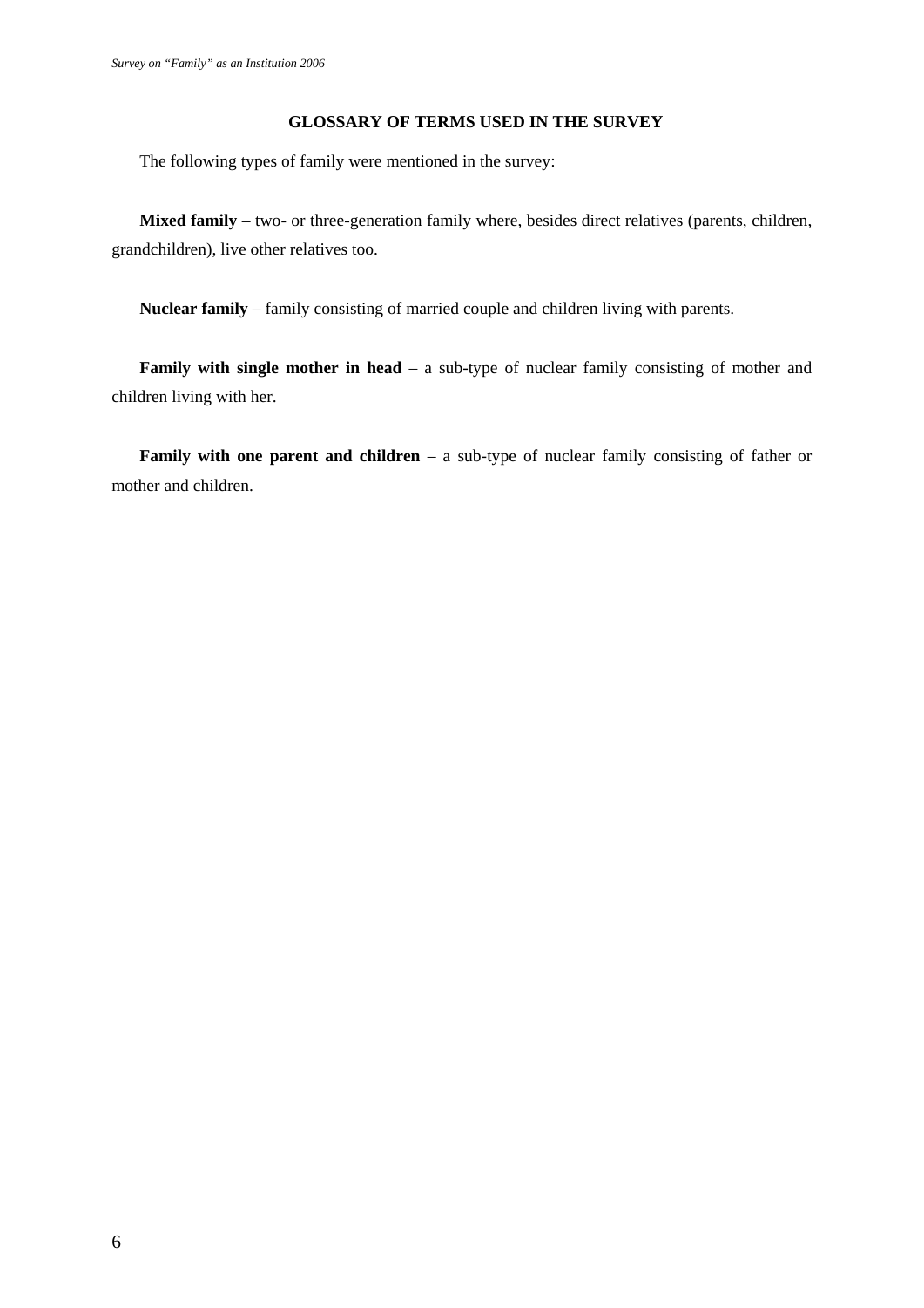## GLOSSARY OF TERMS USED IN THE SURVEY

The following types of family were mentioned in the survey:

**Mixed family** – two- or three-generation family where, besides direct relatives (parents, children, grandchildren), live other relatives too.

**Nuclear family** – family consisting of married couple and children living with parents.

**Family with single mother in head** – a sub-type of nuclear family consisting of mother and children living with her.

**Family with one parent and children** – a sub-type of nuclear family consisting of father or mother and children.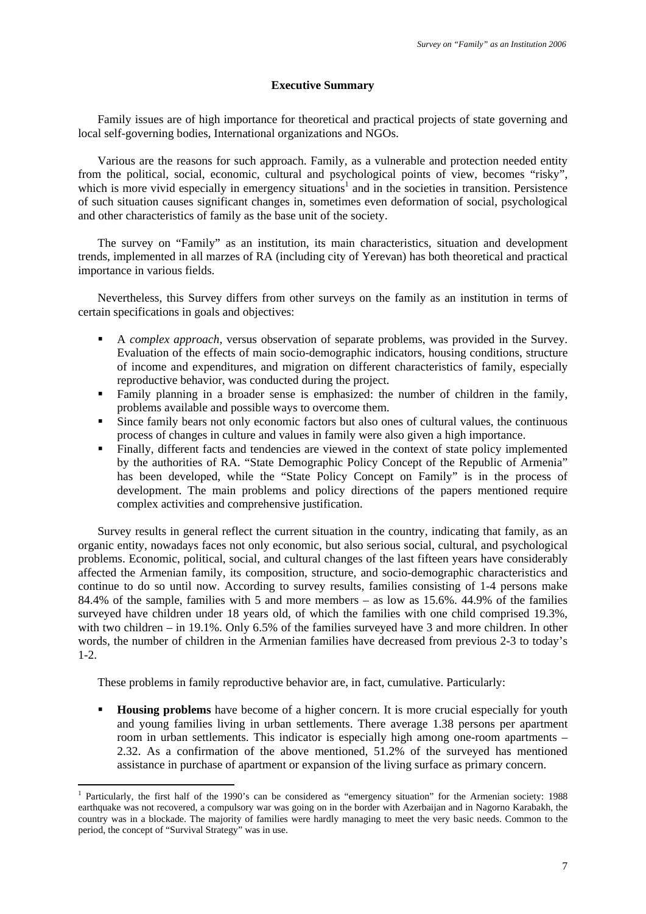## Executive Summary

Family issues are of high importance for theoretical and practical projects of state governing and local self-governing bodies, International organizations and NGOs.

Various are the reasons for such approach. Family, as a vulnerable and protection needed entity from the political, social, economic, cultural and psychological points of view, becomes "risky", which is more vivid especially in emergency situations[1] and in the societies in transition. Persistence of such situation causes significant changes in, sometimes even deformation of social, psychological and other characteristics of family as the base unit of the society.

The survey on "Family" as an institution, its main characteristics, situation and development trends, implemented in all marzes of RA (including city of Yerevan) has both theoretical and practical importance in various fields.

Nevertheless, this Survey differs from other surveys on the family as an institution in terms of certain specifications in goals and objectives:

- A *complex approach*, versus observation of separate problems, was provided in the Survey. Evaluation of the effects of main socio-demographic indicators, housing conditions, structure of income and expenditures, and migration on different characteristics of family, especially reproductive behavior, was conducted during the project.
- Family planning in a broader sense is emphasized: the number of children in the family, problems available and possible ways to overcome them.
- Since family bears not only economic factors but also ones of cultural values, the continuous process of changes in culture and values in family were also given a high importance.
- Finally, different facts and tendencies are viewed in the context of state policy implemented by the authorities of RA. "State Demographic Policy Concept of the Republic of Armenia" has been developed, while the "State Policy Concept on Family" is in the process of development. The main problems and policy directions of the papers mentioned require complex activities and comprehensive justification.

Survey results in general reflect the current situation in the country, indicating that family, as an organic entity, nowadays faces not only economic, but also serious social, cultural, and psychological problems. Economic, political, social, and cultural changes of the last fifteen years have considerably affected the Armenian family, its composition, structure, and socio-demographic characteristics and continue to do so until now. According to survey results, families consisting of 1-4 persons make 84.4% of the sample, families with 5 and more members – as low as 15.6%. 44.9% of the families surveyed have children under 18 years old, of which the families with one child comprised 19.3%, with two children – in 19.1%. Only 6.5% of the families surveyed have 3 and more children. In other words, the number of children in the Armenian families have decreased from previous 2-3 to today's 1-2.

These problems in family reproductive behavior are, in fact, cumulative. Particularly:

- **Housing problems** have become of a higher concern. It is more crucial especially for youth and young families living in urban settlements. There average 1.38 persons per apartment room in urban settlements. This indicator is especially high among one-room apartments – 2.32. As a confirmation of the above mentioned, 51.2% of the surveyed has mentioned assistance in purchase of apartment or expansion of the living surface as primary concern.

---

[1] Particularly, the first half of the 1990's can be considered as "emergency situation" for the Armenian society: 1988 earthquake was not recovered, a compulsory war was going on in the border with Azerbaijan and in Nagorno Karabakh, the country was in a blockade. The majority of families were hardly managing to meet the very basic needs. Common to the period, the concept of "Survival Strategy" was in use.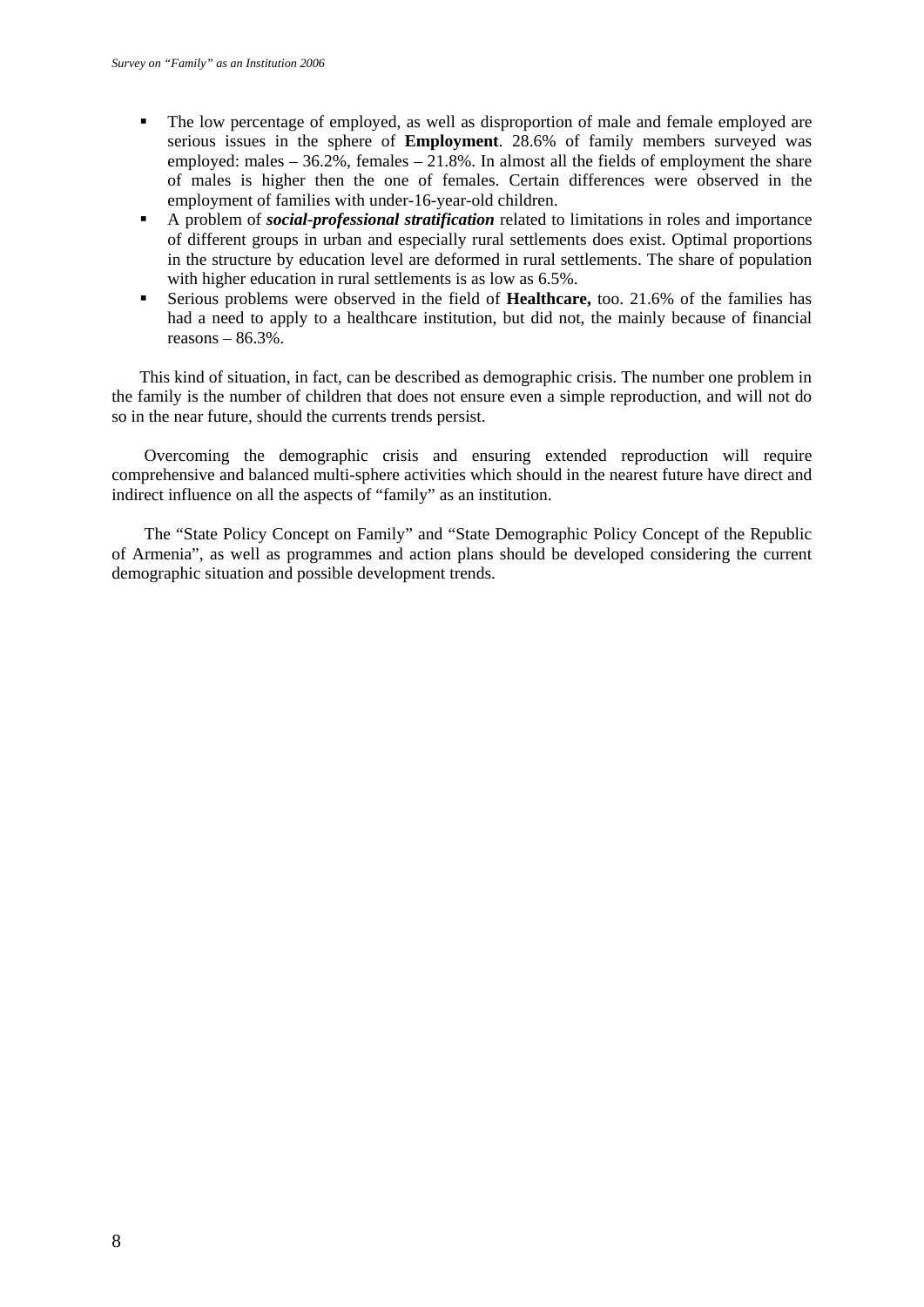- The low percentage of employed, as well as disproportion of male and female employed are serious issues in the sphere of **Employment**. 28.6% of family members surveyed was employed: males – 36.2%, females – 21.8%. In almost all the fields of employment the share of males is higher then the one of females. Certain differences were observed in the employment of families with under-16-year-old children.
- A problem of ***social-professional stratification*** related to limitations in roles and importance of different groups in urban and especially rural settlements does exist. Optimal proportions in the structure by education level are deformed in rural settlements. The share of population with higher education in rural settlements is as low as 6.5%.
- Serious problems were observed in the field of **Healthcare,** too. 21.6% of the families has had a need to apply to a healthcare institution, but did not, the mainly because of financial reasons – 86.3%.

This kind of situation, in fact, can be described as demographic crisis. The number one problem in the family is the number of children that does not ensure even a simple reproduction, and will not do so in the near future, should the currents trends persist.

Overcoming the demographic crisis and ensuring extended reproduction will require comprehensive and balanced multi-sphere activities which should in the nearest future have direct and indirect influence on all the aspects of "family" as an institution.

The "State Policy Concept on Family" and "State Demographic Policy Concept of the Republic of Armenia", as well as programmes and action plans should be developed considering the current demographic situation and possible development trends.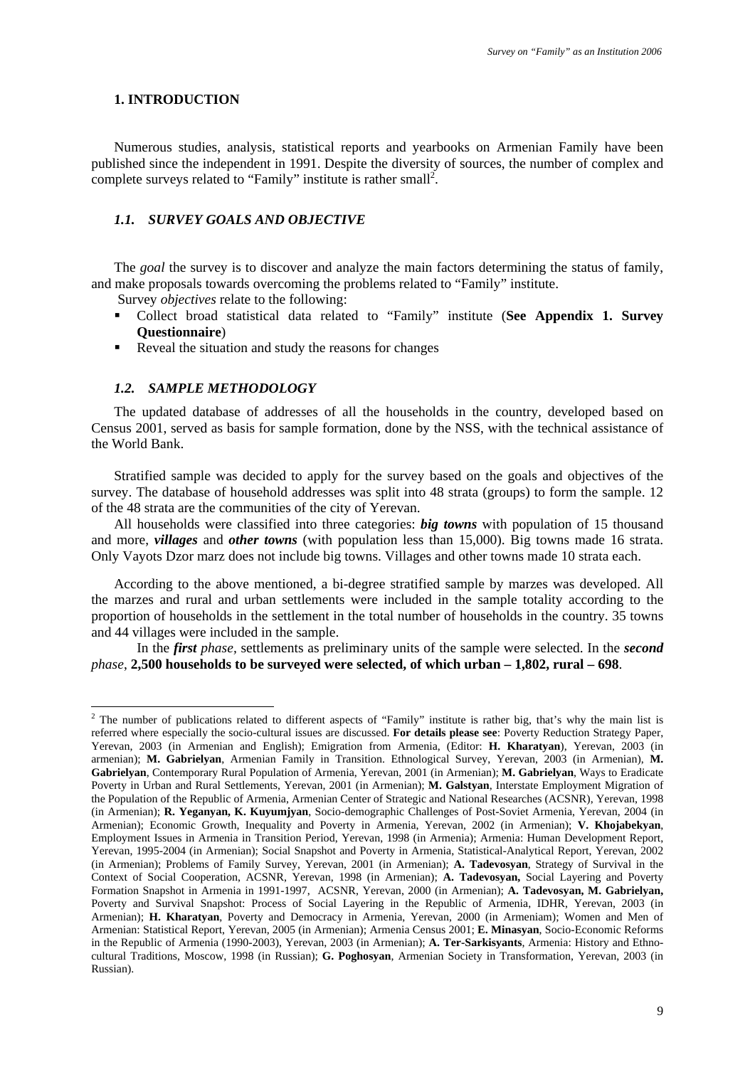## 1. INTRODUCTION

Numerous studies, analysis, statistical reports and yearbooks on Armenian Family have been published since the independent in 1991. Despite the diversity of sources, the number of complex and complete surveys related to "Family" institute is rather small[2].

### *1.1. SURVEY GOALS AND OBJECTIVE*

The *goal* the survey is to discover and analyze the main factors determining the status of family, and make proposals towards overcoming the problems related to "Family" institute.

Survey *objectives* relate to the following:

- Collect broad statistical data related to "Family" institute (**See Appendix 1. Survey Questionnaire**)
- Reveal the situation and study the reasons for changes

### *1.2. SAMPLE METHODOLOGY*

The updated database of addresses of all the households in the country, developed based on Census 2001, served as basis for sample formation, done by the NSS, with the technical assistance of the World Bank.

Stratified sample was decided to apply for the survey based on the goals and objectives of the survey. The database of household addresses was split into 48 strata (groups) to form the sample. 12 of the 48 strata are the communities of the city of Yerevan.

All households were classified into three categories: ***big towns*** with population of 15 thousand and more, ***villages*** and ***other towns*** (with population less than 15,000). Big towns made 16 strata. Only Vayots Dzor marz does not include big towns. Villages and other towns made 10 strata each.

According to the above mentioned, a bi-degree stratified sample by marzes was developed. All the marzes and rural and urban settlements were included in the sample totality according to the proportion of households in the settlement in the total number of households in the country. 35 towns and 44 villages were included in the sample.

In the ***first*** *phase*, settlements as preliminary units of the sample were selected. In the ***second*** *phase*, **2,500 households to be surveyed were selected, of which urban – 1,802, rural – 698**.

---

[2] The number of publications related to different aspects of "Family" institute is rather big, that's why the main list is referred where especially the socio-cultural issues are discussed. **For details please see**: Poverty Reduction Strategy Paper, Yerevan, 2003 (in Armenian and English); Emigration from Armenia, (Editor: **H. Kharatyan**), Yerevan, 2003 (in armenian); **M. Gabrielyan**, Armenian Family in Transition. Ethnological Survey, Yerevan, 2003 (in Armenian), **M. Gabrielyan**, Contemporary Rural Population of Armenia, Yerevan, 2001 (in Armenian); **M. Gabrielyan**, Ways to Eradicate Poverty in Urban and Rural Settlements, Yerevan, 2001 (in Armenian); **M. Galstyan**, Interstate Employment Migration of the Population of the Republic of Armenia, Armenian Center of Strategic and National Researches (ACSNR), Yerevan, 1998 (in Armenian); **R. Yeganyan, K. Kuyumjyan**, Socio-demographic Challenges of Post-Soviet Armenia, Yerevan, 2004 (in Armenian); Economic Growth, Inequality and Poverty in Armenia, Yerevan, 2002 (in Armenian); **V. Khojabekyan**, Employment Issues in Armenia in Transition Period, Yerevan, 1998 (in Armenia); Armenia: Human Development Report, Yerevan, 1995-2004 (in Armenian); Social Snapshot and Poverty in Armenia, Statistical-Analytical Report, Yerevan, 2002 (in Armenian); Problems of Family Survey, Yerevan, 2001 (in Armenian); **A. Tadevosyan**, Strategy of Survival in the Context of Social Cooperation, ACSNR, Yerevan, 1998 (in Armenian); **A. Tadevosyan,** Social Layering and Poverty Formation Snapshot in Armenia in 1991-1997, ACSNR, Yerevan, 2000 (in Armenian); **A. Tadevosyan, M. Gabrielyan,** Poverty and Survival Snapshot: Process of Social Layering in the Republic of Armenia, IDHR, Yerevan, 2003 (in Armenian); **H. Kharatyan**, Poverty and Democracy in Armenia, Yerevan, 2000 (in Armeniam); Women and Men of Armenian: Statistical Report, Yerevan, 2005 (in Armenian); Armenia Census 2001; **E. Minasyan**, Socio-Economic Reforms in the Republic of Armenia (1990-2003), Yerevan, 2003 (in Armenian); **A. Ter-Sarkisyants**, Armenia: History and Ethno-cultural Traditions, Moscow, 1998 (in Russian); **G. Poghosyan**, Armenian Society in Transformation, Yerevan, 2003 (in Russian).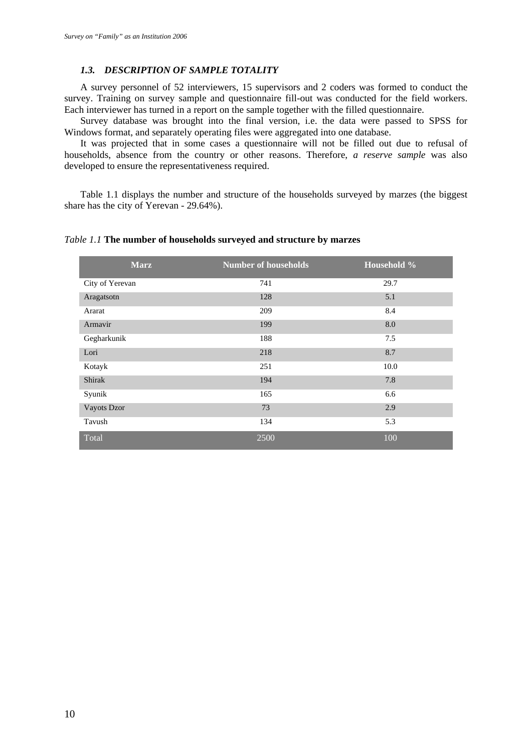### *1.3. DESCRIPTION OF SAMPLE TOTALITY*

A survey personnel of 52 interviewers, 15 supervisors and 2 coders was formed to conduct the survey. Training on survey sample and questionnaire fill-out was conducted for the field workers. Each interviewer has turned in a report on the sample together with the filled questionnaire.

Survey database was brought into the final version, i.e. the data were passed to SPSS for Windows format, and separately operating files were aggregated into one database.

It was projected that in some cases a questionnaire will not be filled out due to refusal of households, absence from the country or other reasons. Therefore, *a reserve sample* was also developed to ensure the representativeness required.

Table 1.1 displays the number and structure of the households surveyed by marzes (the biggest share has the city of Yerevan - 29.64%).

*Table 1.1* **The number of households surveyed and structure by marzes**

| Marz | Number of households | Household % |
|---|---|---|
| City of Yerevan | 741 | 29.7 |
| Aragatsotn | 128 | 5.1 |
| Ararat | 209 | 8.4 |
| Armavir | 199 | 8.0 |
| Gegharkunik | 188 | 7.5 |
| Lori | 218 | 8.7 |
| Kotayk | 251 | 10.0 |
| Shirak | 194 | 7.8 |
| Syunik | 165 | 6.6 |
| Vayots Dzor | 73 | 2.9 |
| Tavush | 134 | 5.3 |
| Total | 2500 | 100 |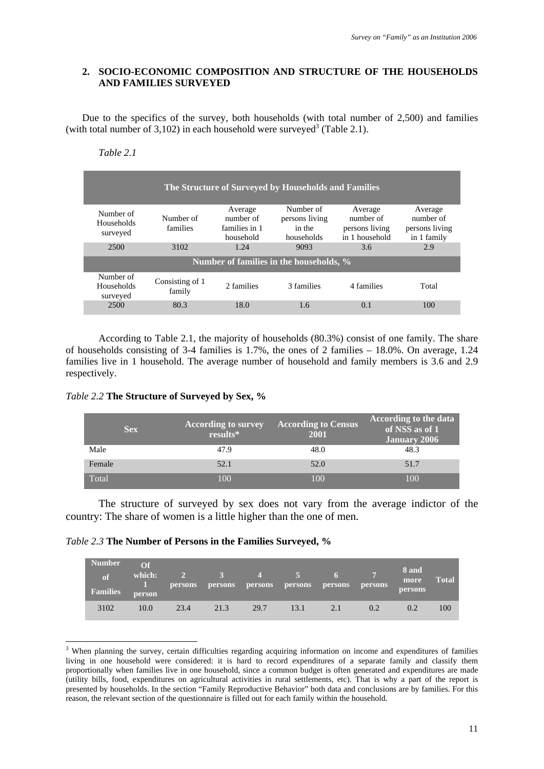## 2. SOCIO-ECONOMIC COMPOSITION AND STRUCTURE OF THE HOUSEHOLDS AND FAMILIES SURVEYED

Due to the specifics of the survey, both households (with total number of 2,500) and families (with total number of 3,102) in each household were surveyed[3] (Table 2.1).

*Table 2.1*

| The Structure of Surveyed by Households and Families | | | | | |
|---|---|---|---|---|---|
| Number of Households surveyed | Number of families | Average number of families in 1 household | Number of persons living in the households | Average number of persons living in 1 household | Average number of persons living in 1 family |
| 2500 | 3102 | 1.24 | 9093 | 3.6 | 2.9 |
| **Number of families in the households, %** | | | | | |
| Number of Households surveyed | Consisting of 1 family | 2 families | 3 families | 4 families | Total |
| 2500 | 80.3 | 18.0 | 1.6 | 0.1 | 100 |

According to Table 2.1, the majority of households (80.3%) consist of one family. The share of households consisting of 3-4 families is 1.7%, the ones of 2 families – 18.0%. On average, 1.24 families live in 1 household. The average number of household and family members is 3.6 and 2.9 respectively.

*Table 2.2* **The Structure of Surveyed by Sex, %**

| Sex | According to survey results* | According to Census 2001 | According to the data of NSS as of 1 January 2006 |
|---|---|---|---|
| Male | 47.9 | 48.0 | 48.3 |
| Female | 52.1 | 52.0 | 51.7 |
| Total | 100 | 100 | 100 |

The structure of surveyed by sex does not vary from the average indictor of the country: The share of women is a little higher than the one of men.

*Table 2.3* **The Number of Persons in the Families Surveyed, %**

| Number of Families | Of which: 1 person | 2 persons | 3 persons | 4 persons | 5 persons | 6 persons | 7 persons | 8 and more persons | Total |
|---|---|---|---|---|---|---|---|---|---|
| 3102 | 10.0 | 23.4 | 21.3 | 29.7 | 13.1 | 2.1 | 0.2 | 0.2 | 100 |

[3] When planning the survey, certain difficulties regarding acquiring information on income and expenditures of families living in one household were considered: it is hard to record expenditures of a separate family and classify them proportionally when families live in one household, since a common budget is often generated and expenditures are made (utility bills, food, expenditures on agricultural activities in rural settlements, etc). That is why a part of the report is presented by households. In the section "Family Reproductive Behavior" both data and conclusions are by families. For this reason, the relevant section of the questionnaire is filled out for each family within the household.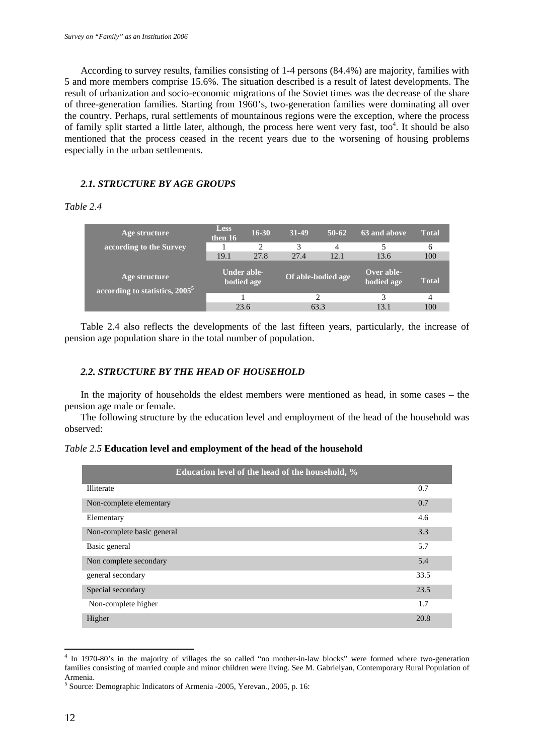According to survey results, families consisting of 1-4 persons (84.4%) are majority, families with 5 and more members comprise 15.6%. The situation described is a result of latest developments. The result of urbanization and socio-economic migrations of the Soviet times was the decrease of the share of three-generation families. Starting from 1960's, two-generation families were dominating all over the country. Perhaps, rural settlements of mountainous regions were the exception, where the process of family split started a little later, although, the process here went very fast, too[4]. It should be also mentioned that the process ceased in the recent years due to the worsening of housing problems especially in the urban settlements.

### *2.1. STRUCTURE BY AGE GROUPS*

*Table 2.4*

| Age structure according to the Survey | Less then 16 | 16-30 | 31-49 | 50-62 | 63 and above | Total |
|---|---|---|---|---|---|---|
| | 1 | 2 | 3 | 4 | 5 | 6 |
| | 19.1 | 27.8 | 27.4 | 12.1 | 13.6 | 100 |
| **Age structure according to statistics, 2005[5]** | **Under able-bodied age** | | **Of able-bodied age** | | **Over able-bodied age** | **Total** |
| | 1 | | 2 | | 3 | 4 |
| | 23.6 | | 63.3 | | 13.1 | 100 |

Table 2.4 also reflects the developments of the last fifteen years, particularly, the increase of pension age population share in the total number of population.

### *2.2. STRUCTURE BY THE HEAD OF HOUSEHOLD*

In the majority of households the eldest members were mentioned as head, in some cases – the pension age male or female.

The following structure by the education level and employment of the head of the household was observed:

*Table 2.5* **Education level and employment of the head of the household**

| Education level of the head of the household, % | |
|---|---|
| Illiterate | 0.7 |
| Non-complete elementary | 0.7 |
| Elementary | 4.6 |
| Non-complete basic general | 3.3 |
| Basic general | 5.7 |
| Non complete secondary | 5.4 |
| general secondary | 33.5 |
| Special secondary | 23.5 |
| Non-complete higher | 1.7 |
| Higher | 20.8 |

---

[4] In 1970-80's in the majority of villages the so called "no mother-in-law blocks" were formed where two-generation families consisting of married couple and minor children were living. See M. Gabrielyan, Contemporary Rural Population of Armenia.

[5] Source: Demographic Indicators of Armenia -2005, Yerevan., 2005, p. 16: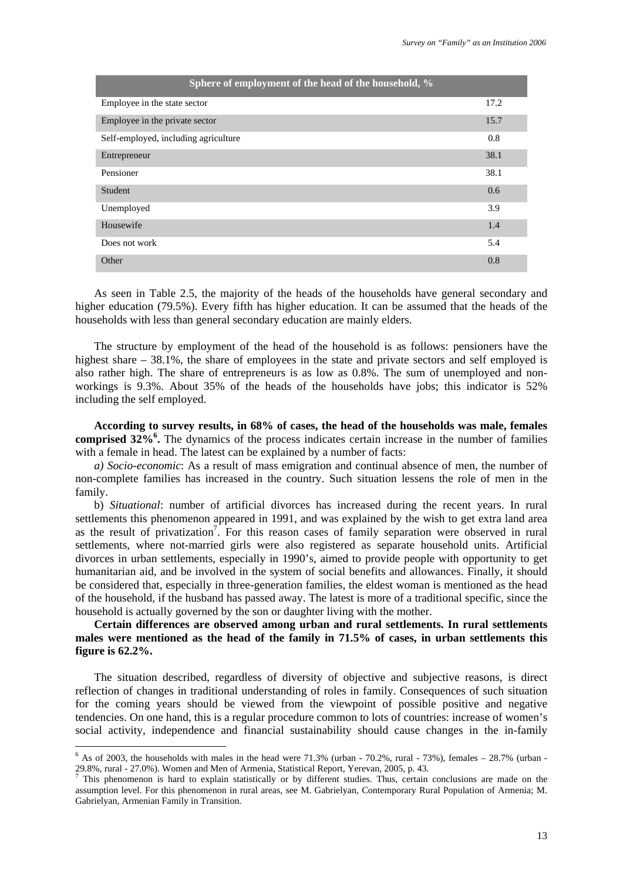| Sphere of employment of the head of the household, % | |
|---|---|
| Employee in the state sector | 17.2 |
| Employee in the private sector | 15.7 |
| Self-employed, including agriculture | 0.8 |
| Entrepreneur | 38.1 |
| Pensioner | 38.1 |
| Student | 0.6 |
| Unemployed | 3.9 |
| Housewife | 1.4 |
| Does not work | 5.4 |
| Other | 0.8 |

As seen in Table 2.5, the majority of the heads of the households have general secondary and higher education (79.5%). Every fifth has higher education. It can be assumed that the heads of the households with less than general secondary education are mainly elders.

The structure by employment of the head of the household is as follows: pensioners have the highest share – 38.1%, the share of employees in the state and private sectors and self employed is also rather high. The share of entrepreneurs is as low as 0.8%. The sum of unemployed and non-workings is 9.3%. About 35% of the heads of the households have jobs; this indicator is 52% including the self employed.

**According to survey results, in 68% of cases, the head of the households was male, females comprised 32%[6].** The dynamics of the process indicates certain increase in the number of families with a female in head. The latest can be explained by a number of facts:

*a) Socio-economic*: As a result of mass emigration and continual absence of men, the number of non-complete families has increased in the country. Such situation lessens the role of men in the family.

b) *Situational*: number of artificial divorces has increased during the recent years. In rural settlements this phenomenon appeared in 1991, and was explained by the wish to get extra land area as the result of privatization[7]. For this reason cases of family separation were observed in rural settlements, where not-married girls were also registered as separate household units. Artificial divorces in urban settlements, especially in 1990's, aimed to provide people with opportunity to get humanitarian aid, and be involved in the system of social benefits and allowances. Finally, it should be considered that, especially in three-generation families, the eldest woman is mentioned as the head of the household, if the husband has passed away. The latest is more of a traditional specific, since the household is actually governed by the son or daughter living with the mother.

**Certain differences are observed among urban and rural settlements. In rural settlements males were mentioned as the head of the family in 71.5% of cases, in urban settlements this figure is 62.2%.**

The situation described, regardless of diversity of objective and subjective reasons, is direct reflection of changes in traditional understanding of roles in family. Consequences of such situation for the coming years should be viewed from the viewpoint of possible positive and negative tendencies. On one hand, this is a regular procedure common to lots of countries: increase of women's social activity, independence and financial sustainability should cause changes in the in-family

---

[6] As of 2003, the households with males in the head were 71.3% (urban - 70.2%, rural - 73%), females – 28.7% (urban - 29.8%, rural - 27.0%). Women and Men of Armenia, Statistical Report, Yerevan, 2005, p. 43.

[7] This phenomenon is hard to explain statistically or by different studies. Thus, certain conclusions are made on the assumption level. For this phenomenon in rural areas, see M. Gabrielyan, Contemporary Rural Population of Armenia; M. Gabrielyan, Armenian Family in Transition.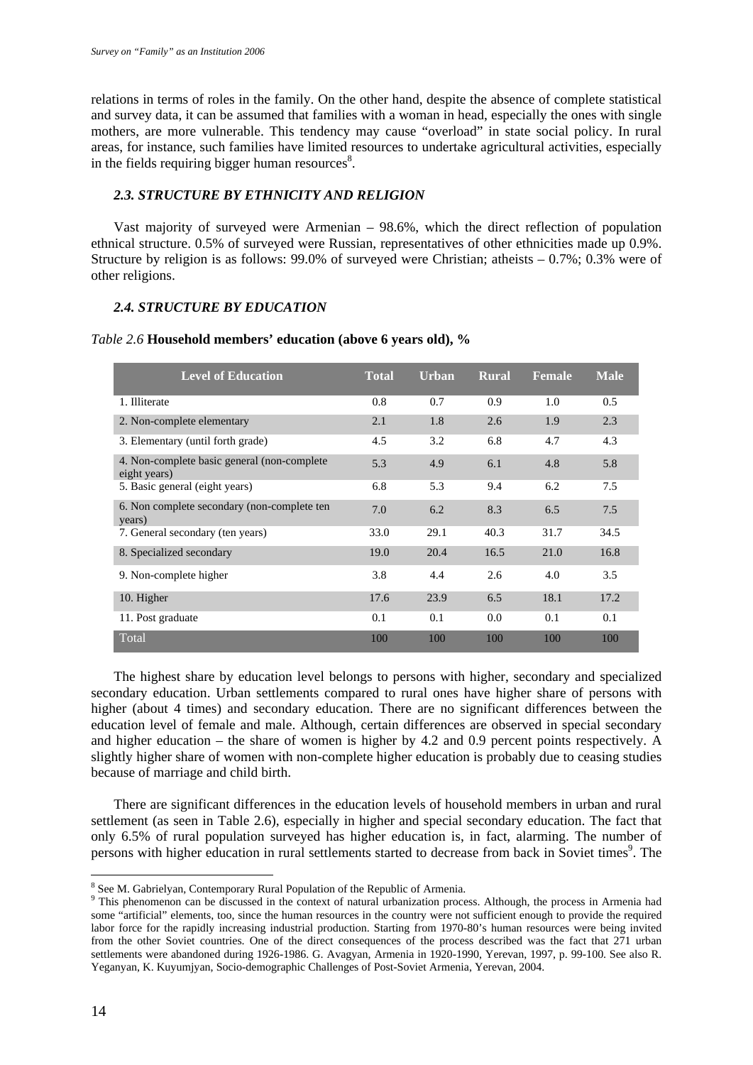relations in terms of roles in the family. On the other hand, despite the absence of complete statistical and survey data, it can be assumed that families with a woman in head, especially the ones with single mothers, are more vulnerable. This tendency may cause "overload" in state social policy. In rural areas, for instance, such families have limited resources to undertake agricultural activities, especially in the fields requiring bigger human resources[8].

### *2.3. STRUCTURE BY ETHNICITY AND RELIGION*

Vast majority of surveyed were Armenian – 98.6%, which the direct reflection of population ethnical structure. 0.5% of surveyed were Russian, representatives of other ethnicities made up 0.9%. Structure by religion is as follows: 99.0% of surveyed were Christian; atheists – 0.7%; 0.3% were of other religions.

### *2.4. STRUCTURE BY EDUCATION*

*Table 2.6* **Household members' education (above 6 years old), %**

| Level of Education | Total | Urban | Rural | Female | Male |
|---|---|---|---|---|---|
| 1. Illiterate | 0.8 | 0.7 | 0.9 | 1.0 | 0.5 |
| 2. Non-complete elementary | 2.1 | 1.8 | 2.6 | 1.9 | 2.3 |
| 3. Elementary (until forth grade) | 4.5 | 3.2 | 6.8 | 4.7 | 4.3 |
| 4. Non-complete basic general (non-complete eight years) | 5.3 | 4.9 | 6.1 | 4.8 | 5.8 |
| 5. Basic general (eight years) | 6.8 | 5.3 | 9.4 | 6.2 | 7.5 |
| 6. Non complete secondary (non-complete ten years) | 7.0 | 6.2 | 8.3 | 6.5 | 7.5 |
| 7. General secondary (ten years) | 33.0 | 29.1 | 40.3 | 31.7 | 34.5 |
| 8. Specialized secondary | 19.0 | 20.4 | 16.5 | 21.0 | 16.8 |
| 9. Non-complete higher | 3.8 | 4.4 | 2.6 | 4.0 | 3.5 |
| 10. Higher | 17.6 | 23.9 | 6.5 | 18.1 | 17.2 |
| 11. Post graduate | 0.1 | 0.1 | 0.0 | 0.1 | 0.1 |
| Total | 100 | 100 | 100 | 100 | 100 |

The highest share by education level belongs to persons with higher, secondary and specialized secondary education. Urban settlements compared to rural ones have higher share of persons with higher (about 4 times) and secondary education. There are no significant differences between the education level of female and male. Although, certain differences are observed in special secondary and higher education – the share of women is higher by 4.2 and 0.9 percent points respectively. A slightly higher share of women with non-complete higher education is probably due to ceasing studies because of marriage and child birth.

There are significant differences in the education levels of household members in urban and rural settlement (as seen in Table 2.6), especially in higher and special secondary education. The fact that only 6.5% of rural population surveyed has higher education is, in fact, alarming. The number of persons with higher education in rural settlements started to decrease from back in Soviet times[9]. The

---

[8] See M. Gabrielyan, Contemporary Rural Population of the Republic of Armenia.

[9] This phenomenon can be discussed in the context of natural urbanization process. Although, the process in Armenia had some "artificial" elements, too, since the human resources in the country were not sufficient enough to provide the required labor force for the rapidly increasing industrial production. Starting from 1970-80's human resources were being invited from the other Soviet countries. One of the direct consequences of the process described was the fact that 271 urban settlements were abandoned during 1926-1986. G. Avagyan, Armenia in 1920-1990, Yerevan, 1997, p. 99-100. See also R. Yeganyan, K. Kuyumjyan, Socio-demographic Challenges of Post-Soviet Armenia, Yerevan, 2004.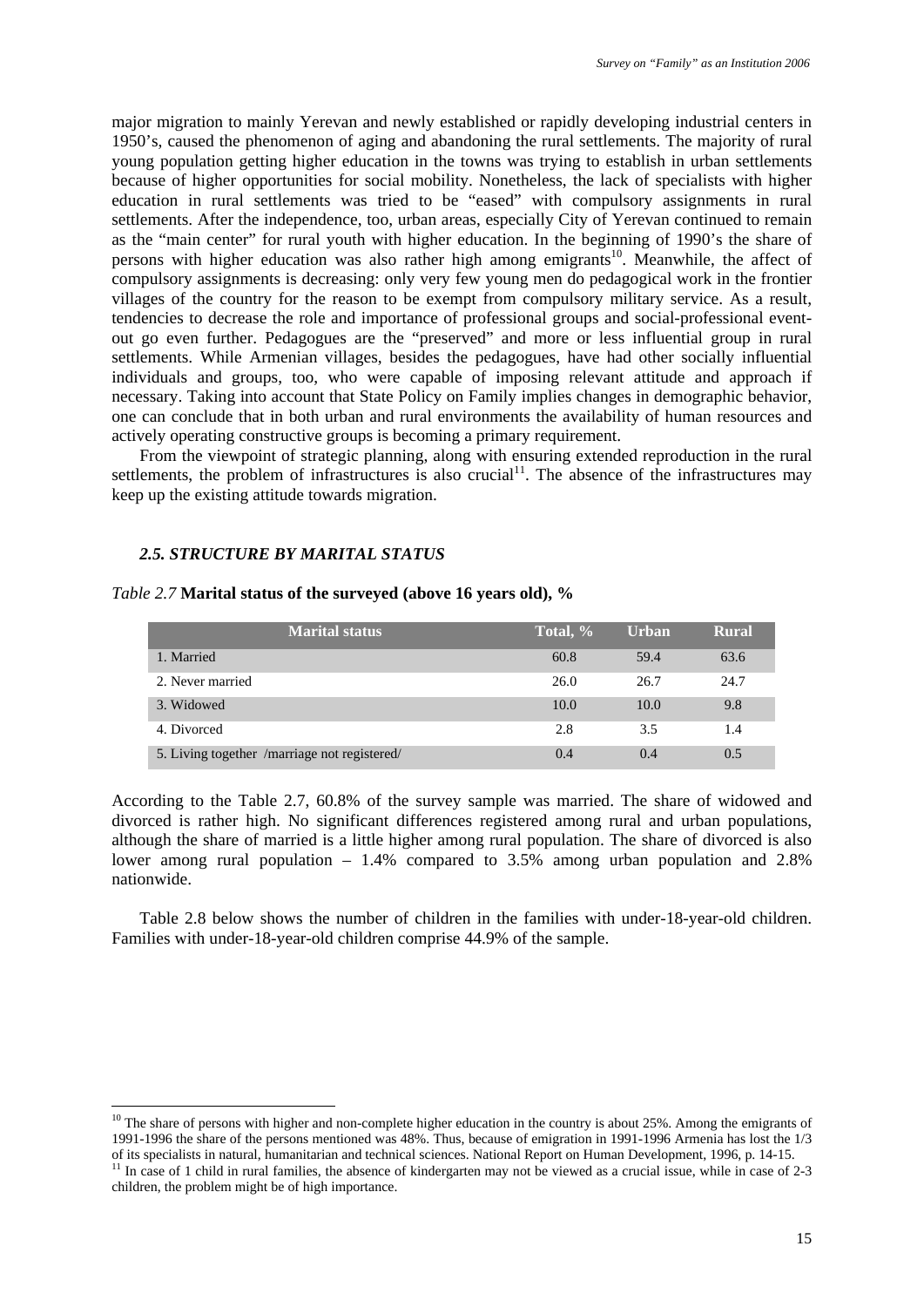major migration to mainly Yerevan and newly established or rapidly developing industrial centers in 1950's, caused the phenomenon of aging and abandoning the rural settlements. The majority of rural young population getting higher education in the towns was trying to establish in urban settlements because of higher opportunities for social mobility. Nonetheless, the lack of specialists with higher education in rural settlements was tried to be "eased" with compulsory assignments in rural settlements. After the independence, too, urban areas, especially City of Yerevan continued to remain as the "main center" for rural youth with higher education. In the beginning of 1990's the share of persons with higher education was also rather high among emigrants[10]. Meanwhile, the affect of compulsory assignments is decreasing: only very few young men do pedagogical work in the frontier villages of the country for the reason to be exempt from compulsory military service. As a result, tendencies to decrease the role and importance of professional groups and social-professional event-out go even further. Pedagogues are the "preserved" and more or less influential group in rural settlements. While Armenian villages, besides the pedagogues, have had other socially influential individuals and groups, too, who were capable of imposing relevant attitude and approach if necessary. Taking into account that State Policy on Family implies changes in demographic behavior, one can conclude that in both urban and rural environments the availability of human resources and actively operating constructive groups is becoming a primary requirement.

From the viewpoint of strategic planning, along with ensuring extended reproduction in the rural settlements, the problem of infrastructures is also crucial[11]. The absence of the infrastructures may keep up the existing attitude towards migration.

### *2.5. STRUCTURE BY MARITAL STATUS*

*Table 2.7* **Marital status of the surveyed (above 16 years old), %**

| Marital status | Total, % | Urban | Rural |
|---|---|---|---|
| 1. Married | 60.8 | 59.4 | 63.6 |
| 2. Never married | 26.0 | 26.7 | 24.7 |
| 3. Widowed | 10.0 | 10.0 | 9.8 |
| 4. Divorced | 2.8 | 3.5 | 1.4 |
| 5. Living together /marriage not registered/ | 0.4 | 0.4 | 0.5 |

According to the Table 2.7, 60.8% of the survey sample was married. The share of widowed and divorced is rather high. No significant differences registered among rural and urban populations, although the share of married is a little higher among rural population. The share of divorced is also lower among rural population – 1.4% compared to 3.5% among urban population and 2.8% nationwide.

Table 2.8 below shows the number of children in the families with under-18-year-old children. Families with under-18-year-old children comprise 44.9% of the sample.

---

[10] The share of persons with higher and non-complete higher education in the country is about 25%. Among the emigrants of 1991-1996 the share of the persons mentioned was 48%. Thus, because of emigration in 1991-1996 Armenia has lost the 1/3 of its specialists in natural, humanitarian and technical sciences. National Report on Human Development, 1996, p. 14-15.

[11] In case of 1 child in rural families, the absence of kindergarten may not be viewed as a crucial issue, while in case of 2-3 children, the problem might be of high importance.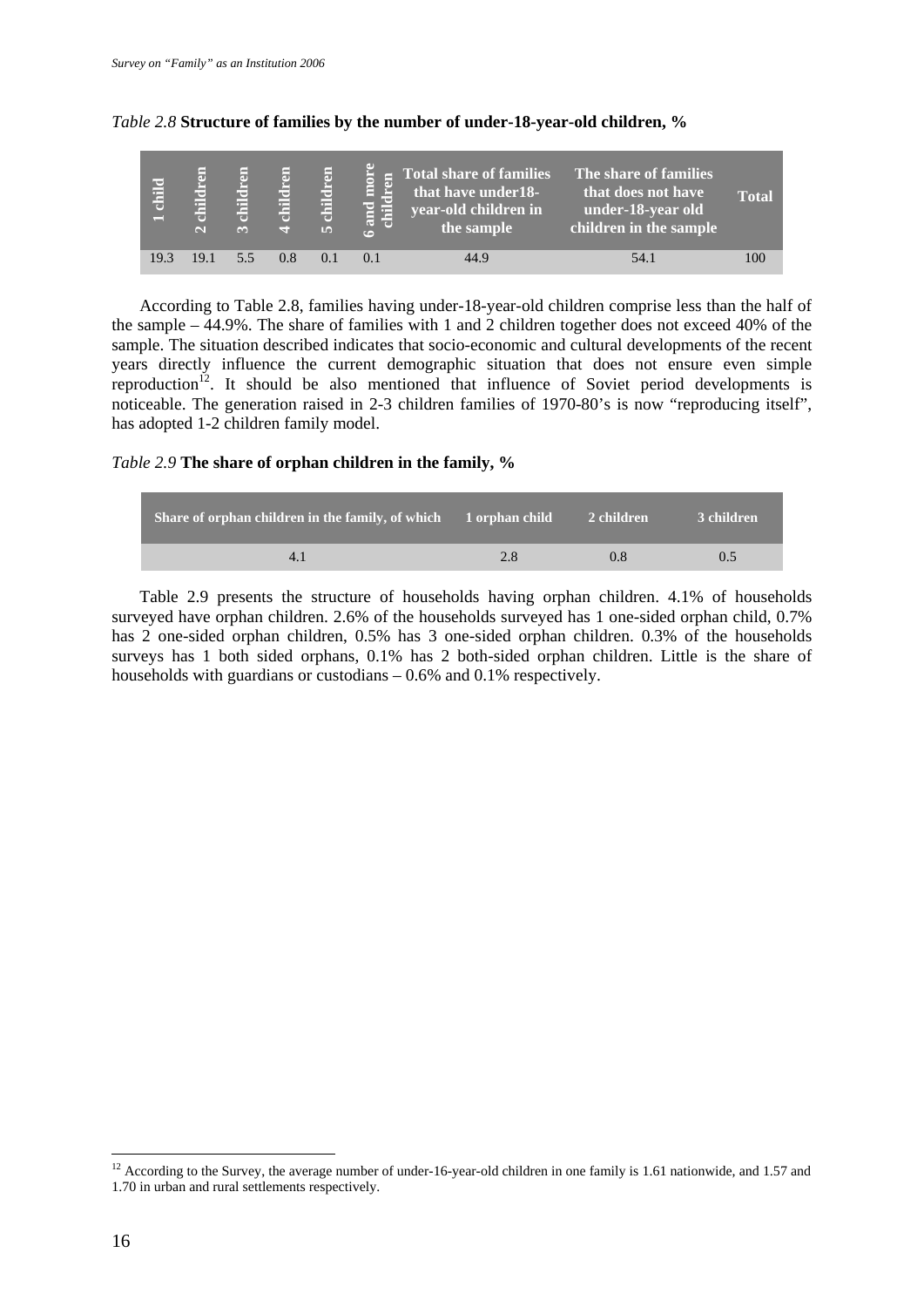*Table 2.8* **Structure of families by the number of under-18-year-old children, %**

| 1 child | 2 children | 3 children | 4 children | 5 children | 6 and more children | Total share of families that have under18-year-old children in the sample | The share of families that does not have under-18-year old children in the sample | Total |
|---|---|---|---|---|---|---|---|---|
| 19.3 | 19.1 | 5.5 | 0.8 | 0.1 | 0.1 | 44.9 | 54.1 | 100 |

According to Table 2.8, families having under-18-year-old children comprise less than the half of the sample – 44.9%. The share of families with 1 and 2 children together does not exceed 40% of the sample. The situation described indicates that socio-economic and cultural developments of the recent years directly influence the current demographic situation that does not ensure even simple reproduction[12]. It should be also mentioned that influence of Soviet period developments is noticeable. The generation raised in 2-3 children families of 1970-80's is now "reproducing itself", has adopted 1-2 children family model.

*Table 2.9* **The share of orphan children in the family, %**

| Share of orphan children in the family, of which | 1 orphan child | 2 children | 3 children |
|---|---|---|---|
| 4.1 | 2.8 | 0.8 | 0.5 |

Table 2.9 presents the structure of households having orphan children. 4.1% of households surveyed have orphan children. 2.6% of the households surveyed has 1 one-sided orphan child, 0.7% has 2 one-sided orphan children, 0.5% has 3 one-sided orphan children. 0.3% of the households surveys has 1 both sided orphans, 0.1% has 2 both-sided orphan children. Little is the share of households with guardians or custodians – 0.6% and 0.1% respectively.

[12] According to the Survey, the average number of under-16-year-old children in one family is 1.61 nationwide, and 1.57 and 1.70 in urban and rural settlements respectively.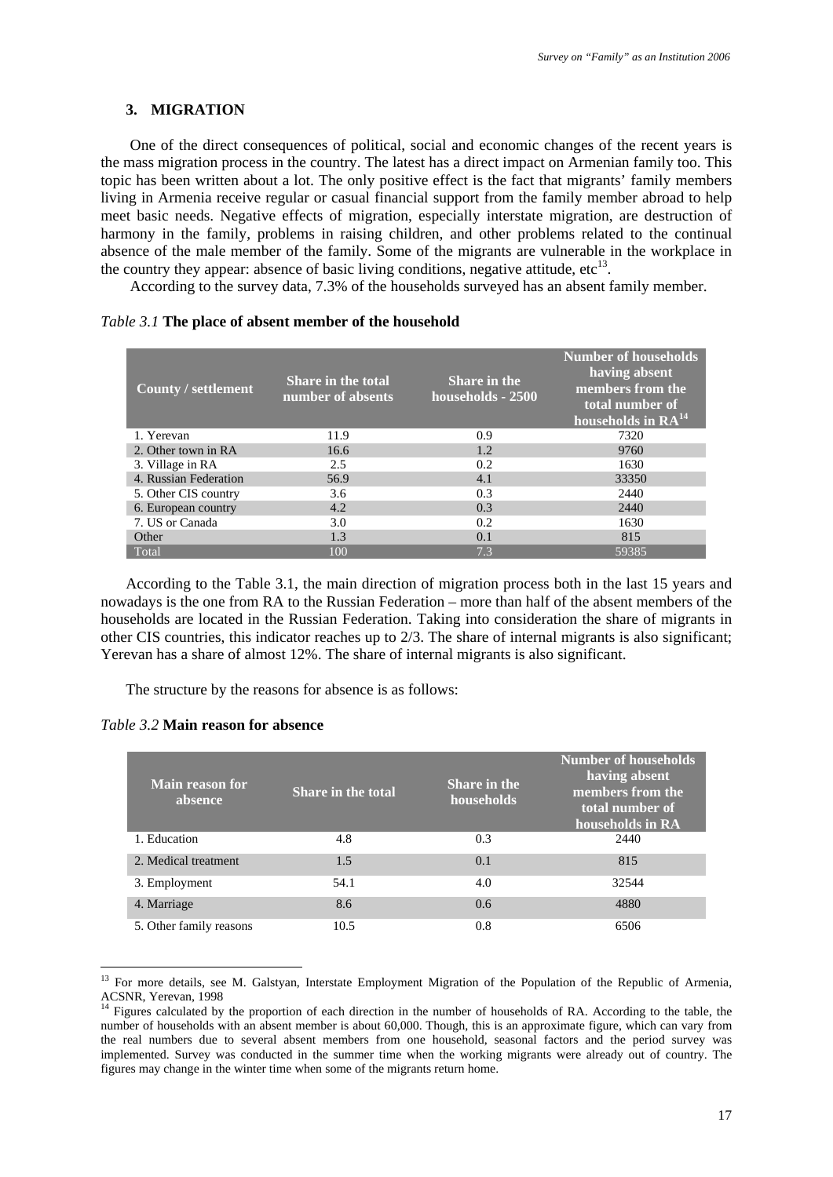## 3. MIGRATION

One of the direct consequences of political, social and economic changes of the recent years is the mass migration process in the country. The latest has a direct impact on Armenian family too. This topic has been written about a lot. The only positive effect is the fact that migrants' family members living in Armenia receive regular or casual financial support from the family member abroad to help meet basic needs. Negative effects of migration, especially interstate migration, are destruction of harmony in the family, problems in raising children, and other problems related to the continual absence of the male member of the family. Some of the migrants are vulnerable in the workplace in the country they appear: absence of basic living conditions, negative attitude, etc[13].

According to the survey data, 7.3% of the households surveyed has an absent family member.

*Table 3.1* **The place of absent member of the household**

| County / settlement | Share in the total number of absents | Share in the households - 2500 | Number of households having absent members from the total number of households in RA[14] |
|---|---|---|---|
| 1. Yerevan | 11.9 | 0.9 | 7320 |
| 2. Other town in RA | 16.6 | 1.2 | 9760 |
| 3. Village in RA | 2.5 | 0.2 | 1630 |
| 4. Russian Federation | 56.9 | 4.1 | 33350 |
| 5. Other CIS country | 3.6 | 0.3 | 2440 |
| 6. European country | 4.2 | 0.3 | 2440 |
| 7. US or Canada | 3.0 | 0.2 | 1630 |
| Other | 1.3 | 0.1 | 815 |
| Total | 100 | 7.3 | 59385 |

According to the Table 3.1, the main direction of migration process both in the last 15 years and nowadays is the one from RA to the Russian Federation – more than half of the absent members of the households are located in the Russian Federation. Taking into consideration the share of migrants in other CIS countries, this indicator reaches up to 2/3. The share of internal migrants is also significant; Yerevan has a share of almost 12%. The share of internal migrants is also significant.

The structure by the reasons for absence is as follows:

*Table 3.2* **Main reason for absence**

| Main reason for absence | Share in the total | Share in the households | Number of households having absent members from the total number of households in RA |
|---|---|---|---|
| 1. Education | 4.8 | 0.3 | 2440 |
| 2. Medical treatment | 1.5 | 0.1 | 815 |
| 3. Employment | 54.1 | 4.0 | 32544 |
| 4. Marriage | 8.6 | 0.6 | 4880 |
| 5. Other family reasons | 10.5 | 0.8 | 6506 |

[13] For more details, see M. Galstyan, Interstate Employment Migration of the Population of the Republic of Armenia, ACSNR, Yerevan, 1998

[14] Figures calculated by the proportion of each direction in the number of households of RA. According to the table, the number of households with an absent member is about 60,000. Though, this is an approximate figure, which can vary from the real numbers due to several absent members from one household, seasonal factors and the period survey was implemented. Survey was conducted in the summer time when the working migrants were already out of country. The figures may change in the winter time when some of the migrants return home.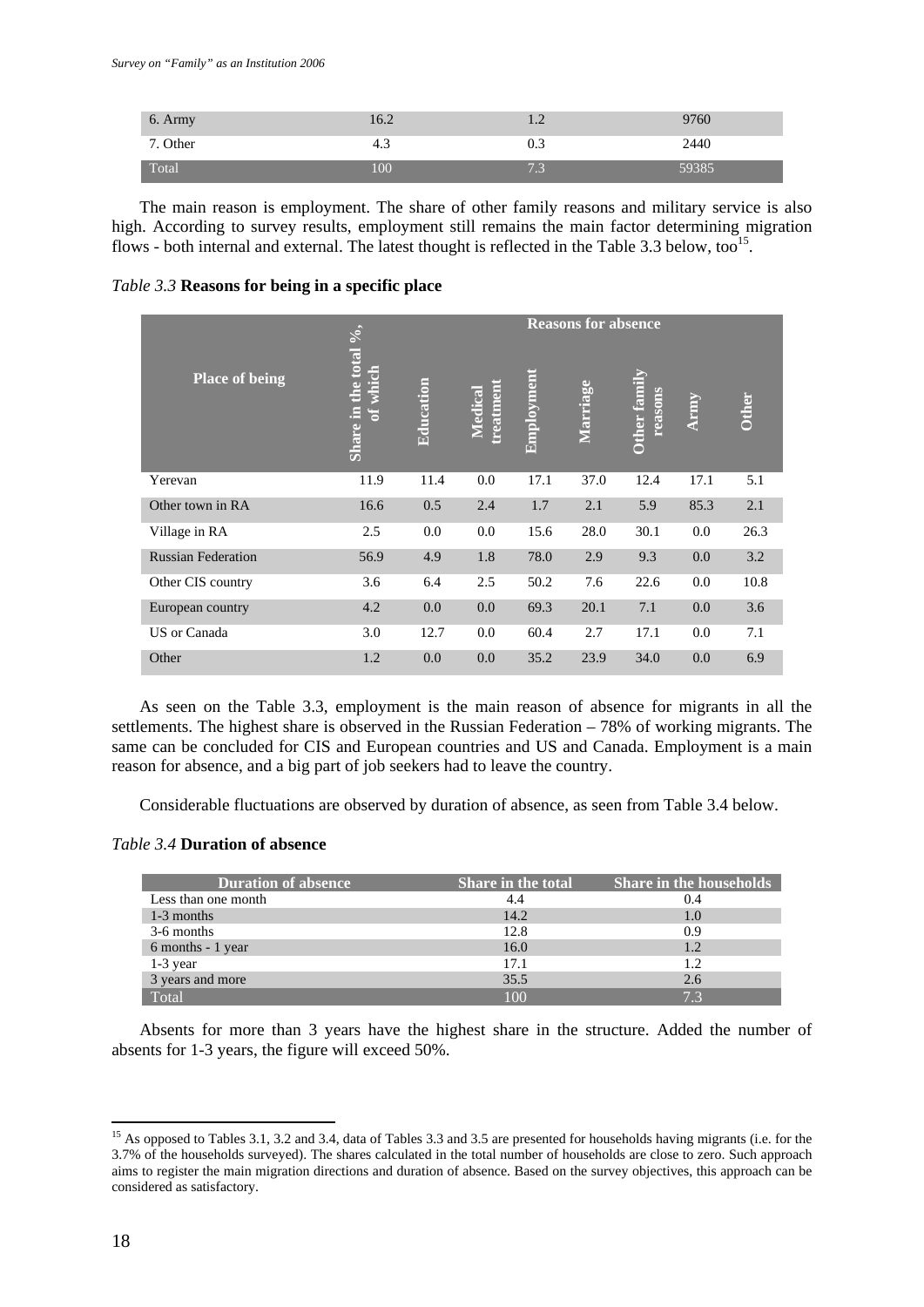| 6. Army | 16.2 | 1.2 | 9760 |
|---|---|---|---|
| 7. Other | 4.3 | 0.3 | 2440 |
| Total | 100 | 7.3 | 59385 |

The main reason is employment. The share of other family reasons and military service is also high. According to survey results, employment still remains the main factor determining migration flows - both internal and external. The latest thought is reflected in the Table 3.3 below, too[15].

*Table 3.3* **Reasons for being in a specific place**

| Place of being | Share in the total %, of which | Reasons for absence | | | | | | |
|---|---|---|---|---|---|---|---|---|
| | | Education | Medical treatment | Employment | Marriage | Other family reasons | Army | Other |
| Yerevan | 11.9 | 11.4 | 0.0 | 17.1 | 37.0 | 12.4 | 17.1 | 5.1 |
| Other town in RA | 16.6 | 0.5 | 2.4 | 1.7 | 2.1 | 5.9 | 85.3 | 2.1 |
| Village in RA | 2.5 | 0.0 | 0.0 | 15.6 | 28.0 | 30.1 | 0.0 | 26.3 |
| Russian Federation | 56.9 | 4.9 | 1.8 | 78.0 | 2.9 | 9.3 | 0.0 | 3.2 |
| Other CIS country | 3.6 | 6.4 | 2.5 | 50.2 | 7.6 | 22.6 | 0.0 | 10.8 |
| European country | 4.2 | 0.0 | 0.0 | 69.3 | 20.1 | 7.1 | 0.0 | 3.6 |
| US or Canada | 3.0 | 12.7 | 0.0 | 60.4 | 2.7 | 17.1 | 0.0 | 7.1 |
| Other | 1.2 | 0.0 | 0.0 | 35.2 | 23.9 | 34.0 | 0.0 | 6.9 |

As seen on the Table 3.3, employment is the main reason of absence for migrants in all the settlements. The highest share is observed in the Russian Federation – 78% of working migrants. The same can be concluded for CIS and European countries and US and Canada. Employment is a main reason for absence, and a big part of job seekers had to leave the country.

Considerable fluctuations are observed by duration of absence, as seen from Table 3.4 below.

*Table 3.4* **Duration of absence**

| Duration of absence | Share in the total | Share in the households |
|---|---|---|
| Less than one month | 4.4 | 0.4 |
| 1-3 months | 14.2 | 1.0 |
| 3-6 months | 12.8 | 0.9 |
| 6 months - 1 year | 16.0 | 1.2 |
| 1-3 year | 17.1 | 1.2 |
| 3 years and more | 35.5 | 2.6 |
| Total | 100 | 7.3 |

Absents for more than 3 years have the highest share in the structure. Added the number of absents for 1-3 years, the figure will exceed 50%.

[15] As opposed to Tables 3.1, 3.2 and 3.4, data of Tables 3.3 and 3.5 are presented for households having migrants (i.e. for the 3.7% of the households surveyed). The shares calculated in the total number of households are close to zero. Such approach aims to register the main migration directions and duration of absence. Based on the survey objectives, this approach can be considered as satisfactory.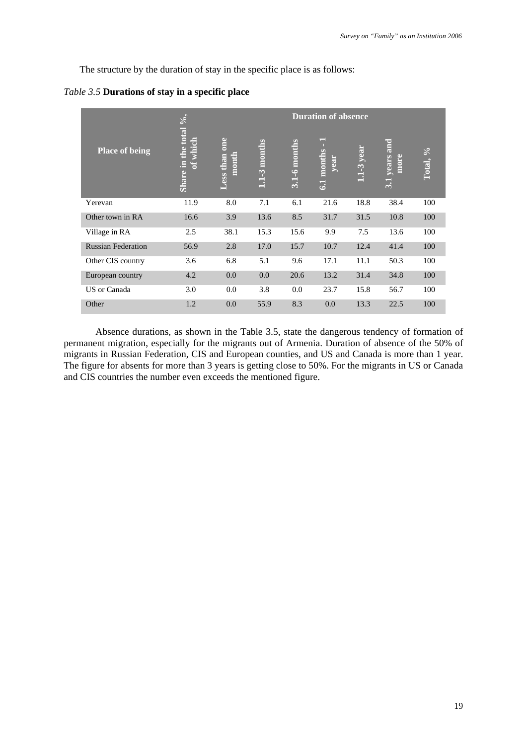The structure by the duration of stay in the specific place is as follows:

*Table 3.5* **Durations of stay in a specific place**

| Place of being | Share in the total %, of which | Duration of absence | | | | | | |
|---|---|---|---|---|---|---|---|---|
| | | Less than one month | 1.1-3 months | 3.1-6 months | 6.1 months - 1 year | 1.1-3 year | 3.1 years and more | Total, % |
| Yerevan | 11.9 | 8.0 | 7.1 | 6.1 | 21.6 | 18.8 | 38.4 | 100 |
| Other town in RA | 16.6 | 3.9 | 13.6 | 8.5 | 31.7 | 31.5 | 10.8 | 100 |
| Village in RA | 2.5 | 38.1 | 15.3 | 15.6 | 9.9 | 7.5 | 13.6 | 100 |
| Russian Federation | 56.9 | 2.8 | 17.0 | 15.7 | 10.7 | 12.4 | 41.4 | 100 |
| Other CIS country | 3.6 | 6.8 | 5.1 | 9.6 | 17.1 | 11.1 | 50.3 | 100 |
| European country | 4.2 | 0.0 | 0.0 | 20.6 | 13.2 | 31.4 | 34.8 | 100 |
| US or Canada | 3.0 | 0.0 | 3.8 | 0.0 | 23.7 | 15.8 | 56.7 | 100 |
| Other | 1.2 | 0.0 | 55.9 | 8.3 | 0.0 | 13.3 | 22.5 | 100 |

Absence durations, as shown in the Table 3.5, state the dangerous tendency of formation of permanent migration, especially for the migrants out of Armenia. Duration of absence of the 50% of migrants in Russian Federation, CIS and European counties, and US and Canada is more than 1 year. The figure for absents for more than 3 years is getting close to 50%. For the migrants in US or Canada and CIS countries the number even exceeds the mentioned figure.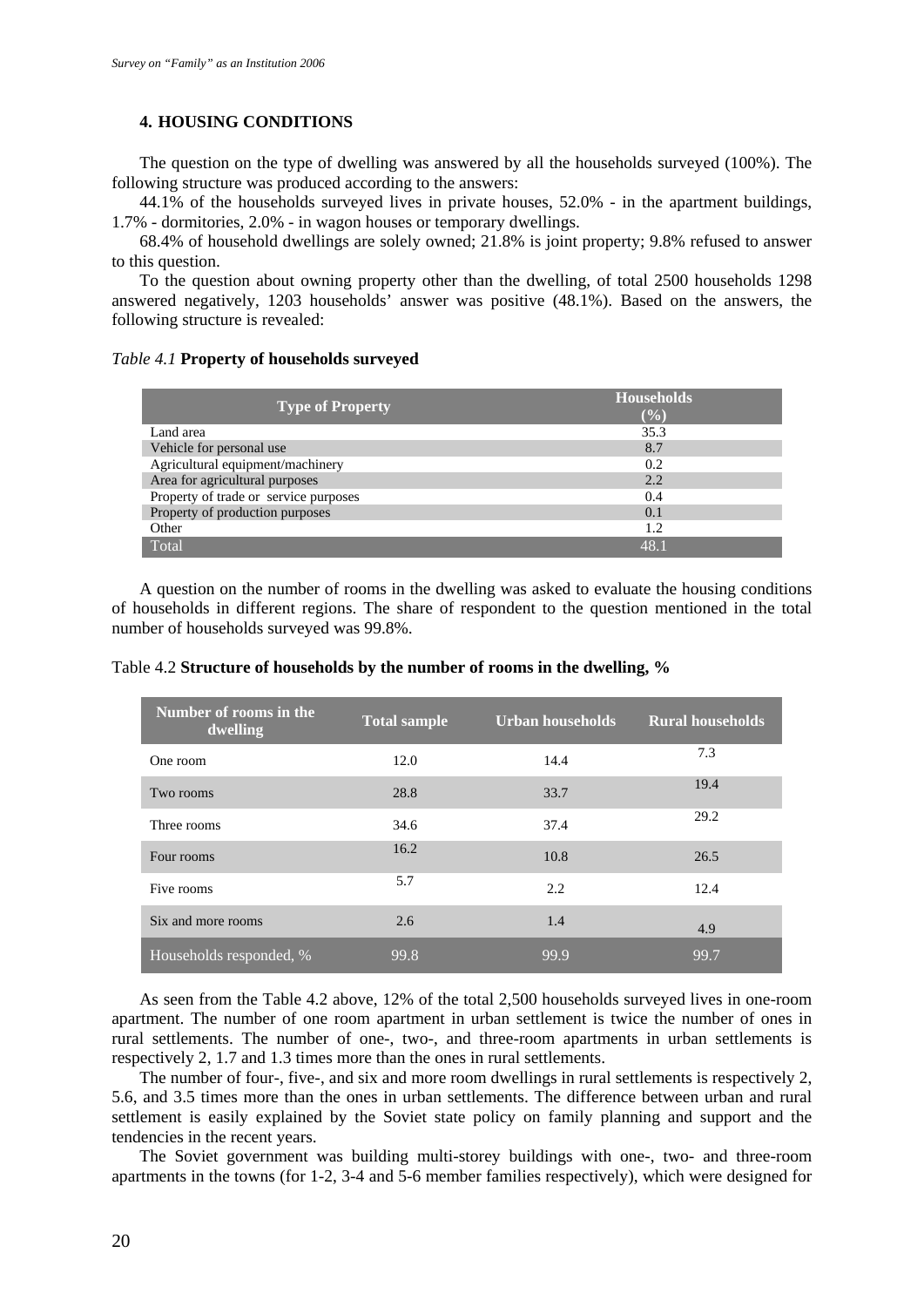## 4. HOUSING CONDITIONS

The question on the type of dwelling was answered by all the households surveyed (100%). The following structure was produced according to the answers:

44.1% of the households surveyed lives in private houses, 52.0% - in the apartment buildings, 1.7% - dormitories, 2.0% - in wagon houses or temporary dwellings.

68.4% of household dwellings are solely owned; 21.8% is joint property; 9.8% refused to answer to this question.

To the question about owning property other than the dwelling, of total 2500 households 1298 answered negatively, 1203 households' answer was positive (48.1%). Based on the answers, the following structure is revealed:

*Table 4.1* **Property of households surveyed**

| Type of Property | Households (%) |
|---|---|
| Land area | 35.3 |
| Vehicle for personal use | 8.7 |
| Agricultural equipment/machinery | 0.2 |
| Area for agricultural purposes | 2.2 |
| Property of trade or service purposes | 0.4 |
| Property of production purposes | 0.1 |
| Other | 1.2 |
| Total | 48.1 |

A question on the number of rooms in the dwelling was asked to evaluate the housing conditions of households in different regions. The share of respondent to the question mentioned in the total number of households surveyed was 99.8%.

Table 4.2 **Structure of households by the number of rooms in the dwelling, %**

| Number of rooms in the dwelling | Total sample | Urban households | Rural households |
|---|---|---|---|
| One room | 12.0 | 14.4 | 7.3 |
| Two rooms | 28.8 | 33.7 | 19.4 |
| Three rooms | 34.6 | 37.4 | 29.2 |
| Four rooms | 16.2 | 10.8 | 26.5 |
| Five rooms | 5.7 | 2.2 | 12.4 |
| Six and more rooms | 2.6 | 1.4 | 4.9 |
| Households responded, % | 99.8 | 99.9 | 99.7 |

As seen from the Table 4.2 above, 12% of the total 2,500 households surveyed lives in one-room apartment. The number of one room apartment in urban settlement is twice the number of ones in rural settlements. The number of one-, two-, and three-room apartments in urban settlements is respectively 2, 1.7 and 1.3 times more than the ones in rural settlements.

The number of four-, five-, and six and more room dwellings in rural settlements is respectively 2, 5.6, and 3.5 times more than the ones in urban settlements. The difference between urban and rural settlement is easily explained by the Soviet state policy on family planning and support and the tendencies in the recent years.

The Soviet government was building multi-storey buildings with one-, two- and three-room apartments in the towns (for 1-2, 3-4 and 5-6 member families respectively), which were designed for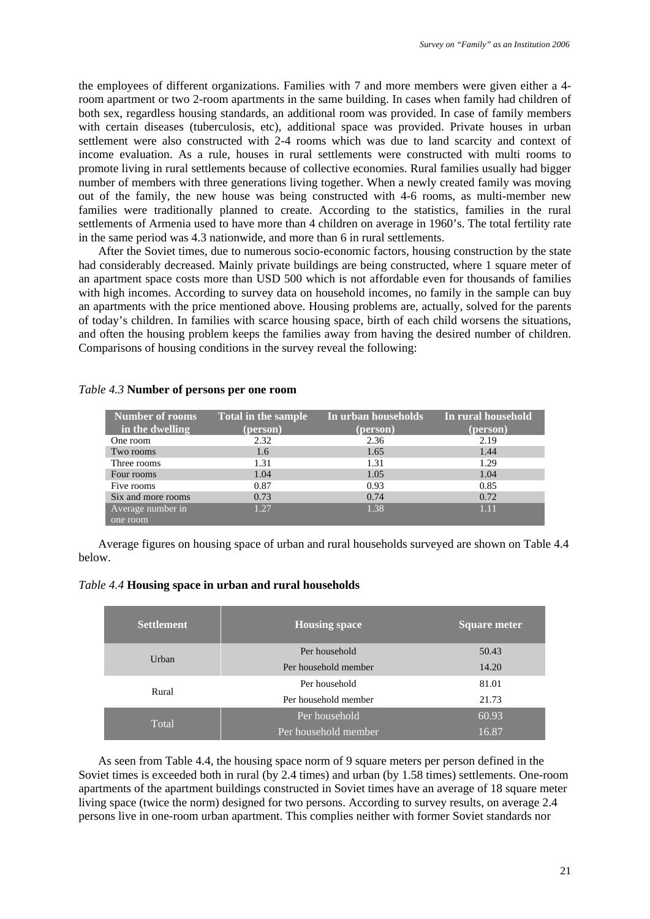the employees of different organizations. Families with 7 and more members were given either a 4-room apartment or two 2-room apartments in the same building. In cases when family had children of both sex, regardless housing standards, an additional room was provided. In case of family members with certain diseases (tuberculosis, etc), additional space was provided. Private houses in urban settlement were also constructed with 2-4 rooms which was due to land scarcity and context of income evaluation. As a rule, houses in rural settlements were constructed with multi rooms to promote living in rural settlements because of collective economies. Rural families usually had bigger number of members with three generations living together. When a newly created family was moving out of the family, the new house was being constructed with 4-6 rooms, as multi-member new families were traditionally planned to create. According to the statistics, families in the rural settlements of Armenia used to have more than 4 children on average in 1960's. The total fertility rate in the same period was 4.3 nationwide, and more than 6 in rural settlements.

After the Soviet times, due to numerous socio-economic factors, housing construction by the state had considerably decreased. Mainly private buildings are being constructed, where 1 square meter of an apartment space costs more than USD 500 which is not affordable even for thousands of families with high incomes. According to survey data on household incomes, no family in the sample can buy an apartments with the price mentioned above. Housing problems are, actually, solved for the parents of today's children. In families with scarce housing space, birth of each child worsens the situations, and often the housing problem keeps the families away from having the desired number of children. Comparisons of housing conditions in the survey reveal the following:

*Table 4.3* **Number of persons per one room**

| Number of rooms in the dwelling | Total in the sample (person) | In urban households (person) | In rural household (person) |
|---|---|---|---|
| One room | 2.32 | 2.36 | 2.19 |
| Two rooms | 1.6 | 1.65 | 1.44 |
| Three rooms | 1.31 | 1.31 | 1.29 |
| Four rooms | 1.04 | 1.05 | 1.04 |
| Five rooms | 0.87 | 0.93 | 0.85 |
| Six and more rooms | 0.73 | 0.74 | 0.72 |
| Average number in one room | 1.27 | 1.38 | 1.11 |

Average figures on housing space of urban and rural households surveyed are shown on Table 4.4 below.

*Table 4.4* **Housing space in urban and rural households**

| Settlement | Housing space | Square meter |
|---|---|---|
| Urban | Per household | 50.43 |
| | Per household member | 14.20 |
| Rural | Per household | 81.01 |
| | Per household member | 21.73 |
| Total | Per household | 60.93 |
| | Per household member | 16.87 |

As seen from Table 4.4, the housing space norm of 9 square meters per person defined in the Soviet times is exceeded both in rural (by 2.4 times) and urban (by 1.58 times) settlements. One-room apartments of the apartment buildings constructed in Soviet times have an average of 18 square meter living space (twice the norm) designed for two persons. According to survey results, on average 2.4 persons live in one-room urban apartment. This complies neither with former Soviet standards nor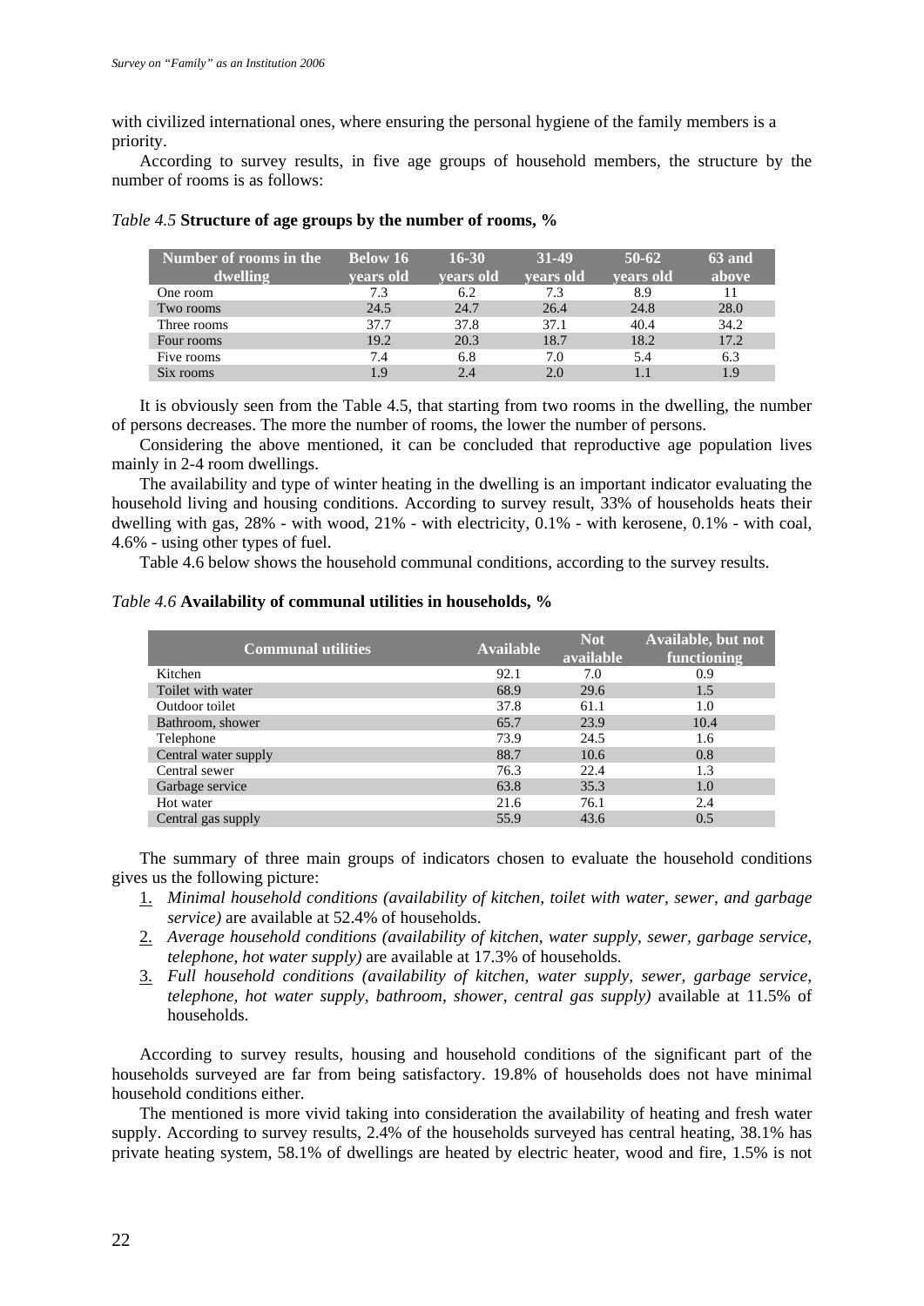with civilized international ones, where ensuring the personal hygiene of the family members is a priority.

According to survey results, in five age groups of household members, the structure by the number of rooms is as follows:

*Table 4.5* **Structure of age groups by the number of rooms, %**

| Number of rooms in the dwelling | Below 16 years old | 16-30 years old | 31-49 years old | 50-62 years old | 63 and above |
|---|---|---|---|---|---|
| One room | 7.3 | 6.2 | 7.3 | 8.9 | 11 |
| Two rooms | 24.5 | 24.7 | 26.4 | 24.8 | 28.0 |
| Three rooms | 37.7 | 37.8 | 37.1 | 40.4 | 34.2 |
| Four rooms | 19.2 | 20.3 | 18.7 | 18.2 | 17.2 |
| Five rooms | 7.4 | 6.8 | 7.0 | 5.4 | 6.3 |
| Six rooms | 1.9 | 2.4 | 2.0 | 1.1 | 1.9 |

It is obviously seen from the Table 4.5, that starting from two rooms in the dwelling, the number of persons decreases. The more the number of rooms, the lower the number of persons.

Considering the above mentioned, it can be concluded that reproductive age population lives mainly in 2-4 room dwellings.

The availability and type of winter heating in the dwelling is an important indicator evaluating the household living and housing conditions. According to survey result, 33% of households heats their dwelling with gas, 28% - with wood, 21% - with electricity, 0.1% - with kerosene, 0.1% - with coal, 4.6% - using other types of fuel.

Table 4.6 below shows the household communal conditions, according to the survey results.

*Table 4.6* **Availability of communal utilities in households, %**

| Communal utilities | Available | Not available | Available, but not functioning |
|---|---|---|---|
| Kitchen | 92.1 | 7.0 | 0.9 |
| Toilet with water | 68.9 | 29.6 | 1.5 |
| Outdoor toilet | 37.8 | 61.1 | 1.0 |
| Bathroom, shower | 65.7 | 23.9 | 10.4 |
| Telephone | 73.9 | 24.5 | 1.6 |
| Central water supply | 88.7 | 10.6 | 0.8 |
| Central sewer | 76.3 | 22.4 | 1.3 |
| Garbage service | 63.8 | 35.3 | 1.0 |
| Hot water | 21.6 | 76.1 | 2.4 |
| Central gas supply | 55.9 | 43.6 | 0.5 |

The summary of three main groups of indicators chosen to evaluate the household conditions gives us the following picture:

1. *Minimal household conditions (availability of kitchen, toilet with water, sewer, and garbage service)* are available at 52.4% of households.
2. *Average household conditions (availability of kitchen, water supply, sewer, garbage service, telephone, hot water supply)* are available at 17.3% of households.
3. *Full household conditions (availability of kitchen, water supply, sewer, garbage service, telephone, hot water supply, bathroom, shower, central gas supply)* available at 11.5% of households.

According to survey results, housing and household conditions of the significant part of the households surveyed are far from being satisfactory. 19.8% of households does not have minimal household conditions either.

The mentioned is more vivid taking into consideration the availability of heating and fresh water supply. According to survey results, 2.4% of the households surveyed has central heating, 38.1% has private heating system, 58.1% of dwellings are heated by electric heater, wood and fire, 1.5% is not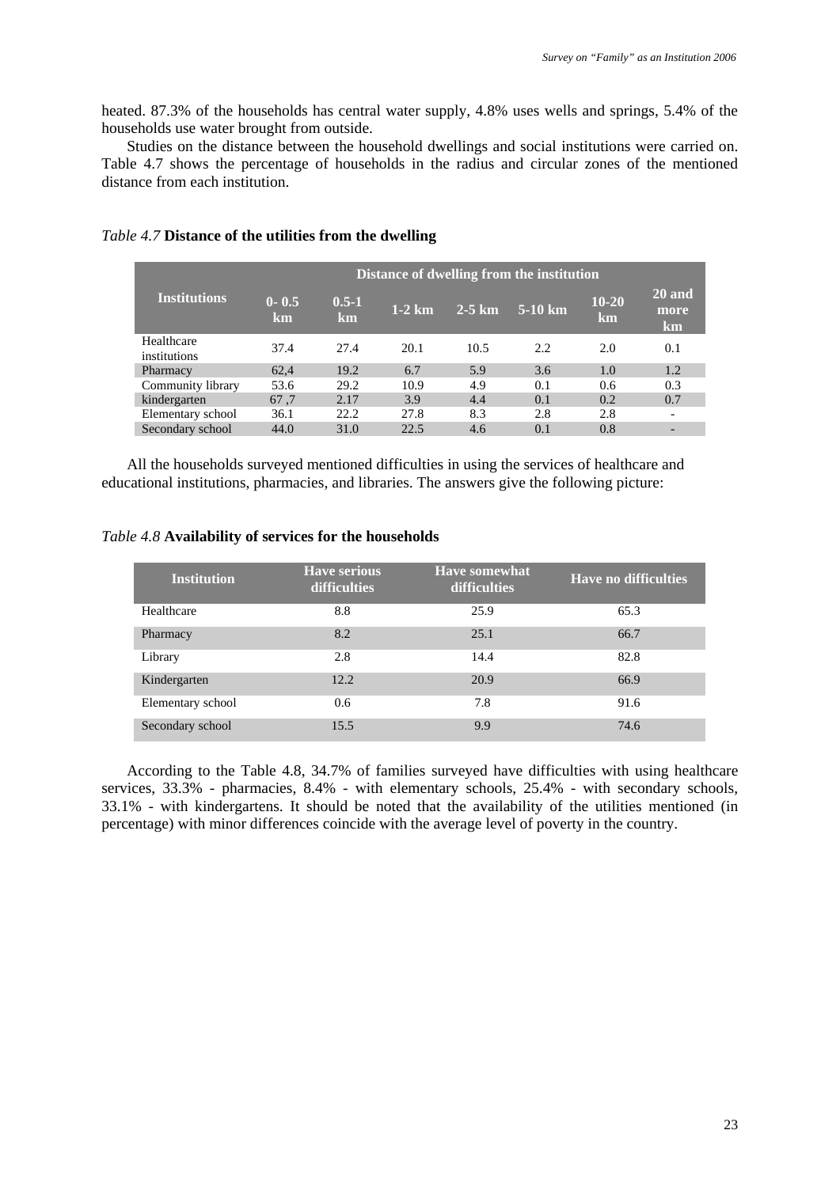heated. 87.3% of the households has central water supply, 4.8% uses wells and springs, 5.4% of the households use water brought from outside.

Studies on the distance between the household dwellings and social institutions were carried on. Table 4.7 shows the percentage of households in the radius and circular zones of the mentioned distance from each institution.

*Table 4.7* **Distance of the utilities from the dwelling**

| Institutions | Distance of dwelling from the institution | | | | | | |
|---|---|---|---|---|---|---|---|
| | 0- 0.5 km | 0.5-1 km | 1-2 km | 2-5 km | 5-10 km | 10-20 km | 20 and more km |
| Healthcare institutions | 37.4 | 27.4 | 20.1 | 10.5 | 2.2 | 2.0 | 0.1 |
| Pharmacy | 62,4 | 19.2 | 6.7 | 5.9 | 3.6 | 1.0 | 1.2 |
| Community library | 53.6 | 29.2 | 10.9 | 4.9 | 0.1 | 0.6 | 0.3 |
| kindergarten | 67 ,7 | 2.17 | 3.9 | 4.4 | 0.1 | 0.2 | 0.7 |
| Elementary school | 36.1 | 22.2 | 27.8 | 8.3 | 2.8 | 2.8 | - |
| Secondary school | 44.0 | 31.0 | 22.5 | 4.6 | 0.1 | 0.8 | - |

All the households surveyed mentioned difficulties in using the services of healthcare and educational institutions, pharmacies, and libraries. The answers give the following picture:

*Table 4.8* **Availability of services for the households**

| Institution | Have serious difficulties | Have somewhat difficulties | Have no difficulties |
|---|---|---|---|
| Healthcare | 8.8 | 25.9 | 65.3 |
| Pharmacy | 8.2 | 25.1 | 66.7 |
| Library | 2.8 | 14.4 | 82.8 |
| Kindergarten | 12.2 | 20.9 | 66.9 |
| Elementary school | 0.6 | 7.8 | 91.6 |
| Secondary school | 15.5 | 9.9 | 74.6 |

According to the Table 4.8, 34.7% of families surveyed have difficulties with using healthcare services, 33.3% - pharmacies, 8.4% - with elementary schools, 25.4% - with secondary schools, 33.1% - with kindergartens. It should be noted that the availability of the utilities mentioned (in percentage) with minor differences coincide with the average level of poverty in the country.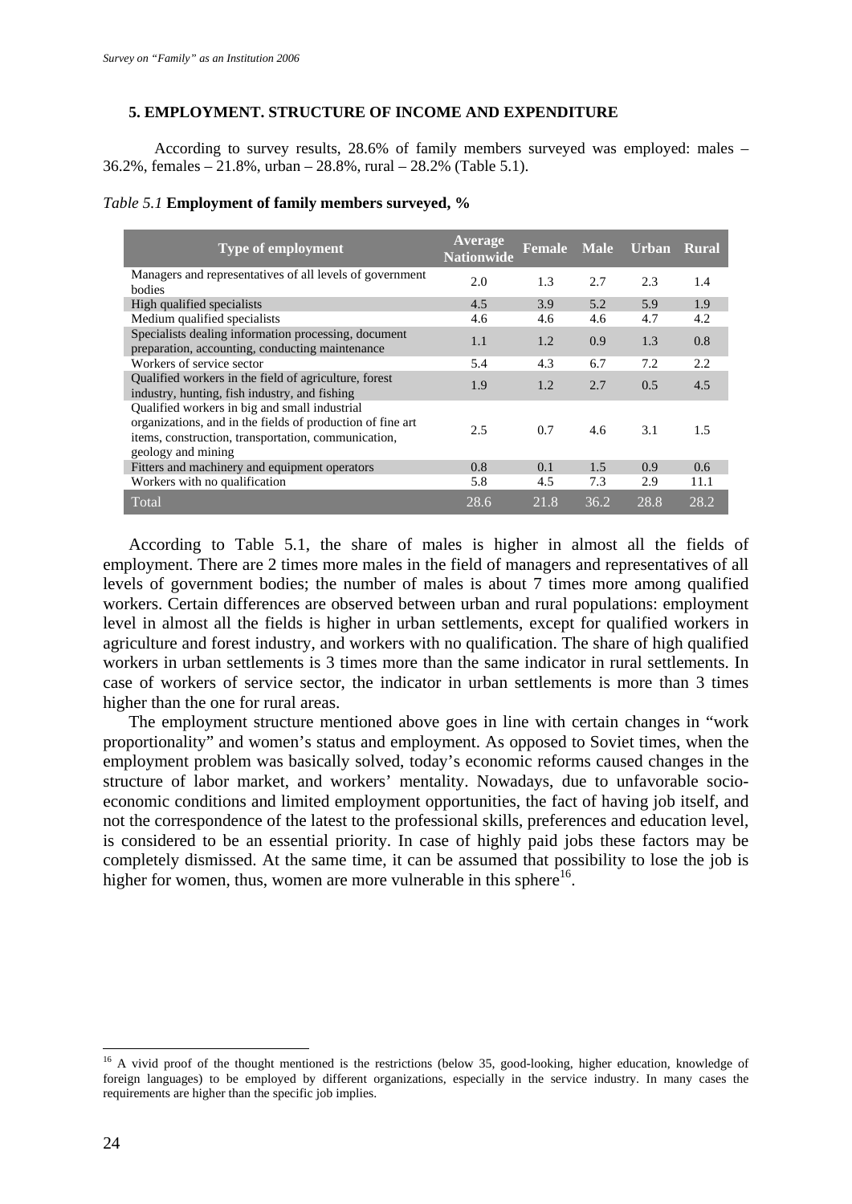### 5. EMPLOYMENT. STRUCTURE OF INCOME AND EXPENDITURE

According to survey results, 28.6% of family members surveyed was employed: males – 36.2%, females – 21.8%, urban – 28.8%, rural – 28.2% (Table 5.1).

*Table 5.1* **Employment of family members surveyed, %**

| Type of employment | Average Nationwide | Female | Male | Urban | Rural |
|---|---|---|---|---|---|
| Managers and representatives of all levels of government bodies | 2.0 | 1.3 | 2.7 | 2.3 | 1.4 |
| High qualified specialists | 4.5 | 3.9 | 5.2 | 5.9 | 1.9 |
| Medium qualified specialists | 4.6 | 4.6 | 4.6 | 4.7 | 4.2 |
| Specialists dealing information processing, document preparation, accounting, conducting maintenance | 1.1 | 1.2 | 0.9 | 1.3 | 0.8 |
| Workers of service sector | 5.4 | 4.3 | 6.7 | 7.2 | 2.2 |
| Qualified workers in the field of agriculture, forest industry, hunting, fish industry, and fishing | 1.9 | 1.2 | 2.7 | 0.5 | 4.5 |
| Qualified workers in big and small industrial organizations, and in the fields of production of fine art items, construction, transportation, communication, geology and mining | 2.5 | 0.7 | 4.6 | 3.1 | 1.5 |
| Fitters and machinery and equipment operators | 0.8 | 0.1 | 1.5 | 0.9 | 0.6 |
| Workers with no qualification | 5.8 | 4.5 | 7.3 | 2.9 | 11.1 |
| Total | 28.6 | 21.8 | 36.2 | 28.8 | 28.2 |

According to Table 5.1, the share of males is higher in almost all the fields of employment. There are 2 times more males in the field of managers and representatives of all levels of government bodies; the number of males is about 7 times more among qualified workers. Certain differences are observed between urban and rural populations: employment level in almost all the fields is higher in urban settlements, except for qualified workers in agriculture and forest industry, and workers with no qualification. The share of high qualified workers in urban settlements is 3 times more than the same indicator in rural settlements. In case of workers of service sector, the indicator in urban settlements is more than 3 times higher than the one for rural areas.

The employment structure mentioned above goes in line with certain changes in "work proportionality" and women's status and employment. As opposed to Soviet times, when the employment problem was basically solved, today's economic reforms caused changes in the structure of labor market, and workers' mentality. Nowadays, due to unfavorable socio-economic conditions and limited employment opportunities, the fact of having job itself, and not the correspondence of the latest to the professional skills, preferences and education level, is considered to be an essential priority. In case of highly paid jobs these factors may be completely dismissed. At the same time, it can be assumed that possibility to lose the job is higher for women, thus, women are more vulnerable in this sphere[16].

[16] A vivid proof of the thought mentioned is the restrictions (below 35, good-looking, higher education, knowledge of foreign languages) to be employed by different organizations, especially in the service industry. In many cases the requirements are higher than the specific job implies.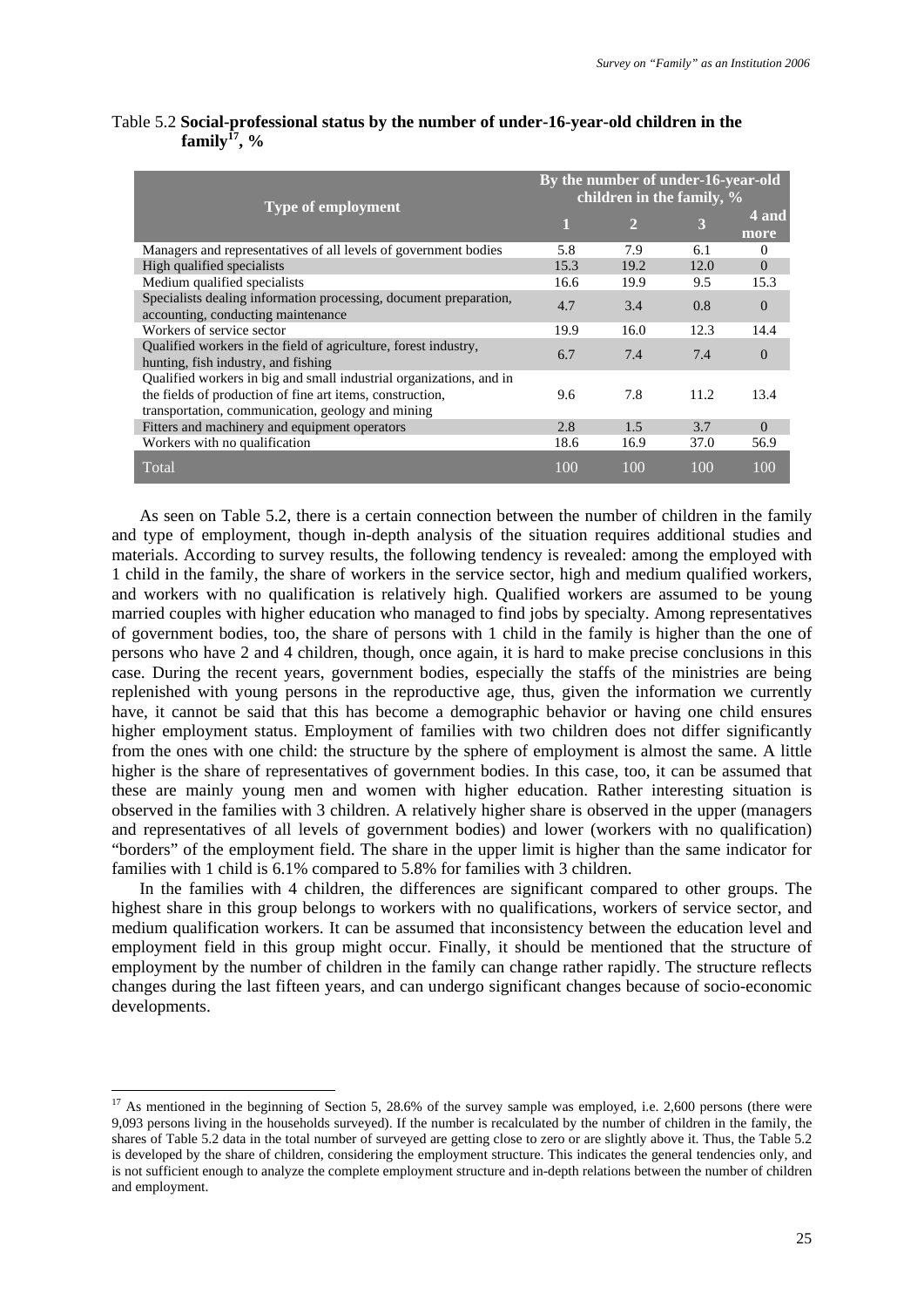Table 5.2 **Social-professional status by the number of under-16-year-old children in the family[17], %**

| Type of employment | By the number of under-16-year-old children in the family, % | | | |
|---|---|---|---|---|
| | 1 | 2 | 3 | 4 and more |
| Managers and representatives of all levels of government bodies | 5.8 | 7.9 | 6.1 | 0 |
| High qualified specialists | 15.3 | 19.2 | 12.0 | 0 |
| Medium qualified specialists | 16.6 | 19.9 | 9.5 | 15.3 |
| Specialists dealing information processing, document preparation, accounting, conducting maintenance | 4.7 | 3.4 | 0.8 | 0 |
| Workers of service sector | 19.9 | 16.0 | 12.3 | 14.4 |
| Qualified workers in the field of agriculture, forest industry, hunting, fish industry, and fishing | 6.7 | 7.4 | 7.4 | 0 |
| Qualified workers in big and small industrial organizations, and in the fields of production of fine art items, construction, transportation, communication, geology and mining | 9.6 | 7.8 | 11.2 | 13.4 |
| Fitters and machinery and equipment operators | 2.8 | 1.5 | 3.7 | 0 |
| Workers with no qualification | 18.6 | 16.9 | 37.0 | 56.9 |
| Total | 100 | 100 | 100 | 100 |

As seen on Table 5.2, there is a certain connection between the number of children in the family and type of employment, though in-depth analysis of the situation requires additional studies and materials. According to survey results, the following tendency is revealed: among the employed with 1 child in the family, the share of workers in the service sector, high and medium qualified workers, and workers with no qualification is relatively high. Qualified workers are assumed to be young married couples with higher education who managed to find jobs by specialty. Among representatives of government bodies, too, the share of persons with 1 child in the family is higher than the one of persons who have 2 and 4 children, though, once again, it is hard to make precise conclusions in this case. During the recent years, government bodies, especially the staffs of the ministries are being replenished with young persons in the reproductive age, thus, given the information we currently have, it cannot be said that this has become a demographic behavior or having one child ensures higher employment status. Employment of families with two children does not differ significantly from the ones with one child: the structure by the sphere of employment is almost the same. A little higher is the share of representatives of government bodies. In this case, too, it can be assumed that these are mainly young men and women with higher education. Rather interesting situation is observed in the families with 3 children. A relatively higher share is observed in the upper (managers and representatives of all levels of government bodies) and lower (workers with no qualification) "borders" of the employment field. The share in the upper limit is higher than the same indicator for families with 1 child is 6.1% compared to 5.8% for families with 3 children.

In the families with 4 children, the differences are significant compared to other groups. The highest share in this group belongs to workers with no qualifications, workers of service sector, and medium qualification workers. It can be assumed that inconsistency between the education level and employment field in this group might occur. Finally, it should be mentioned that the structure of employment by the number of children in the family can change rather rapidly. The structure reflects changes during the last fifteen years, and can undergo significant changes because of socio-economic developments.

[17] As mentioned in the beginning of Section 5, 28.6% of the survey sample was employed, i.e. 2,600 persons (there were 9,093 persons living in the households surveyed). If the number is recalculated by the number of children in the family, the shares of Table 5.2 data in the total number of surveyed are getting close to zero or are slightly above it. Thus, the Table 5.2 is developed by the share of children, considering the employment structure. This indicates the general tendencies only, and is not sufficient enough to analyze the complete employment structure and in-depth relations between the number of children and employment.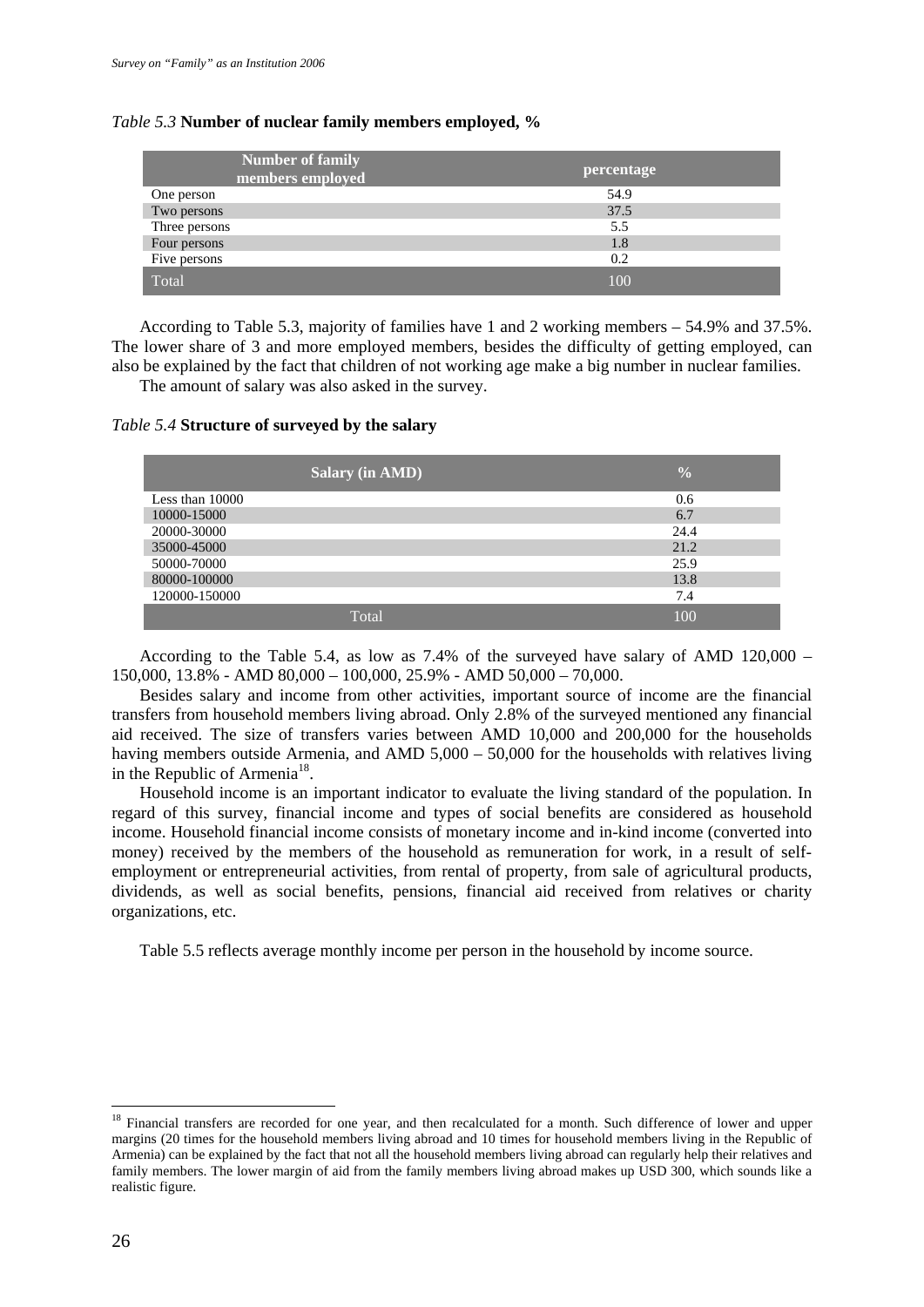*Table 5.3* **Number of nuclear family members employed, %**

| Number of family members employed | percentage |
|---|---|
| One person | 54.9 |
| Two persons | 37.5 |
| Three persons | 5.5 |
| Four persons | 1.8 |
| Five persons | 0.2 |
| Total | 100 |

According to Table 5.3, majority of families have 1 and 2 working members – 54.9% and 37.5%. The lower share of 3 and more employed members, besides the difficulty of getting employed, can also be explained by the fact that children of not working age make a big number in nuclear families.

The amount of salary was also asked in the survey.

*Table 5.4* **Structure of surveyed by the salary**

| Salary (in AMD) | % |
|---|---|
| Less than 10000 | 0.6 |
| 10000-15000 | 6.7 |
| 20000-30000 | 24.4 |
| 35000-45000 | 21.2 |
| 50000-70000 | 25.9 |
| 80000-100000 | 13.8 |
| 120000-150000 | 7.4 |
| Total | 100 |

According to the Table 5.4, as low as 7.4% of the surveyed have salary of AMD 120,000 – 150,000, 13.8% - AMD 80,000 – 100,000, 25.9% - AMD 50,000 – 70,000.

Besides salary and income from other activities, important source of income are the financial transfers from household members living abroad. Only 2.8% of the surveyed mentioned any financial aid received. The size of transfers varies between AMD 10,000 and 200,000 for the households having members outside Armenia, and AMD 5,000 – 50,000 for the households with relatives living in the Republic of Armenia[18].

Household income is an important indicator to evaluate the living standard of the population. In regard of this survey, financial income and types of social benefits are considered as household income. Household financial income consists of monetary income and in-kind income (converted into money) received by the members of the household as remuneration for work, in a result of self-employment or entrepreneurial activities, from rental of property, from sale of agricultural products, dividends, as well as social benefits, pensions, financial aid received from relatives or charity organizations, etc.

Table 5.5 reflects average monthly income per person in the household by income source.

[18] Financial transfers are recorded for one year, and then recalculated for a month. Such difference of lower and upper margins (20 times for the household members living abroad and 10 times for household members living in the Republic of Armenia) can be explained by the fact that not all the household members living abroad can regularly help their relatives and family members. The lower margin of aid from the family members living abroad makes up USD 300, which sounds like a realistic figure.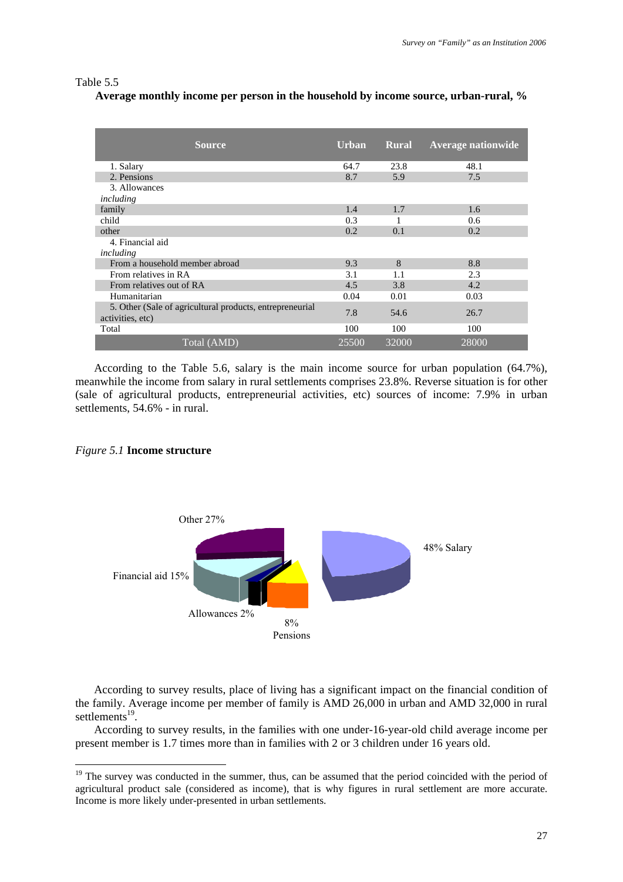Table 5.5

**Average monthly income per person in the household by income source, urban-rural, %**

| Source | Urban | Rural | Average nationwide |
|---|---|---|---|
| 1. Salary | 64.7 | 23.8 | 48.1 |
| 2. Pensions | 8.7 | 5.9 | 7.5 |
| 3. Allowances | | | |
| *including* | | | |
| family | 1.4 | 1.7 | 1.6 |
| child | 0.3 | 1 | 0.6 |
| other | 0.2 | 0.1 | 0.2 |
| 4. Financial aid | | | |
| *including* | | | |
| From a household member abroad | 9.3 | 8 | 8.8 |
| From relatives in RA | 3.1 | 1.1 | 2.3 |
| From relatives out of RA | 4.5 | 3.8 | 4.2 |
| Humanitarian | 0.04 | 0.01 | 0.03 |
| 5. Other (Sale of agricultural products, entrepreneurial activities, etc) | 7.8 | 54.6 | 26.7 |
| Total | 100 | 100 | 100 |
| Total (AMD) | 25500 | 32000 | 28000 |

According to the Table 5.6, salary is the main income source for urban population (64.7%), meanwhile the income from salary in rural settlements comprises 23.8%. Reverse situation is for other (sale of agricultural products, entrepreneurial activities, etc) sources of income: 7.9% in urban settlements, 54.6% - in rural.

*Figure 5.1* **Income structure**

Other 27%

48% Salary

Financial aid 15%

Allowances 2%

8% Pensions

According to survey results, place of living has a significant impact on the financial condition of the family. Average income per member of family is AMD 26,000 in urban and AMD 32,000 in rural settlements[19].

According to survey results, in the families with one under-16-year-old child average income per present member is 1.7 times more than in families with 2 or 3 children under 16 years old.

[19] The survey was conducted in the summer, thus, can be assumed that the period coincided with the period of agricultural product sale (considered as income), that is why figures in rural settlement are more accurate. Income is more likely under-presented in urban settlements.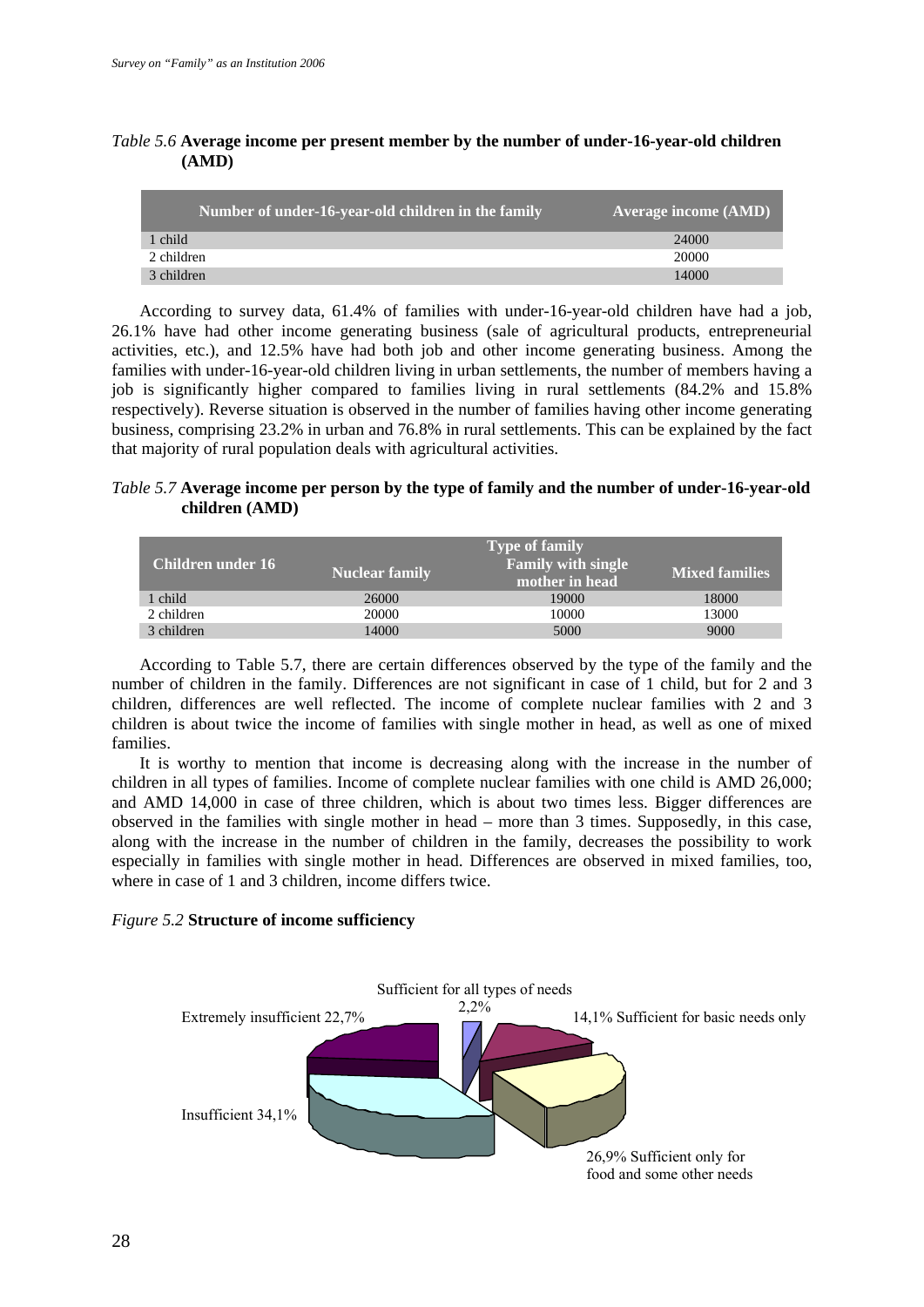*Table 5.6* **Average income per present member by the number of under-16-year-old children (AMD)**

| Number of under-16-year-old children in the family | Average income (AMD) |
|---|---|
| 1 child | 24000 |
| 2 children | 20000 |
| 3 children | 14000 |

According to survey data, 61.4% of families with under-16-year-old children have had a job, 26.1% have had other income generating business (sale of agricultural products, entrepreneurial activities, etc.), and 12.5% have had both job and other income generating business. Among the families with under-16-year-old children living in urban settlements, the number of members having a job is significantly higher compared to families living in rural settlements (84.2% and 15.8% respectively). Reverse situation is observed in the number of families having other income generating business, comprising 23.2% in urban and 76.8% in rural settlements. This can be explained by the fact that majority of rural population deals with agricultural activities.

*Table 5.7* **Average income per person by the type of family and the number of under-16-year-old children (AMD)**

| Children under 16 | Type of family | | |
|---|---|---|---|
| | Nuclear family | Family with single mother in head | Mixed families |
| 1 child | 26000 | 19000 | 18000 |
| 2 children | 20000 | 10000 | 13000 |
| 3 children | 14000 | 5000 | 9000 |

According to Table 5.7, there are certain differences observed by the type of the family and the number of children in the family. Differences are not significant in case of 1 child, but for 2 and 3 children, differences are well reflected. The income of complete nuclear families with 2 and 3 children is about twice the income of families with single mother in head, as well as one of mixed families.

It is worthy to mention that income is decreasing along with the increase in the number of children in all types of families. Income of complete nuclear families with one child is AMD 26,000; and AMD 14,000 in case of three children, which is about two times less. Bigger differences are observed in the families with single mother in head – more than 3 times. Supposedly, in this case, along with the increase in the number of children in the family, decreases the possibility to work especially in families with single mother in head. Differences are observed in mixed families, too, where in case of 1 and 3 children, income differs twice.

*Figure 5.2* **Structure of income sufficiency**

Sufficient for all types of needs 2,2%
14,1% Sufficient for basic needs only
26,9% Sufficient only for food and some other needs
Insufficient 34,1%
Extremely insufficient 22,7%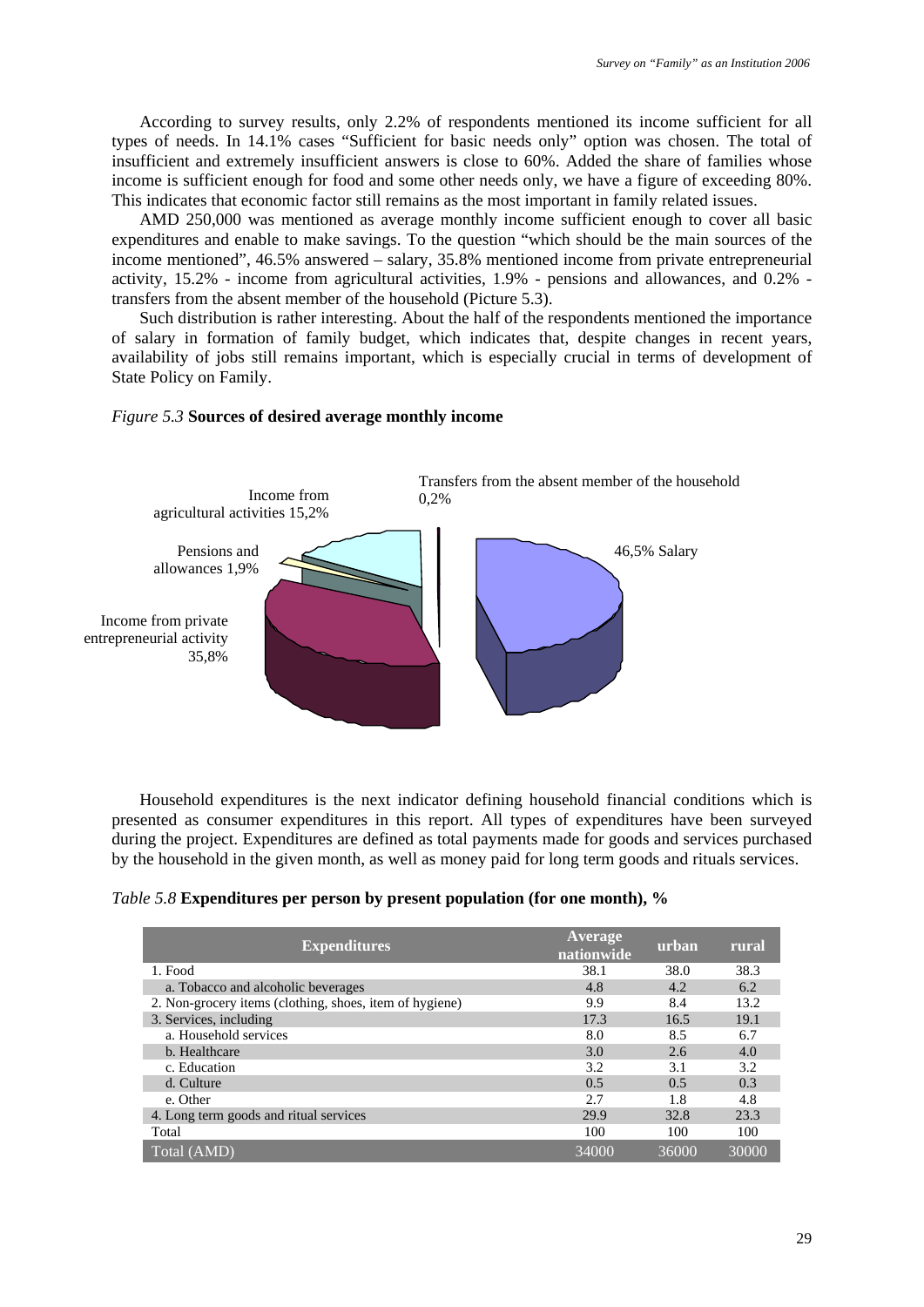According to survey results, only 2.2% of respondents mentioned its income sufficient for all types of needs. In 14.1% cases "Sufficient for basic needs only" option was chosen. The total of insufficient and extremely insufficient answers is close to 60%. Added the share of families whose income is sufficient enough for food and some other needs only, we have a figure of exceeding 80%. This indicates that economic factor still remains as the most important in family related issues.

AMD 250,000 was mentioned as average monthly income sufficient enough to cover all basic expenditures and enable to make savings. To the question "which should be the main sources of the income mentioned", 46.5% answered – salary, 35.8% mentioned income from private entrepreneurial activity, 15.2% - income from agricultural activities, 1.9% - pensions and allowances, and 0.2% - transfers from the absent member of the household (Picture 5.3).

Such distribution is rather interesting. About the half of the respondents mentioned the importance of salary in formation of family budget, which indicates that, despite changes in recent years, availability of jobs still remains important, which is especially crucial in terms of development of State Policy on Family.

*Figure 5.3* **Sources of desired average monthly income**

Transfers from the absent member of the household 0,2%

Income from agricultural activities 15,2%

46,5% Salary

Pensions and allowances 1,9%

Income from private entrepreneurial activity 35,8%

Household expenditures is the next indicator defining household financial conditions which is presented as consumer expenditures in this report. All types of expenditures have been surveyed during the project. Expenditures are defined as total payments made for goods and services purchased by the household in the given month, as well as money paid for long term goods and rituals services.

*Table 5.8* **Expenditures per person by present population (for one month), %**

| Expenditures | Average nationwide | urban | rural |
|---|---|---|---|
| 1. Food | 38.1 | 38.0 | 38.3 |
| a. Tobacco and alcoholic beverages | 4.8 | 4.2 | 6.2 |
| 2. Non-grocery items (clothing, shoes, item of hygiene) | 9.9 | 8.4 | 13.2 |
| 3. Services, including | 17.3 | 16.5 | 19.1 |
| a. Household services | 8.0 | 8.5 | 6.7 |
| b. Healthcare | 3.0 | 2.6 | 4.0 |
| c. Education | 3.2 | 3.1 | 3.2 |
| d. Culture | 0.5 | 0.5 | 0.3 |
| e. Other | 2.7 | 1.8 | 4.8 |
| 4. Long term goods and ritual services | 29.9 | 32.8 | 23.3 |
| Total | 100 | 100 | 100 |
| Total (AMD) | 34000 | 36000 | 30000 |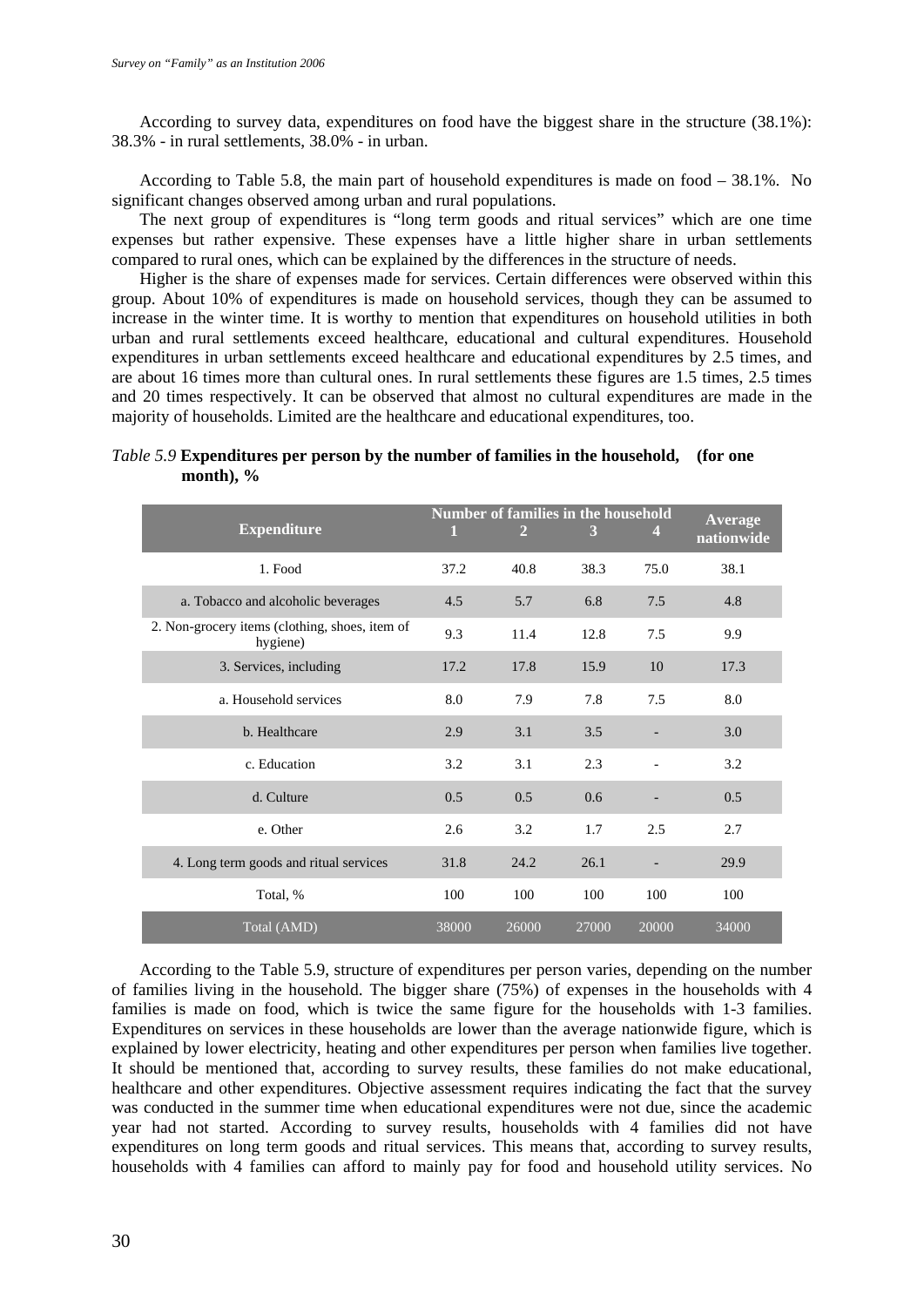According to survey data, expenditures on food have the biggest share in the structure (38.1%): 38.3% - in rural settlements, 38.0% - in urban.

According to Table 5.8, the main part of household expenditures is made on food – 38.1%. No significant changes observed among urban and rural populations.

The next group of expenditures is "long term goods and ritual services" which are one time expenses but rather expensive. These expenses have a little higher share in urban settlements compared to rural ones, which can be explained by the differences in the structure of needs.

Higher is the share of expenses made for services. Certain differences were observed within this group. About 10% of expenditures is made on household services, though they can be assumed to increase in the winter time. It is worthy to mention that expenditures on household utilities in both urban and rural settlements exceed healthcare, educational and cultural expenditures. Household expenditures in urban settlements exceed healthcare and educational expenditures by 2.5 times, and are about 16 times more than cultural ones. In rural settlements these figures are 1.5 times, 2.5 times and 20 times respectively. It can be observed that almost no cultural expenditures are made in the majority of households. Limited are the healthcare and educational expenditures, too.

*Table 5.9* **Expenditures per person by the number of families in the household, (for one month), %**

| Expenditure | Number of families in the household | | | | Average nationwide |
|---|---|---|---|---|---|
| | 1 | 2 | 3 | 4 | |
| 1. Food | 37.2 | 40.8 | 38.3 | 75.0 | 38.1 |
| a. Tobacco and alcoholic beverages | 4.5 | 5.7 | 6.8 | 7.5 | 4.8 |
| 2. Non-grocery items (clothing, shoes, item of hygiene) | 9.3 | 11.4 | 12.8 | 7.5 | 9.9 |
| 3. Services, including | 17.2 | 17.8 | 15.9 | 10 | 17.3 |
| a. Household services | 8.0 | 7.9 | 7.8 | 7.5 | 8.0 |
| b. Healthcare | 2.9 | 3.1 | 3.5 | - | 3.0 |
| c. Education | 3.2 | 3.1 | 2.3 | - | 3.2 |
| d. Culture | 0.5 | 0.5 | 0.6 | - | 0.5 |
| e. Other | 2.6 | 3.2 | 1.7 | 2.5 | 2.7 |
| 4. Long term goods and ritual services | 31.8 | 24.2 | 26.1 | - | 29.9 |
| Total, % | 100 | 100 | 100 | 100 | 100 |
| Total (AMD) | 38000 | 26000 | 27000 | 20000 | 34000 |

According to the Table 5.9, structure of expenditures per person varies, depending on the number of families living in the household. The bigger share (75%) of expenses in the households with 4 families is made on food, which is twice the same figure for the households with 1-3 families. Expenditures on services in these households are lower than the average nationwide figure, which is explained by lower electricity, heating and other expenditures per person when families live together. It should be mentioned that, according to survey results, these families do not make educational, healthcare and other expenditures. Objective assessment requires indicating the fact that the survey was conducted in the summer time when educational expenditures were not due, since the academic year had not started. According to survey results, households with 4 families did not have expenditures on long term goods and ritual services. This means that, according to survey results, households with 4 families can afford to mainly pay for food and household utility services. No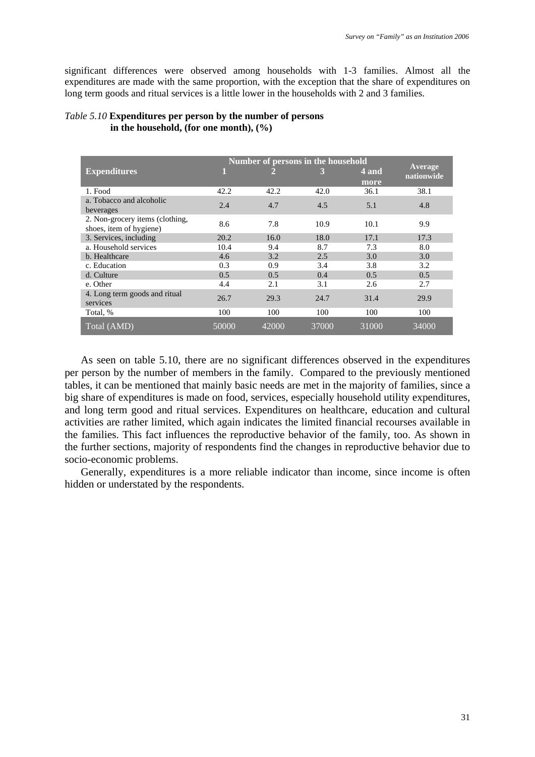significant differences were observed among households with 1-3 families. Almost all the expenditures are made with the same proportion, with the exception that the share of expenditures on long term goods and ritual services is a little lower in the households with 2 and 3 families.

*Table 5.10* **Expenditures per person by the number of persons in the household, (for one month), (%)**

| Expenditures | Number of persons in the household | | | | Average nationwide |
|---|---|---|---|---|---|
| | 1 | 2 | 3 | 4 and more | |
| 1. Food | 42.2 | 42.2 | 42.0 | 36.1 | 38.1 |
| a. Tobacco and alcoholic beverages | 2.4 | 4.7 | 4.5 | 5.1 | 4.8 |
| 2. Non-grocery items (clothing, shoes, item of hygiene) | 8.6 | 7.8 | 10.9 | 10.1 | 9.9 |
| 3. Services, including | 20.2 | 16.0 | 18.0 | 17.1 | 17.3 |
| a. Household services | 10.4 | 9.4 | 8.7 | 7.3 | 8.0 |
| b. Healthcare | 4.6 | 3.2 | 2.5 | 3.0 | 3.0 |
| c. Education | 0.3 | 0.9 | 3.4 | 3.8 | 3.2 |
| d. Culture | 0.5 | 0.5 | 0.4 | 0.5 | 0.5 |
| e. Other | 4.4 | 2.1 | 3.1 | 2.6 | 2.7 |
| 4. Long term goods and ritual services | 26.7 | 29.3 | 24.7 | 31.4 | 29.9 |
| Total, % | 100 | 100 | 100 | 100 | 100 |
| Total (AMD) | 50000 | 42000 | 37000 | 31000 | 34000 |

As seen on table 5.10, there are no significant differences observed in the expenditures per person by the number of members in the family. Compared to the previously mentioned tables, it can be mentioned that mainly basic needs are met in the majority of families, since a big share of expenditures is made on food, services, especially household utility expenditures, and long term good and ritual services. Expenditures on healthcare, education and cultural activities are rather limited, which again indicates the limited financial recourses available in the families. This fact influences the reproductive behavior of the family, too. As shown in the further sections, majority of respondents find the changes in reproductive behavior due to socio-economic problems.

Generally, expenditures is a more reliable indicator than income, since income is often hidden or understated by the respondents.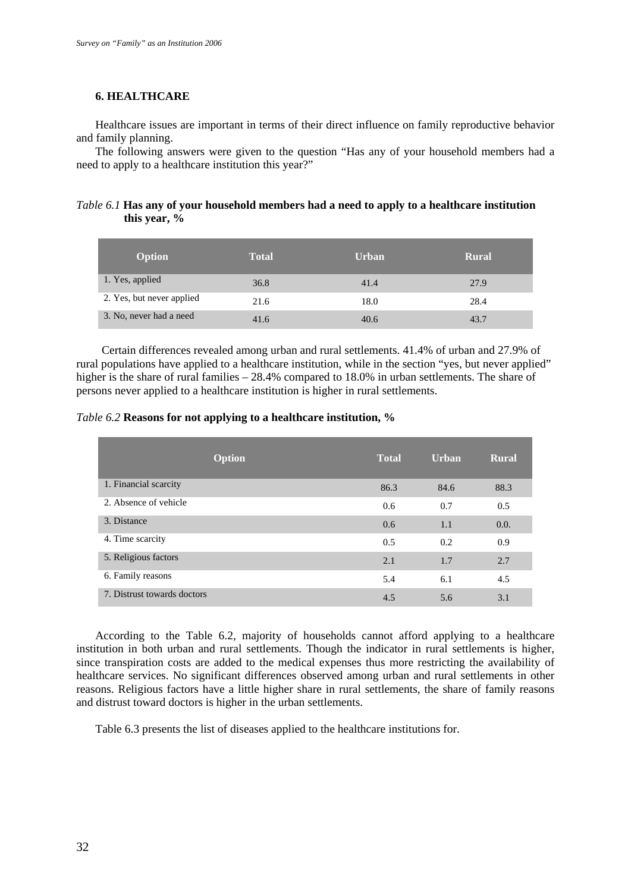## 6. HEALTHCARE

Healthcare issues are important in terms of their direct influence on family reproductive behavior and family planning.

The following answers were given to the question "Has any of your household members had a need to apply to a healthcare institution this year?"

*Table 6.1* **Has any of your household members had a need to apply to a healthcare institution this year, %**

| Option | Total | Urban | Rural |
|---|---|---|---|
| 1. Yes, applied | 36.8 | 41.4 | 27.9 |
| 2. Yes, but never applied | 21.6 | 18.0 | 28.4 |
| 3. No, never had a need | 41.6 | 40.6 | 43.7 |

Certain differences revealed among urban and rural settlements. 41.4% of urban and 27.9% of rural populations have applied to a healthcare institution, while in the section "yes, but never applied" higher is the share of rural families – 28.4% compared to 18.0% in urban settlements. The share of persons never applied to a healthcare institution is higher in rural settlements.

*Table 6.2* **Reasons for not applying to a healthcare institution, %**

| Option | Total | Urban | Rural |
|---|---|---|---|
| 1. Financial scarcity | 86.3 | 84.6 | 88.3 |
| 2. Absence of vehicle | 0.6 | 0.7 | 0.5 |
| 3. Distance | 0.6 | 1.1 | 0.0. |
| 4. Time scarcity | 0.5 | 0.2 | 0.9 |
| 5. Religious factors | 2.1 | 1.7 | 2.7 |
| 6. Family reasons | 5.4 | 6.1 | 4.5 |
| 7. Distrust towards doctors | 4.5 | 5.6 | 3.1 |

According to the Table 6.2, majority of households cannot afford applying to a healthcare institution in both urban and rural settlements. Though the indicator in rural settlements is higher, since transpiration costs are added to the medical expenses thus more restricting the availability of healthcare services. No significant differences observed among urban and rural settlements in other reasons. Religious factors have a little higher share in rural settlements, the share of family reasons and distrust toward doctors is higher in the urban settlements.

Table 6.3 presents the list of diseases applied to the healthcare institutions for.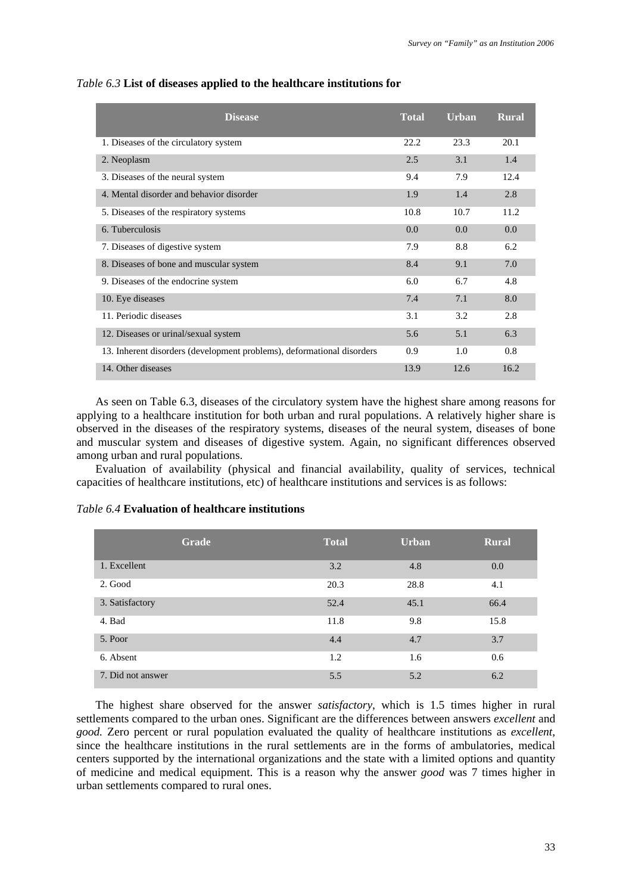*Table 6.3* **List of diseases applied to the healthcare institutions for**

| Disease | Total | Urban | Rural |
|---|---|---|---|
| 1. Diseases of the circulatory system | 22.2 | 23.3 | 20.1 |
| 2. Neoplasm | 2.5 | 3.1 | 1.4 |
| 3. Diseases of the neural system | 9.4 | 7.9 | 12.4 |
| 4. Mental disorder and behavior disorder | 1.9 | 1.4 | 2.8 |
| 5. Diseases of the respiratory systems | 10.8 | 10.7 | 11.2 |
| 6. Tuberculosis | 0.0 | 0.0 | 0.0 |
| 7. Diseases of digestive system | 7.9 | 8.8 | 6.2 |
| 8. Diseases of bone and muscular system | 8.4 | 9.1 | 7.0 |
| 9. Diseases of the endocrine system | 6.0 | 6.7 | 4.8 |
| 10. Eye diseases | 7.4 | 7.1 | 8.0 |
| 11. Periodic diseases | 3.1 | 3.2 | 2.8 |
| 12. Diseases or urinal/sexual system | 5.6 | 5.1 | 6.3 |
| 13. Inherent disorders (development problems), deformational disorders | 0.9 | 1.0 | 0.8 |
| 14. Other diseases | 13.9 | 12.6 | 16.2 |

As seen on Table 6.3, diseases of the circulatory system have the highest share among reasons for applying to a healthcare institution for both urban and rural populations. A relatively higher share is observed in the diseases of the respiratory systems, diseases of the neural system, diseases of bone and muscular system and diseases of digestive system. Again, no significant differences observed among urban and rural populations.

Evaluation of availability (physical and financial availability, quality of services, technical capacities of healthcare institutions, etc) of healthcare institutions and services is as follows:

*Table 6.4* **Evaluation of healthcare institutions**

| Grade | Total | Urban | Rural |
|---|---|---|---|
| 1. Excellent | 3.2 | 4.8 | 0.0 |
| 2. Good | 20.3 | 28.8 | 4.1 |
| 3. Satisfactory | 52.4 | 45.1 | 66.4 |
| 4. Bad | 11.8 | 9.8 | 15.8 |
| 5. Poor | 4.4 | 4.7 | 3.7 |
| 6. Absent | 1.2 | 1.6 | 0.6 |
| 7. Did not answer | 5.5 | 5.2 | 6.2 |

The highest share observed for the answer *satisfactory*, which is 1.5 times higher in rural settlements compared to the urban ones. Significant are the differences between answers *excellent* and *good.* Zero percent or rural population evaluated the quality of healthcare institutions as *excellent*, since the healthcare institutions in the rural settlements are in the forms of ambulatories, medical centers supported by the international organizations and the state with a limited options and quantity of medicine and medical equipment. This is a reason why the answer *good* was 7 times higher in urban settlements compared to rural ones.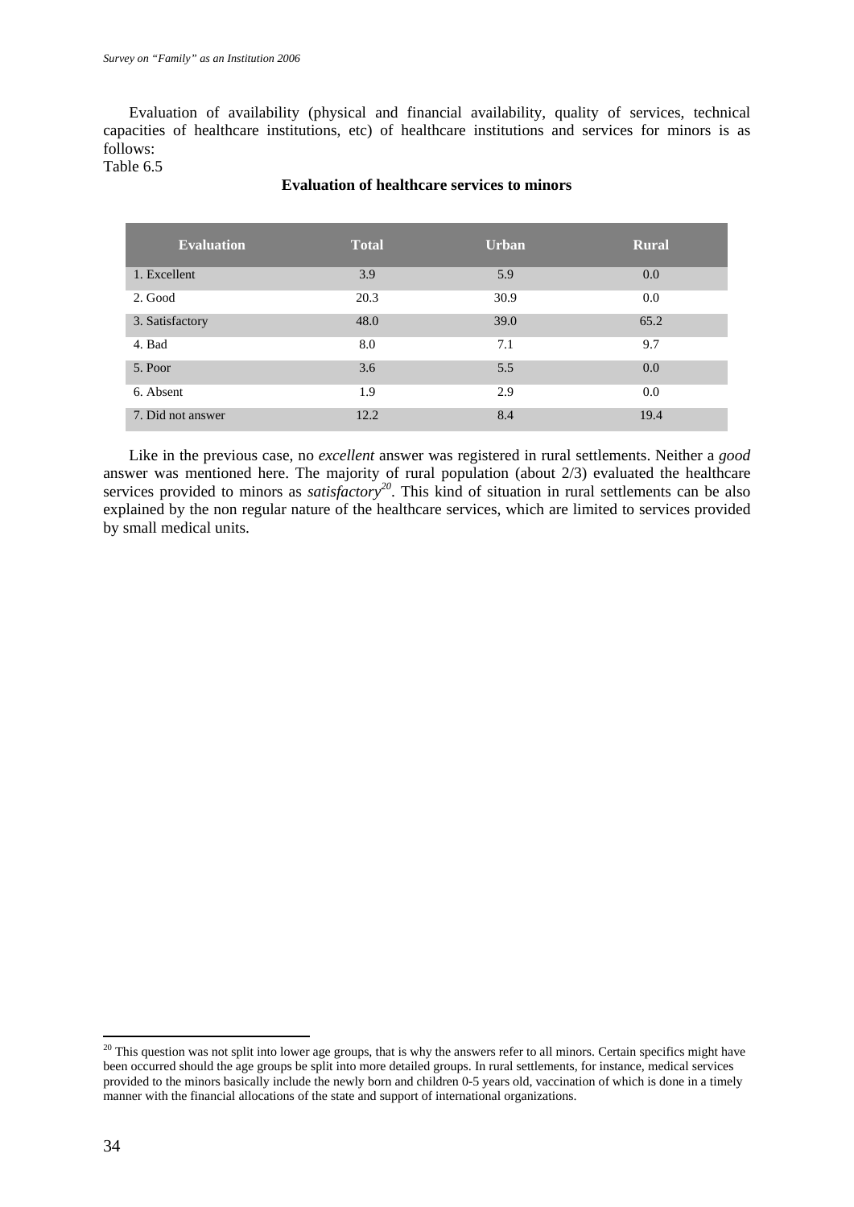Evaluation of availability (physical and financial availability, quality of services, technical capacities of healthcare institutions, etc) of healthcare institutions and services for minors is as follows:

Table 6.5

**Evaluation of healthcare services to minors**

| Evaluation | Total | Urban | Rural |
| --- | --- | --- | --- |
| 1. Excellent | 3.9 | 5.9 | 0.0 |
| 2. Good | 20.3 | 30.9 | 0.0 |
| 3. Satisfactory | 48.0 | 39.0 | 65.2 |
| 4. Bad | 8.0 | 7.1 | 9.7 |
| 5. Poor | 3.6 | 5.5 | 0.0 |
| 6. Absent | 1.9 | 2.9 | 0.0 |
| 7. Did not answer | 12.2 | 8.4 | 19.4 |

Like in the previous case, no *excellent* answer was registered in rural settlements. Neither a *good* answer was mentioned here. The majority of rural population (about 2/3) evaluated the healthcare services provided to minors as *satisfactory*[20]. This kind of situation in rural settlements can be also explained by the non regular nature of the healthcare services, which are limited to services provided by small medical units.

[20] This question was not split into lower age groups, that is why the answers refer to all minors. Certain specifics might have been occurred should the age groups be split into more detailed groups. In rural settlements, for instance, medical services provided to the minors basically include the newly born and children 0-5 years old, vaccination of which is done in a timely manner with the financial allocations of the state and support of international organizations.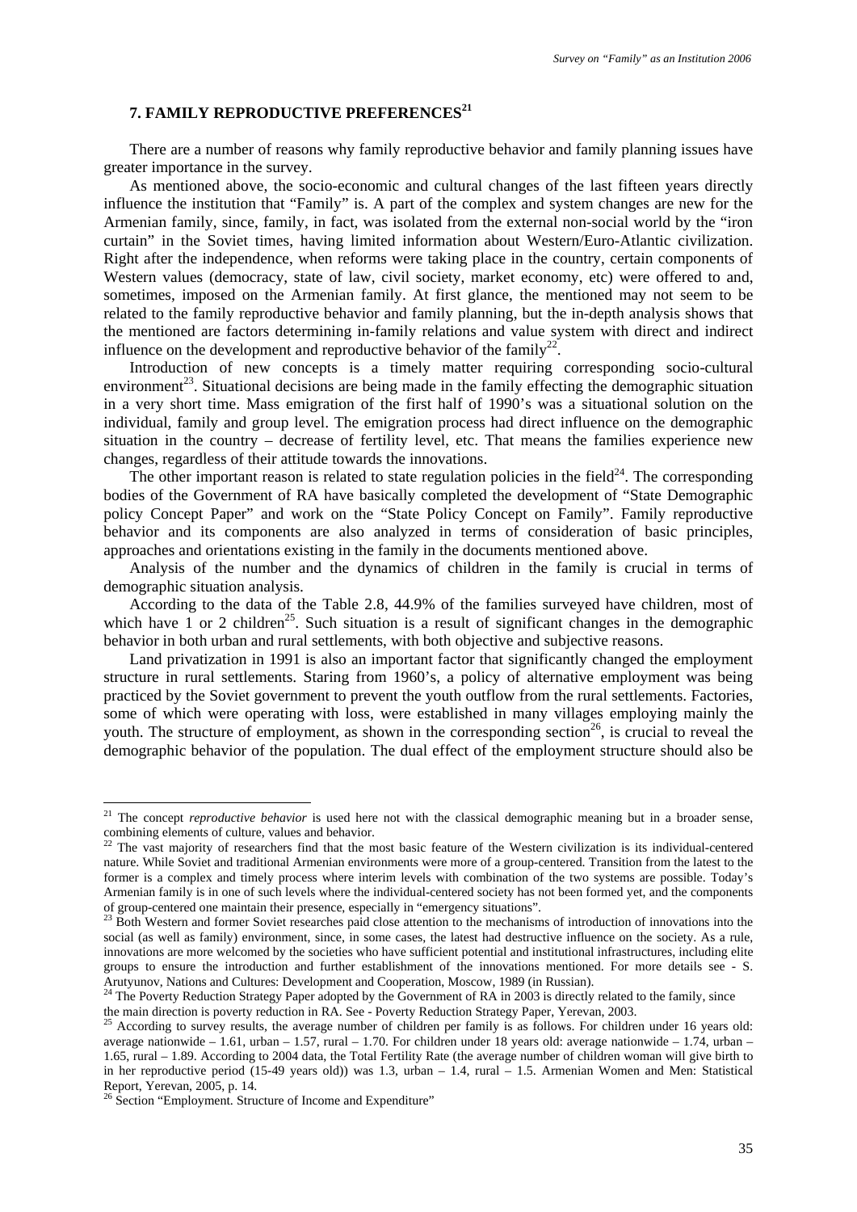## 7. FAMILY REPRODUCTIVE PREFERENCES[21]

There are a number of reasons why family reproductive behavior and family planning issues have greater importance in the survey.

As mentioned above, the socio-economic and cultural changes of the last fifteen years directly influence the institution that "Family" is. A part of the complex and system changes are new for the Armenian family, since, family, in fact, was isolated from the external non-social world by the "iron curtain" in the Soviet times, having limited information about Western/Euro-Atlantic civilization. Right after the independence, when reforms were taking place in the country, certain components of Western values (democracy, state of law, civil society, market economy, etc) were offered to and, sometimes, imposed on the Armenian family. At first glance, the mentioned may not seem to be related to the family reproductive behavior and family planning, but the in-depth analysis shows that the mentioned are factors determining in-family relations and value system with direct and indirect influence on the development and reproductive behavior of the family[22].

Introduction of new concepts is a timely matter requiring corresponding socio-cultural environment[23]. Situational decisions are being made in the family effecting the demographic situation in a very short time. Mass emigration of the first half of 1990's was a situational solution on the individual, family and group level. The emigration process had direct influence on the demographic situation in the country – decrease of fertility level, etc. That means the families experience new changes, regardless of their attitude towards the innovations.

The other important reason is related to state regulation policies in the field[24]. The corresponding bodies of the Government of RA have basically completed the development of "State Demographic policy Concept Paper" and work on the "State Policy Concept on Family". Family reproductive behavior and its components are also analyzed in terms of consideration of basic principles, approaches and orientations existing in the family in the documents mentioned above.

Analysis of the number and the dynamics of children in the family is crucial in terms of demographic situation analysis.

According to the data of the Table 2.8, 44.9% of the families surveyed have children, most of which have 1 or 2 children[25]. Such situation is a result of significant changes in the demographic behavior in both urban and rural settlements, with both objective and subjective reasons.

Land privatization in 1991 is also an important factor that significantly changed the employment structure in rural settlements. Staring from 1960's, a policy of alternative employment was being practiced by the Soviet government to prevent the youth outflow from the rural settlements. Factories, some of which were operating with loss, were established in many villages employing mainly the youth. The structure of employment, as shown in the corresponding section[26], is crucial to reveal the demographic behavior of the population. The dual effect of the employment structure should also be

---

[21] The concept *reproductive behavior* is used here not with the classical demographic meaning but in a broader sense, combining elements of culture, values and behavior.

[22] The vast majority of researchers find that the most basic feature of the Western civilization is its individual-centered nature. While Soviet and traditional Armenian environments were more of a group-centered. Transition from the latest to the former is a complex and timely process where interim levels with combination of the two systems are possible. Today's Armenian family is in one of such levels where the individual-centered society has not been formed yet, and the components of group-centered one maintain their presence, especially in "emergency situations".

[23] Both Western and former Soviet researches paid close attention to the mechanisms of introduction of innovations into the social (as well as family) environment, since, in some cases, the latest had destructive influence on the society. As a rule, innovations are more welcomed by the societies who have sufficient potential and institutional infrastructures, including elite groups to ensure the introduction and further establishment of the innovations mentioned. For more details see - S. Arutyunov, Nations and Cultures: Development and Cooperation, Moscow, 1989 (in Russian).

[24] The Poverty Reduction Strategy Paper adopted by the Government of RA in 2003 is directly related to the family, since the main direction is poverty reduction in RA. See - Poverty Reduction Strategy Paper, Yerevan, 2003.

[25] According to survey results, the average number of children per family is as follows. For children under 16 years old: average nationwide – 1.61, urban – 1.57, rural – 1.70. For children under 18 years old: average nationwide – 1.74, urban – 1.65, rural – 1.89. According to 2004 data, the Total Fertility Rate (the average number of children woman will give birth to in her reproductive period (15-49 years old)) was 1.3, urban – 1.4, rural – 1.5. Armenian Women and Men: Statistical Report, Yerevan, 2005, p. 14.

[26] Section "Employment. Structure of Income and Expenditure"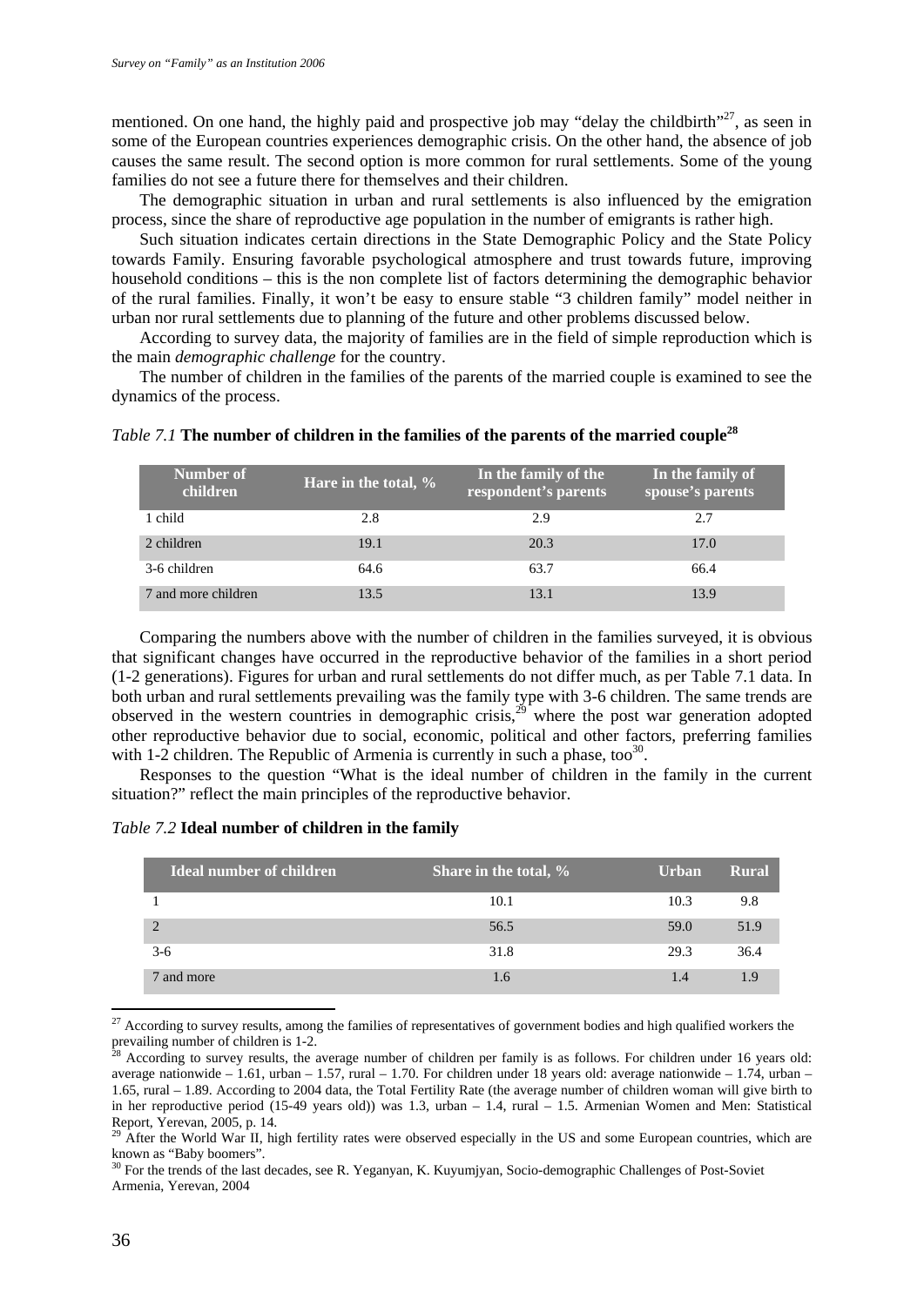mentioned. On one hand, the highly paid and prospective job may "delay the childbirth"[27], as seen in some of the European countries experiences demographic crisis. On the other hand, the absence of job causes the same result. The second option is more common for rural settlements. Some of the young families do not see a future there for themselves and their children.

The demographic situation in urban and rural settlements is also influenced by the emigration process, since the share of reproductive age population in the number of emigrants is rather high.

Such situation indicates certain directions in the State Demographic Policy and the State Policy towards Family. Ensuring favorable psychological atmosphere and trust towards future, improving household conditions – this is the non complete list of factors determining the demographic behavior of the rural families. Finally, it won't be easy to ensure stable "3 children family" model neither in urban nor rural settlements due to planning of the future and other problems discussed below.

According to survey data, the majority of families are in the field of simple reproduction which is the main *demographic challenge* for the country.

The number of children in the families of the parents of the married couple is examined to see the dynamics of the process.

*Table 7.1* **The number of children in the families of the parents of the married couple[28]**

| Number of children | Hare in the total, % | In the family of the respondent's parents | In the family of spouse's parents |
|---|---|---|---|
| 1 child | 2.8 | 2.9 | 2.7 |
| 2 children | 19.1 | 20.3 | 17.0 |
| 3-6 children | 64.6 | 63.7 | 66.4 |
| 7 and more children | 13.5 | 13.1 | 13.9 |

Comparing the numbers above with the number of children in the families surveyed, it is obvious that significant changes have occurred in the reproductive behavior of the families in a short period (1-2 generations). Figures for urban and rural settlements do not differ much, as per Table 7.1 data. In both urban and rural settlements prevailing was the family type with 3-6 children. The same trends are observed in the western countries in demographic crisis,[29] where the post war generation adopted other reproductive behavior due to social, economic, political and other factors, preferring families with 1-2 children. The Republic of Armenia is currently in such a phase, too[30].

Responses to the question "What is the ideal number of children in the family in the current situation?" reflect the main principles of the reproductive behavior.

*Table 7.2* **Ideal number of children in the family**

| Ideal number of children | Share in the total, % | Urban | Rural |
|---|---|---|---|
| 1 | 10.1 | 10.3 | 9.8 |
| 2 | 56.5 | 59.0 | 51.9 |
| 3-6 | 31.8 | 29.3 | 36.4 |
| 7 and more | 1.6 | 1.4 | 1.9 |

---

[27] According to survey results, among the families of representatives of government bodies and high qualified workers the prevailing number of children is 1-2.

[28] According to survey results, the average number of children per family is as follows. For children under 16 years old: average nationwide – 1.61, urban – 1.57, rural – 1.70. For children under 18 years old: average nationwide – 1.74, urban – 1.65, rural – 1.89. According to 2004 data, the Total Fertility Rate (the average number of children woman will give birth to in her reproductive period (15-49 years old)) was 1.3, urban – 1.4, rural – 1.5. Armenian Women and Men: Statistical Report, Yerevan, 2005, p. 14.

[29] After the World War II, high fertility rates were observed especially in the US and some European countries, which are known as "Baby boomers".

[30] For the trends of the last decades, see R. Yeganyan, K. Kuyumjyan, Socio-demographic Challenges of Post-Soviet Armenia, Yerevan, 2004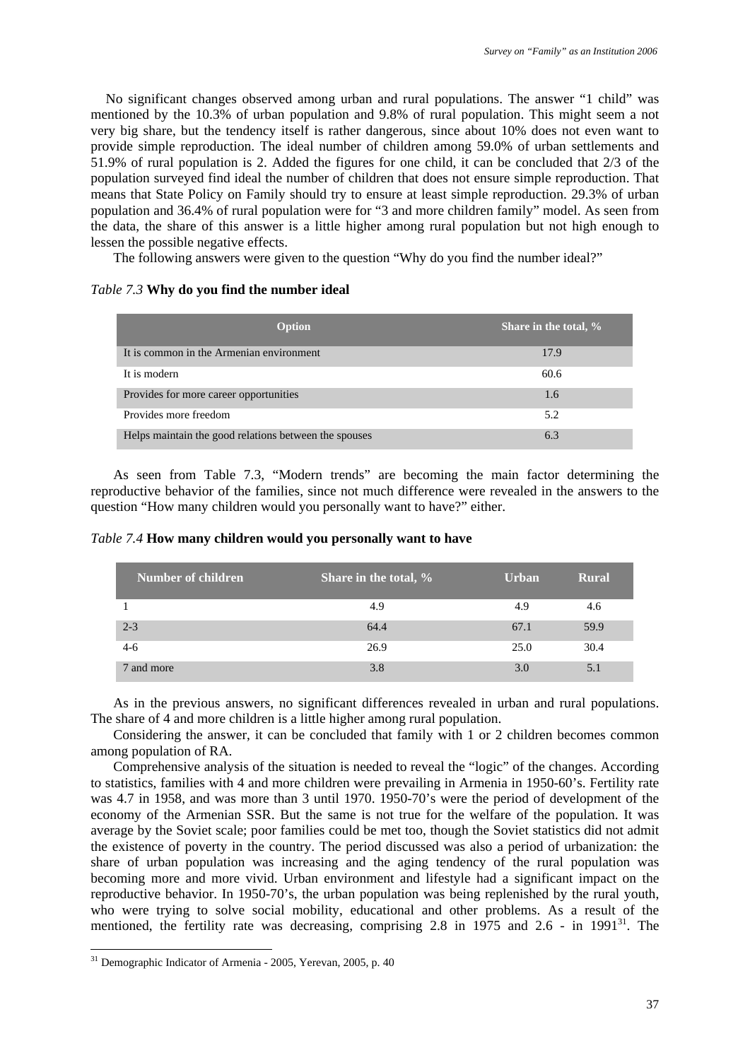No significant changes observed among urban and rural populations. The answer “1 child” was mentioned by the 10.3% of urban population and 9.8% of rural population. This might seem a not very big share, but the tendency itself is rather dangerous, since about 10% does not even want to provide simple reproduction. The ideal number of children among 59.0% of urban settlements and 51.9% of rural population is 2. Added the figures for one child, it can be concluded that 2/3 of the population surveyed find ideal the number of children that does not ensure simple reproduction. That means that State Policy on Family should try to ensure at least simple reproduction. 29.3% of urban population and 36.4% of rural population were for “3 and more children family” model. As seen from the data, the share of this answer is a little higher among rural population but not high enough to lessen the possible negative effects.

The following answers were given to the question “Why do you find the number ideal?”

*Table 7.3* **Why do you find the number ideal**

| Option | Share in the total, % |
|---|---|
| It is common in the Armenian environment | 17.9 |
| It is modern | 60.6 |
| Provides for more career opportunities | 1.6 |
| Provides more freedom | 5.2 |
| Helps maintain the good relations between the spouses | 6.3 |

As seen from Table 7.3, “Modern trends” are becoming the main factor determining the reproductive behavior of the families, since not much difference were revealed in the answers to the question “How many children would you personally want to have?” either.

*Table 7.4* **How many children would you personally want to have**

| Number of children | Share in the total, % | Urban | Rural |
|---|---|---|---|
| 1 | 4.9 | 4.9 | 4.6 |
| 2-3 | 64.4 | 67.1 | 59.9 |
| 4-6 | 26.9 | 25.0 | 30.4 |
| 7 and more | 3.8 | 3.0 | 5.1 |

As in the previous answers, no significant differences revealed in urban and rural populations. The share of 4 and more children is a little higher among rural population.

Considering the answer, it can be concluded that family with 1 or 2 children becomes common among population of RA.

Comprehensive analysis of the situation is needed to reveal the “logic” of the changes. According to statistics, families with 4 and more children were prevailing in Armenia in 1950-60’s. Fertility rate was 4.7 in 1958, and was more than 3 until 1970. 1950-70’s were the period of development of the economy of the Armenian SSR. But the same is not true for the welfare of the population. It was average by the Soviet scale; poor families could be met too, though the Soviet statistics did not admit the existence of poverty in the country. The period discussed was also a period of urbanization: the share of urban population was increasing and the aging tendency of the rural population was becoming more and more vivid. Urban environment and lifestyle had a significant impact on the reproductive behavior. In 1950-70’s, the urban population was being replenished by the rural youth, who were trying to solve social mobility, educational and other problems. As a result of the mentioned, the fertility rate was decreasing, comprising 2.8 in 1975 and 2.6 - in 1991[31]. The

[31] Demographic Indicator of Armenia - 2005, Yerevan, 2005, p. 40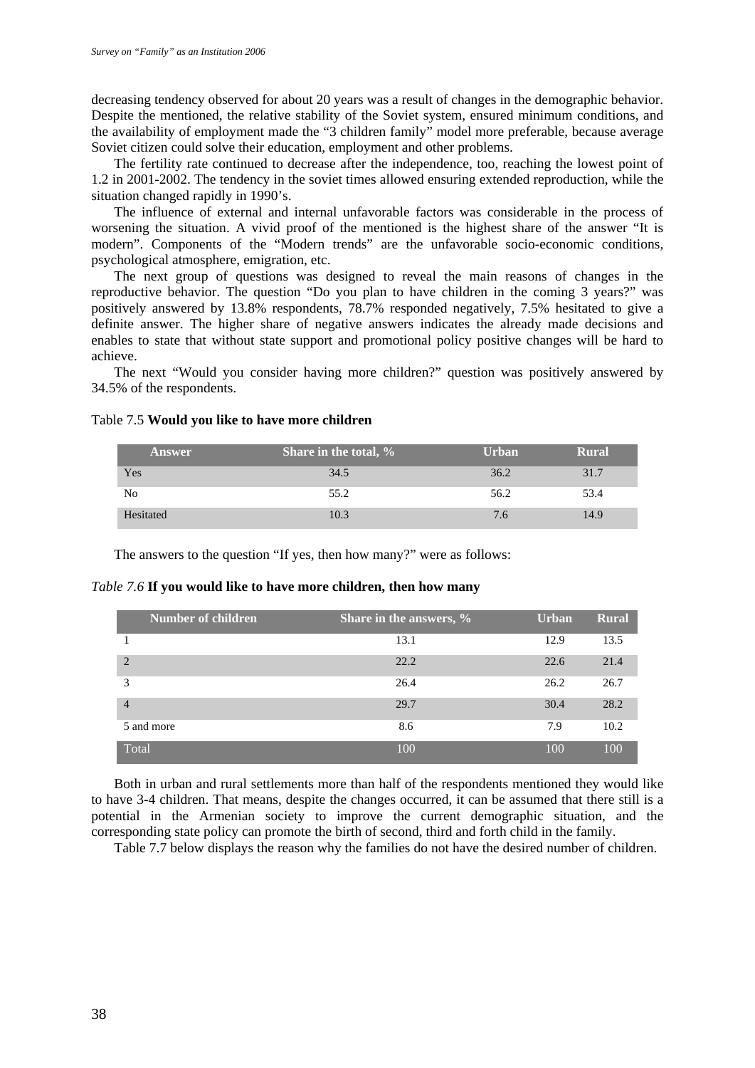decreasing tendency observed for about 20 years was a result of changes in the demographic behavior. Despite the mentioned, the relative stability of the Soviet system, ensured minimum conditions, and the availability of employment made the "3 children family" model more preferable, because average Soviet citizen could solve their education, employment and other problems.

The fertility rate continued to decrease after the independence, too, reaching the lowest point of 1.2 in 2001-2002. The tendency in the soviet times allowed ensuring extended reproduction, while the situation changed rapidly in 1990's.

The influence of external and internal unfavorable factors was considerable in the process of worsening the situation. A vivid proof of the mentioned is the highest share of the answer "It is modern". Components of the "Modern trends" are the unfavorable socio-economic conditions, psychological atmosphere, emigration, etc.

The next group of questions was designed to reveal the main reasons of changes in the reproductive behavior. The question "Do you plan to have children in the coming 3 years?" was positively answered by 13.8% respondents, 78.7% responded negatively, 7.5% hesitated to give a definite answer. The higher share of negative answers indicates the already made decisions and enables to state that without state support and promotional policy positive changes will be hard to achieve.

The next "Would you consider having more children?" question was positively answered by 34.5% of the respondents.

Table 7.5 **Would you like to have more children**

| Answer | Share in the total, % | Urban | Rural |
|---|---|---|---|
| Yes | 34.5 | 36.2 | 31.7 |
| No | 55.2 | 56.2 | 53.4 |
| Hesitated | 10.3 | 7.6 | 14.9 |

The answers to the question "If yes, then how many?" were as follows:

*Table 7.6* **If you would like to have more children, then how many**

| Number of children | Share in the answers, % | Urban | Rural |
|---|---|---|---|
| 1 | 13.1 | 12.9 | 13.5 |
| 2 | 22.2 | 22.6 | 21.4 |
| 3 | 26.4 | 26.2 | 26.7 |
| 4 | 29.7 | 30.4 | 28.2 |
| 5 and more | 8.6 | 7.9 | 10.2 |
| Total | 100 | 100 | 100 |

Both in urban and rural settlements more than half of the respondents mentioned they would like to have 3-4 children. That means, despite the changes occurred, it can be assumed that there still is a potential in the Armenian society to improve the current demographic situation, and the corresponding state policy can promote the birth of second, third and forth child in the family.

Table 7.7 below displays the reason why the families do not have the desired number of children.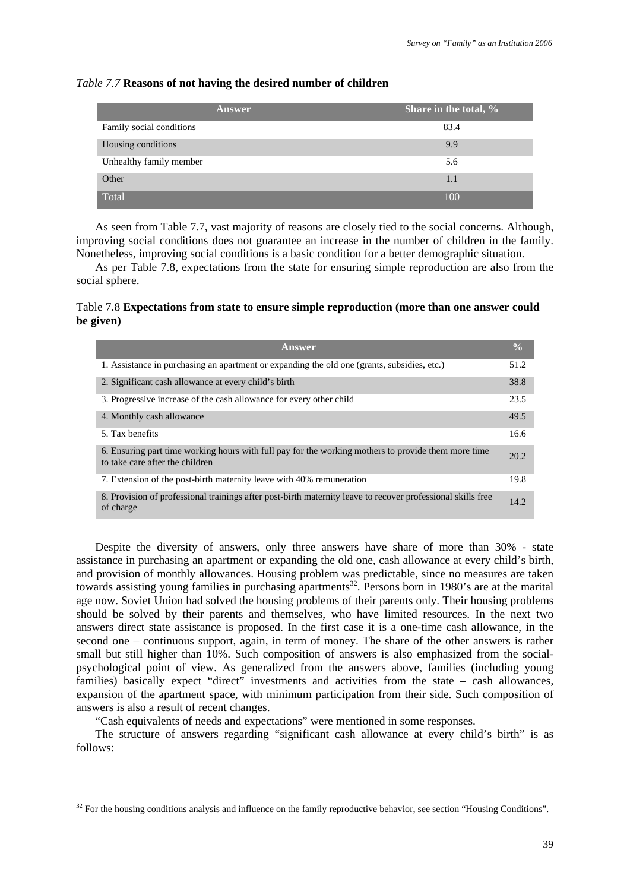*Table 7.7* **Reasons of not having the desired number of children**

| Answer | Share in the total, % |
|---|---|
| Family social conditions | 83.4 |
| Housing conditions | 9.9 |
| Unhealthy family member | 5.6 |
| Other | 1.1 |
| Total | 100 |

As seen from Table 7.7, vast majority of reasons are closely tied to the social concerns. Although, improving social conditions does not guarantee an increase in the number of children in the family. Nonetheless, improving social conditions is a basic condition for a better demographic situation.

As per Table 7.8, expectations from the state for ensuring simple reproduction are also from the social sphere.

Table 7.8 **Expectations from state to ensure simple reproduction (more than one answer could be given)**

| Answer | % |
|---|---|
| 1. Assistance in purchasing an apartment or expanding the old one (grants, subsidies, etc.) | 51.2 |
| 2. Significant cash allowance at every child's birth | 38.8 |
| 3. Progressive increase of the cash allowance for every other child | 23.5 |
| 4. Monthly cash allowance | 49.5 |
| 5. Tax benefits | 16.6 |
| 6. Ensuring part time working hours with full pay for the working mothers to provide them more time to take care after the children | 20.2 |
| 7. Extension of the post-birth maternity leave with 40% remuneration | 19.8 |
| 8. Provision of professional trainings after post-birth maternity leave to recover professional skills free of charge | 14.2 |

Despite the diversity of answers, only three answers have share of more than 30% - state assistance in purchasing an apartment or expanding the old one, cash allowance at every child's birth, and provision of monthly allowances. Housing problem was predictable, since no measures are taken towards assisting young families in purchasing apartments[32]. Persons born in 1980's are at the marital age now. Soviet Union had solved the housing problems of their parents only. Their housing problems should be solved by their parents and themselves, who have limited resources. In the next two answers direct state assistance is proposed. In the first case it is a one-time cash allowance, in the second one – continuous support, again, in term of money. The share of the other answers is rather small but still higher than 10%. Such composition of answers is also emphasized from the social-psychological point of view. As generalized from the answers above, families (including young families) basically expect "direct" investments and activities from the state – cash allowances, expansion of the apartment space, with minimum participation from their side. Such composition of answers is also a result of recent changes.

"Cash equivalents of needs and expectations" were mentioned in some responses.

The structure of answers regarding "significant cash allowance at every child's birth" is as follows:

[32] For the housing conditions analysis and influence on the family reproductive behavior, see section "Housing Conditions".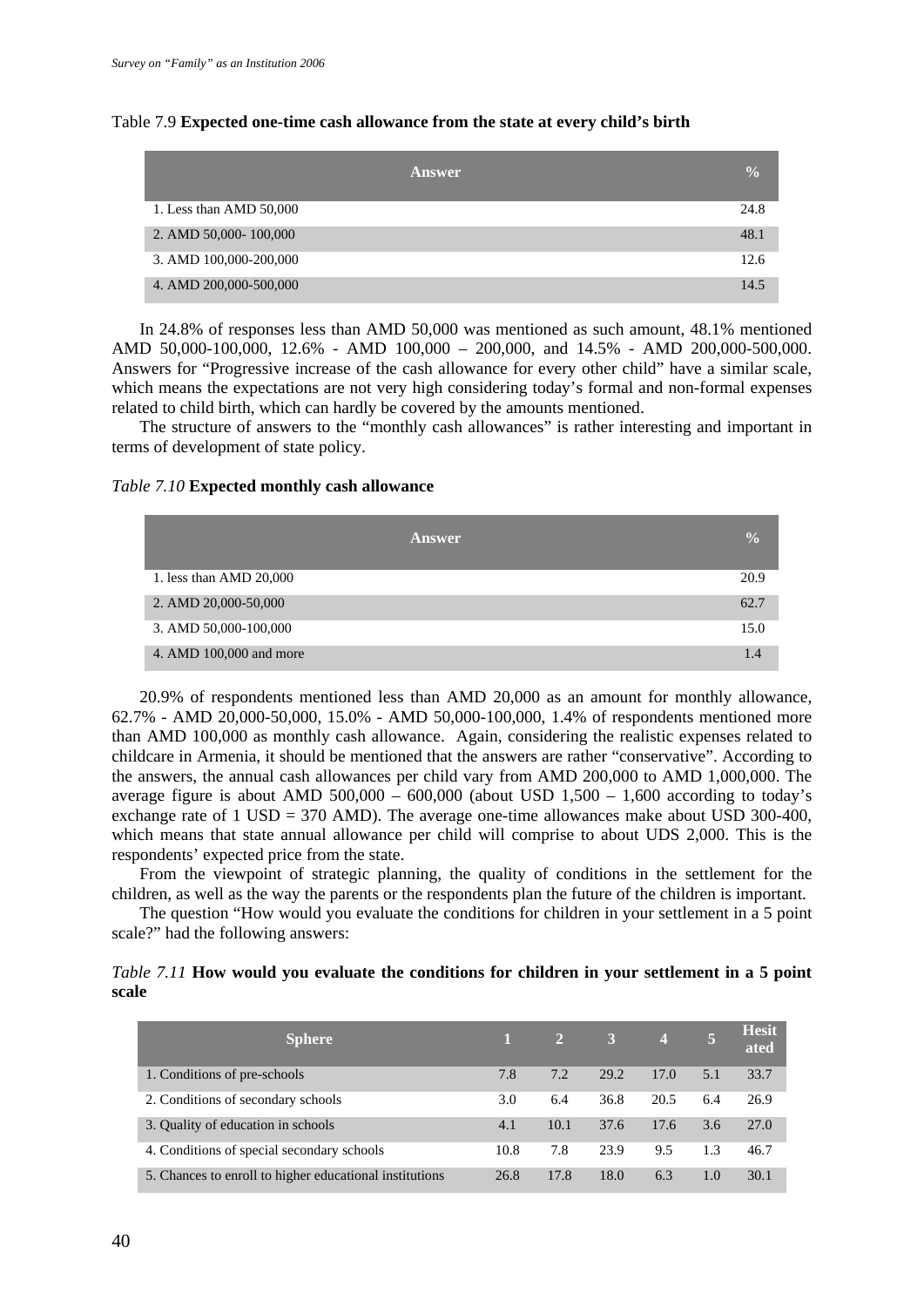Table 7.9 **Expected one-time cash allowance from the state at every child's birth**

| Answer | % |
|---|---|
| 1. Less than AMD 50,000 | 24.8 |
| 2. AMD 50,000- 100,000 | 48.1 |
| 3. AMD 100,000-200,000 | 12.6 |
| 4. AMD 200,000-500,000 | 14.5 |

In 24.8% of responses less than AMD 50,000 was mentioned as such amount, 48.1% mentioned AMD 50,000-100,000, 12.6% - AMD 100,000 – 200,000, and 14.5% - AMD 200,000-500,000. Answers for "Progressive increase of the cash allowance for every other child" have a similar scale, which means the expectations are not very high considering today's formal and non-formal expenses related to child birth, which can hardly be covered by the amounts mentioned.

The structure of answers to the "monthly cash allowances" is rather interesting and important in terms of development of state policy.

*Table 7.10* **Expected monthly cash allowance**

| Answer | % |
|---|---|
| 1. less than AMD 20,000 | 20.9 |
| 2. AMD 20,000-50,000 | 62.7 |
| 3. AMD 50,000-100,000 | 15.0 |
| 4. AMD 100,000 and more | 1.4 |

20.9% of respondents mentioned less than AMD 20,000 as an amount for monthly allowance, 62.7% - AMD 20,000-50,000, 15.0% - AMD 50,000-100,000, 1.4% of respondents mentioned more than AMD 100,000 as monthly cash allowance. Again, considering the realistic expenses related to childcare in Armenia, it should be mentioned that the answers are rather "conservative". According to the answers, the annual cash allowances per child vary from AMD 200,000 to AMD 1,000,000. The average figure is about AMD 500,000 – 600,000 (about USD 1,500 – 1,600 according to today's exchange rate of 1 USD = 370 AMD). The average one-time allowances make about USD 300-400, which means that state annual allowance per child will comprise to about UDS 2,000. This is the respondents' expected price from the state.

From the viewpoint of strategic planning, the quality of conditions in the settlement for the children, as well as the way the parents or the respondents plan the future of the children is important.

The question "How would you evaluate the conditions for children in your settlement in a 5 point scale?" had the following answers:

*Table 7.11* **How would you evaluate the conditions for children in your settlement in a 5 point scale**

| Sphere | 1 | 2 | 3 | 4 | 5 | Hesitated |
|---|---|---|---|---|---|---|
| 1. Conditions of pre-schools | 7.8 | 7.2 | 29.2 | 17.0 | 5.1 | 33.7 |
| 2. Conditions of secondary schools | 3.0 | 6.4 | 36.8 | 20.5 | 6.4 | 26.9 |
| 3. Quality of education in schools | 4.1 | 10.1 | 37.6 | 17.6 | 3.6 | 27.0 |
| 4. Conditions of special secondary schools | 10.8 | 7.8 | 23.9 | 9.5 | 1.3 | 46.7 |
| 5. Chances to enroll to higher educational institutions | 26.8 | 17.8 | 18.0 | 6.3 | 1.0 | 30.1 |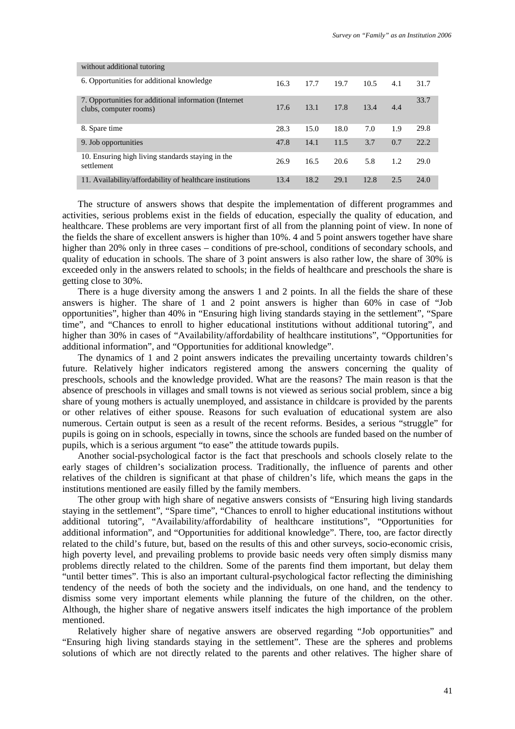| without additional tutoring | | | | | | |
|---|---|---|---|---|---|---|
| 6. Opportunities for additional knowledge | 16.3 | 17.7 | 19.7 | 10.5 | 4.1 | 31.7 |
| 7. Opportunities for additional information (Internet clubs, computer rooms) | 17.6 | 13.1 | 17.8 | 13.4 | 4.4 | 33.7 |
| 8. Spare time | 28.3 | 15.0 | 18.0 | 7.0 | 1.9 | 29.8 |
| 9. Job opportunities | 47.8 | 14.1 | 11.5 | 3.7 | 0.7 | 22.2 |
| 10. Ensuring high living standards staying in the settlement | 26.9 | 16.5 | 20.6 | 5.8 | 1.2 | 29.0 |
| 11. Availability/affordability of healthcare institutions | 13.4 | 18.2 | 29.1 | 12.8 | 2.5 | 24.0 |

The structure of answers shows that despite the implementation of different programmes and activities, serious problems exist in the fields of education, especially the quality of education, and healthcare. These problems are very important first of all from the planning point of view. In none of the fields the share of excellent answers is higher than 10%. 4 and 5 point answers together have share higher than 20% only in three cases – conditions of pre-school, conditions of secondary schools, and quality of education in schools. The share of 3 point answers is also rather low, the share of 30% is exceeded only in the answers related to schools; in the fields of healthcare and preschools the share is getting close to 30%.

There is a huge diversity among the answers 1 and 2 points. In all the fields the share of these answers is higher. The share of 1 and 2 point answers is higher than 60% in case of "Job opportunities", higher than 40% in "Ensuring high living standards staying in the settlement", "Spare time", and "Chances to enroll to higher educational institutions without additional tutoring", and higher than 30% in cases of "Availability/affordability of healthcare institutions", "Opportunities for additional information", and "Opportunities for additional knowledge".

The dynamics of 1 and 2 point answers indicates the prevailing uncertainty towards children's future. Relatively higher indicators registered among the answers concerning the quality of preschools, schools and the knowledge provided. What are the reasons? The main reason is that the absence of preschools in villages and small towns is not viewed as serious social problem, since a big share of young mothers is actually unemployed, and assistance in childcare is provided by the parents or other relatives of either spouse. Reasons for such evaluation of educational system are also numerous. Certain output is seen as a result of the recent reforms. Besides, a serious "struggle" for pupils is going on in schools, especially in towns, since the schools are funded based on the number of pupils, which is a serious argument "to ease" the attitude towards pupils.

Another social-psychological factor is the fact that preschools and schools closely relate to the early stages of children's socialization process. Traditionally, the influence of parents and other relatives of the children is significant at that phase of children's life, which means the gaps in the institutions mentioned are easily filled by the family members.

The other group with high share of negative answers consists of "Ensuring high living standards staying in the settlement", "Spare time", "Chances to enroll to higher educational institutions without additional tutoring", "Availability/affordability of healthcare institutions", "Opportunities for additional information", and "Opportunities for additional knowledge". There, too, are factor directly related to the child's future, but, based on the results of this and other surveys, socio-economic crisis, high poverty level, and prevailing problems to provide basic needs very often simply dismiss many problems directly related to the children. Some of the parents find them important, but delay them "until better times". This is also an important cultural-psychological factor reflecting the diminishing tendency of the needs of both the society and the individuals, on one hand, and the tendency to dismiss some very important elements while planning the future of the children, on the other. Although, the higher share of negative answers itself indicates the high importance of the problem mentioned.

Relatively higher share of negative answers are observed regarding "Job opportunities" and "Ensuring high living standards staying in the settlement". These are the spheres and problems solutions of which are not directly related to the parents and other relatives. The higher share of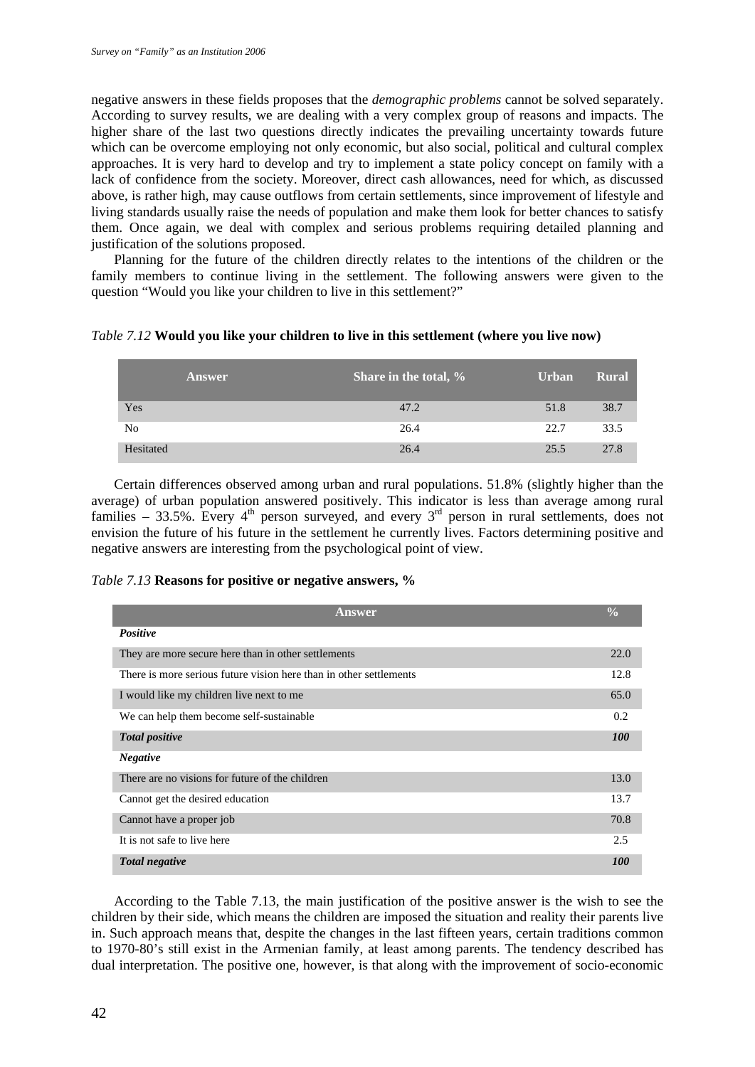negative answers in these fields proposes that the *demographic problems* cannot be solved separately. According to survey results, we are dealing with a very complex group of reasons and impacts. The higher share of the last two questions directly indicates the prevailing uncertainty towards future which can be overcome employing not only economic, but also social, political and cultural complex approaches. It is very hard to develop and try to implement a state policy concept on family with a lack of confidence from the society. Moreover, direct cash allowances, need for which, as discussed above, is rather high, may cause outflows from certain settlements, since improvement of lifestyle and living standards usually raise the needs of population and make them look for better chances to satisfy them. Once again, we deal with complex and serious problems requiring detailed planning and justification of the solutions proposed.

Planning for the future of the children directly relates to the intentions of the children or the family members to continue living in the settlement. The following answers were given to the question "Would you like your children to live in this settlement?"

*Table 7.12* **Would you like your children to live in this settlement (where you live now)**

| Answer | Share in the total, % | Urban | Rural |
|---|---|---|---|
| Yes | 47.2 | 51.8 | 38.7 |
| No | 26.4 | 22.7 | 33.5 |
| Hesitated | 26.4 | 25.5 | 27.8 |

Certain differences observed among urban and rural populations. 51.8% (slightly higher than the average) of urban population answered positively. This indicator is less than average among rural families – 33.5%. Every 4th person surveyed, and every 3rd person in rural settlements, does not envision the future of his future in the settlement he currently lives. Factors determining positive and negative answers are interesting from the psychological point of view.

*Table 7.13* **Reasons for positive or negative answers, %**

| Answer | % |
|---|---|
| ***Positive*** | |
| They are more secure here than in other settlements | 22.0 |
| There is more serious future vision here than in other settlements | 12.8 |
| I would like my children live next to me | 65.0 |
| We can help them become self-sustainable | 0.2 |
| ***Total positive*** | ***100*** |
| ***Negative*** | |
| There are no visions for future of the children | 13.0 |
| Cannot get the desired education | 13.7 |
| Cannot have a proper job | 70.8 |
| It is not safe to live here | 2.5 |
| ***Total negative*** | ***100*** |

According to the Table 7.13, the main justification of the positive answer is the wish to see the children by their side, which means the children are imposed the situation and reality their parents live in. Such approach means that, despite the changes in the last fifteen years, certain traditions common to 1970-80's still exist in the Armenian family, at least among parents. The tendency described has dual interpretation. The positive one, however, is that along with the improvement of socio-economic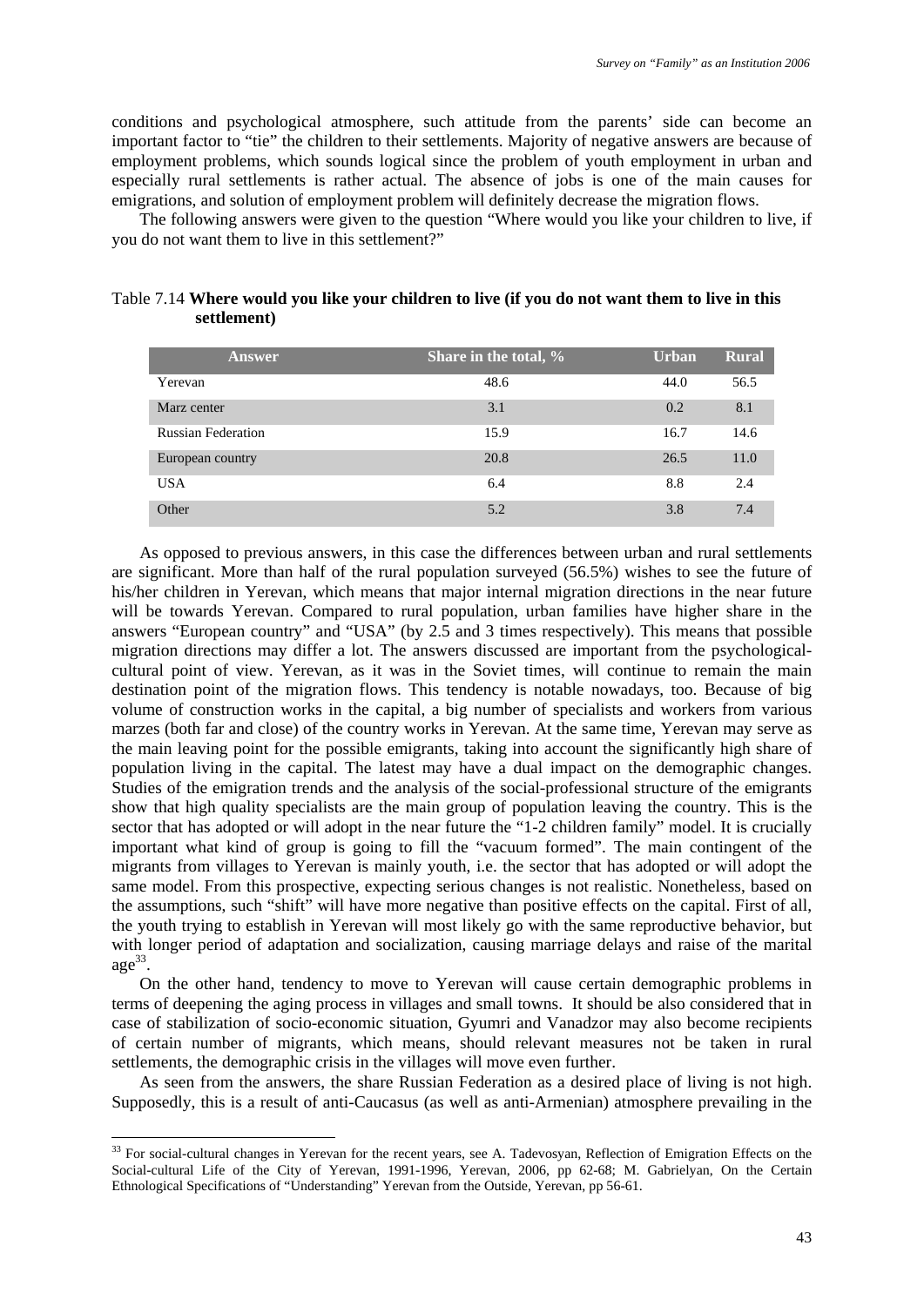conditions and psychological atmosphere, such attitude from the parents' side can become an important factor to "tie" the children to their settlements. Majority of negative answers are because of employment problems, which sounds logical since the problem of youth employment in urban and especially rural settlements is rather actual. The absence of jobs is one of the main causes for emigrations, and solution of employment problem will definitely decrease the migration flows.

The following answers were given to the question "Where would you like your children to live, if you do not want them to live in this settlement?"

Table 7.14 **Where would you like your children to live (if you do not want them to live in this settlement)**

| Answer | Share in the total, % | Urban | Rural |
|---|---|---|---|
| Yerevan | 48.6 | 44.0 | 56.5 |
| Marz center | 3.1 | 0.2 | 8.1 |
| Russian Federation | 15.9 | 16.7 | 14.6 |
| European country | 20.8 | 26.5 | 11.0 |
| USA | 6.4 | 8.8 | 2.4 |
| Other | 5.2 | 3.8 | 7.4 |

As opposed to previous answers, in this case the differences between urban and rural settlements are significant. More than half of the rural population surveyed (56.5%) wishes to see the future of his/her children in Yerevan, which means that major internal migration directions in the near future will be towards Yerevan. Compared to rural population, urban families have higher share in the answers "European country" and "USA" (by 2.5 and 3 times respectively). This means that possible migration directions may differ a lot. The answers discussed are important from the psychological-cultural point of view. Yerevan, as it was in the Soviet times, will continue to remain the main destination point of the migration flows. This tendency is notable nowadays, too. Because of big volume of construction works in the capital, a big number of specialists and workers from various marzes (both far and close) of the country works in Yerevan. At the same time, Yerevan may serve as the main leaving point for the possible emigrants, taking into account the significantly high share of population living in the capital. The latest may have a dual impact on the demographic changes. Studies of the emigration trends and the analysis of the social-professional structure of the emigrants show that high quality specialists are the main group of population leaving the country. This is the sector that has adopted or will adopt in the near future the "1-2 children family" model. It is crucially important what kind of group is going to fill the "vacuum formed". The main contingent of the migrants from villages to Yerevan is mainly youth, i.e. the sector that has adopted or will adopt the same model. From this prospective, expecting serious changes is not realistic. Nonetheless, based on the assumptions, such "shift" will have more negative than positive effects on the capital. First of all, the youth trying to establish in Yerevan will most likely go with the same reproductive behavior, but with longer period of adaptation and socialization, causing marriage delays and raise of the marital age[33].

On the other hand, tendency to move to Yerevan will cause certain demographic problems in terms of deepening the aging process in villages and small towns. It should be also considered that in case of stabilization of socio-economic situation, Gyumri and Vanadzor may also become recipients of certain number of migrants, which means, should relevant measures not be taken in rural settlements, the demographic crisis in the villages will move even further.

As seen from the answers, the share Russian Federation as a desired place of living is not high. Supposedly, this is a result of anti-Caucasus (as well as anti-Armenian) atmosphere prevailing in the

[33] For social-cultural changes in Yerevan for the recent years, see A. Tadevosyan, Reflection of Emigration Effects on the Social-cultural Life of the City of Yerevan, 1991-1996, Yerevan, 2006, pp 62-68; M. Gabrielyan, On the Certain Ethnological Specifications of "Understanding" Yerevan from the Outside, Yerevan, pp 56-61.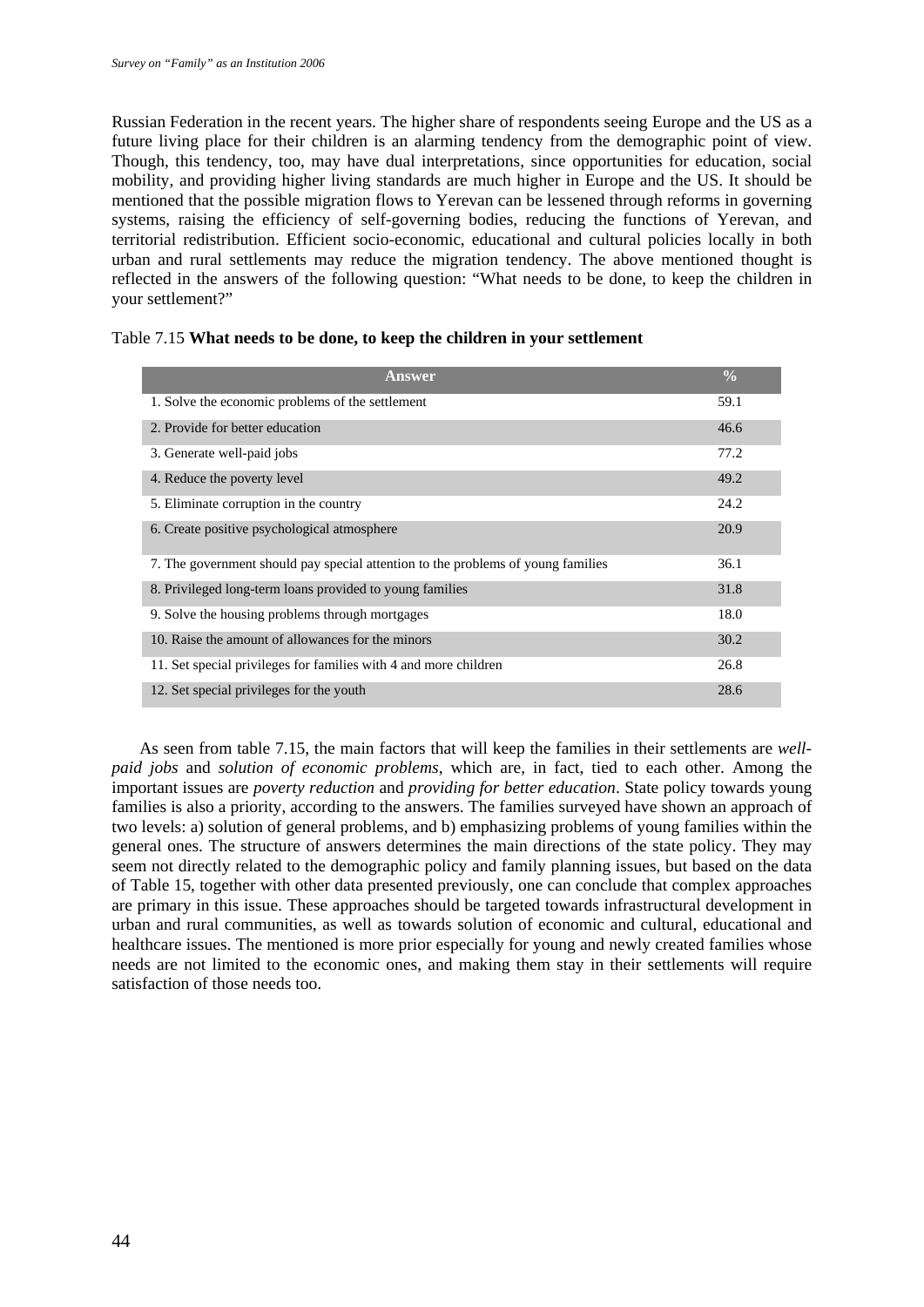Russian Federation in the recent years. The higher share of respondents seeing Europe and the US as a future living place for their children is an alarming tendency from the demographic point of view. Though, this tendency, too, may have dual interpretations, since opportunities for education, social mobility, and providing higher living standards are much higher in Europe and the US. It should be mentioned that the possible migration flows to Yerevan can be lessened through reforms in governing systems, raising the efficiency of self-governing bodies, reducing the functions of Yerevan, and territorial redistribution. Efficient socio-economic, educational and cultural policies locally in both urban and rural settlements may reduce the migration tendency. The above mentioned thought is reflected in the answers of the following question: "What needs to be done, to keep the children in your settlement?"

Table 7.15 **What needs to be done, to keep the children in your settlement**

| Answer | % |
|---|---|
| 1. Solve the economic problems of the settlement | 59.1 |
| 2. Provide for better education | 46.6 |
| 3. Generate well-paid jobs | 77.2 |
| 4. Reduce the poverty level | 49.2 |
| 5. Eliminate corruption in the country | 24.2 |
| 6. Create positive psychological atmosphere | 20.9 |
| 7. The government should pay special attention to the problems of young families | 36.1 |
| 8. Privileged long-term loans provided to young families | 31.8 |
| 9. Solve the housing problems through mortgages | 18.0 |
| 10. Raise the amount of allowances for the minors | 30.2 |
| 11. Set special privileges for families with 4 and more children | 26.8 |
| 12. Set special privileges for the youth | 28.6 |

As seen from table 7.15, the main factors that will keep the families in their settlements are *well-paid jobs* and *solution of economic problems*, which are, in fact, tied to each other. Among the important issues are *poverty reduction* and *providing for better education*. State policy towards young families is also a priority, according to the answers. The families surveyed have shown an approach of two levels: a) solution of general problems, and b) emphasizing problems of young families within the general ones. The structure of answers determines the main directions of the state policy. They may seem not directly related to the demographic policy and family planning issues, but based on the data of Table 15, together with other data presented previously, one can conclude that complex approaches are primary in this issue. These approaches should be targeted towards infrastructural development in urban and rural communities, as well as towards solution of economic and cultural, educational and healthcare issues. The mentioned is more prior especially for young and newly created families whose needs are not limited to the economic ones, and making them stay in their settlements will require satisfaction of those needs too.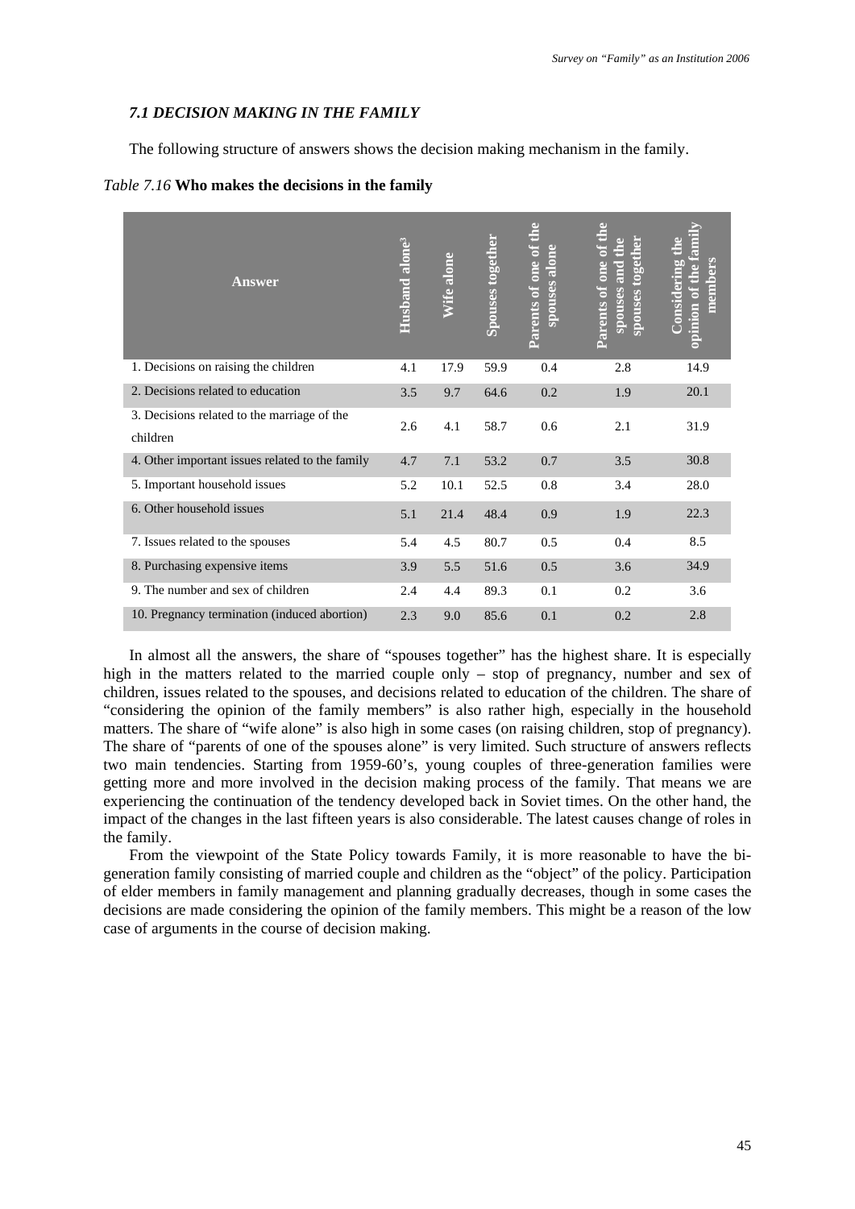### *7.1 DECISION MAKING IN THE FAMILY*

The following structure of answers shows the decision making mechanism in the family.

*Table 7.16* **Who makes the decisions in the family**

| Answer | Husband alone[3] | Wife alone | Spouses together | Parents of one of the spouses alone | Parents of one of the spouses and the spouses together | Considering the opinion of the family members |
|---|---|---|---|---|---|---|
| 1. Decisions on raising the children | 4.1 | 17.9 | 59.9 | 0.4 | 2.8 | 14.9 |
| 2. Decisions related to education | 3.5 | 9.7 | 64.6 | 0.2 | 1.9 | 20.1 |
| 3. Decisions related to the marriage of the children | 2.6 | 4.1 | 58.7 | 0.6 | 2.1 | 31.9 |
| 4. Other important issues related to the family | 4.7 | 7.1 | 53.2 | 0.7 | 3.5 | 30.8 |
| 5. Important household issues | 5.2 | 10.1 | 52.5 | 0.8 | 3.4 | 28.0 |
| 6. Other household issues | 5.1 | 21.4 | 48.4 | 0.9 | 1.9 | 22.3 |
| 7. Issues related to the spouses | 5.4 | 4.5 | 80.7 | 0.5 | 0.4 | 8.5 |
| 8. Purchasing expensive items | 3.9 | 5.5 | 51.6 | 0.5 | 3.6 | 34.9 |
| 9. The number and sex of children | 2.4 | 4.4 | 89.3 | 0.1 | 0.2 | 3.6 |
| 10. Pregnancy termination (induced abortion) | 2.3 | 9.0 | 85.6 | 0.1 | 0.2 | 2.8 |

In almost all the answers, the share of "spouses together" has the highest share. It is especially high in the matters related to the married couple only – stop of pregnancy, number and sex of children, issues related to the spouses, and decisions related to education of the children. The share of "considering the opinion of the family members" is also rather high, especially in the household matters. The share of "wife alone" is also high in some cases (on raising children, stop of pregnancy). The share of "parents of one of the spouses alone" is very limited. Such structure of answers reflects two main tendencies. Starting from 1959-60's, young couples of three-generation families were getting more and more involved in the decision making process of the family. That means we are experiencing the continuation of the tendency developed back in Soviet times. On the other hand, the impact of the changes in the last fifteen years is also considerable. The latest causes change of roles in the family.

From the viewpoint of the State Policy towards Family, it is more reasonable to have the bi-generation family consisting of married couple and children as the "object" of the policy. Participation of elder members in family management and planning gradually decreases, though in some cases the decisions are made considering the opinion of the family members. This might be a reason of the low case of arguments in the course of decision making.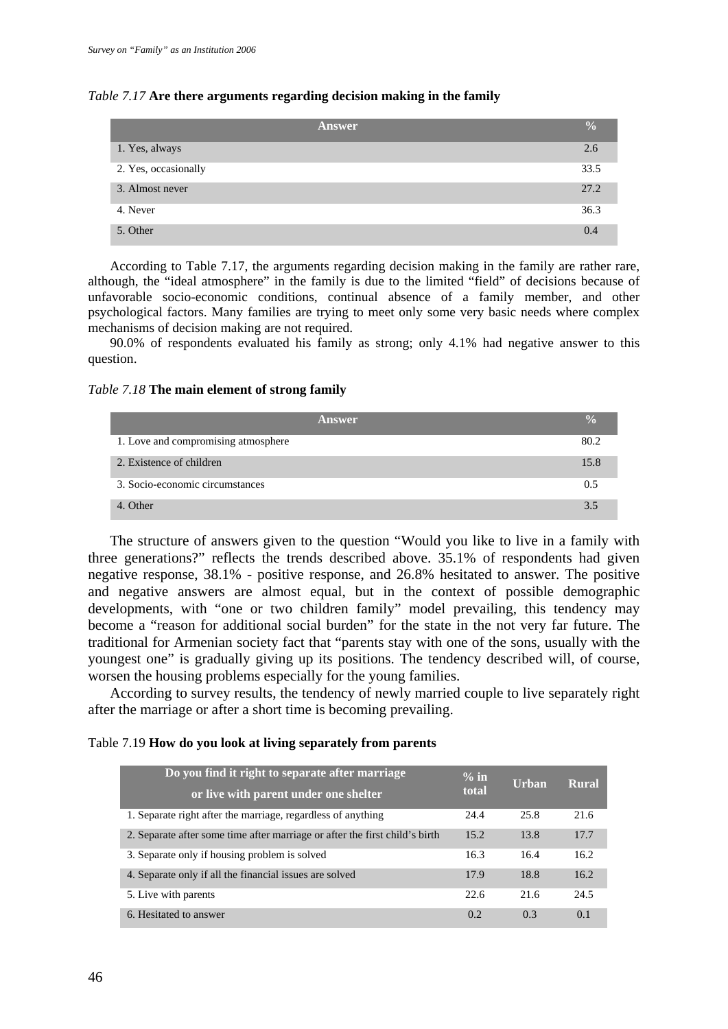*Table 7.17* **Are there arguments regarding decision making in the family**

| Answer | % |
|---|---|
| 1. Yes, always | 2.6 |
| 2. Yes, occasionally | 33.5 |
| 3. Almost never | 27.2 |
| 4. Never | 36.3 |
| 5. Other | 0.4 |

According to Table 7.17, the arguments regarding decision making in the family are rather rare, although, the "ideal atmosphere" in the family is due to the limited "field" of decisions because of unfavorable socio-economic conditions, continual absence of a family member, and other psychological factors. Many families are trying to meet only some very basic needs where complex mechanisms of decision making are not required.

90.0% of respondents evaluated his family as strong; only 4.1% had negative answer to this question.

*Table 7.18* **The main element of strong family**

| Answer | % |
|---|---|
| 1. Love and compromising atmosphere | 80.2 |
| 2. Existence of children | 15.8 |
| 3. Socio-economic circumstances | 0.5 |
| 4. Other | 3.5 |

The structure of answers given to the question "Would you like to live in a family with three generations?" reflects the trends described above. 35.1% of respondents had given negative response, 38.1% - positive response, and 26.8% hesitated to answer. The positive and negative answers are almost equal, but in the context of possible demographic developments, with "one or two children family" model prevailing, this tendency may become a "reason for additional social burden" for the state in the not very far future. The traditional for Armenian society fact that "parents stay with one of the sons, usually with the youngest one" is gradually giving up its positions. The tendency described will, of course, worsen the housing problems especially for the young families.

According to survey results, the tendency of newly married couple to live separately right after the marriage or after a short time is becoming prevailing.

Table 7.19 **How do you look at living separately from parents**

| Do you find it right to separate after marriage or live with parent under one shelter | % in total | Urban | Rural |
|---|---|---|---|
| 1. Separate right after the marriage, regardless of anything | 24.4 | 25.8 | 21.6 |
| 2. Separate after some time after marriage or after the first child's birth | 15.2 | 13.8 | 17.7 |
| 3. Separate only if housing problem is solved | 16.3 | 16.4 | 16.2 |
| 4. Separate only if all the financial issues are solved | 17.9 | 18.8 | 16.2 |
| 5. Live with parents | 22.6 | 21.6 | 24.5 |
| 6. Hesitated to answer | 0.2 | 0.3 | 0.1 |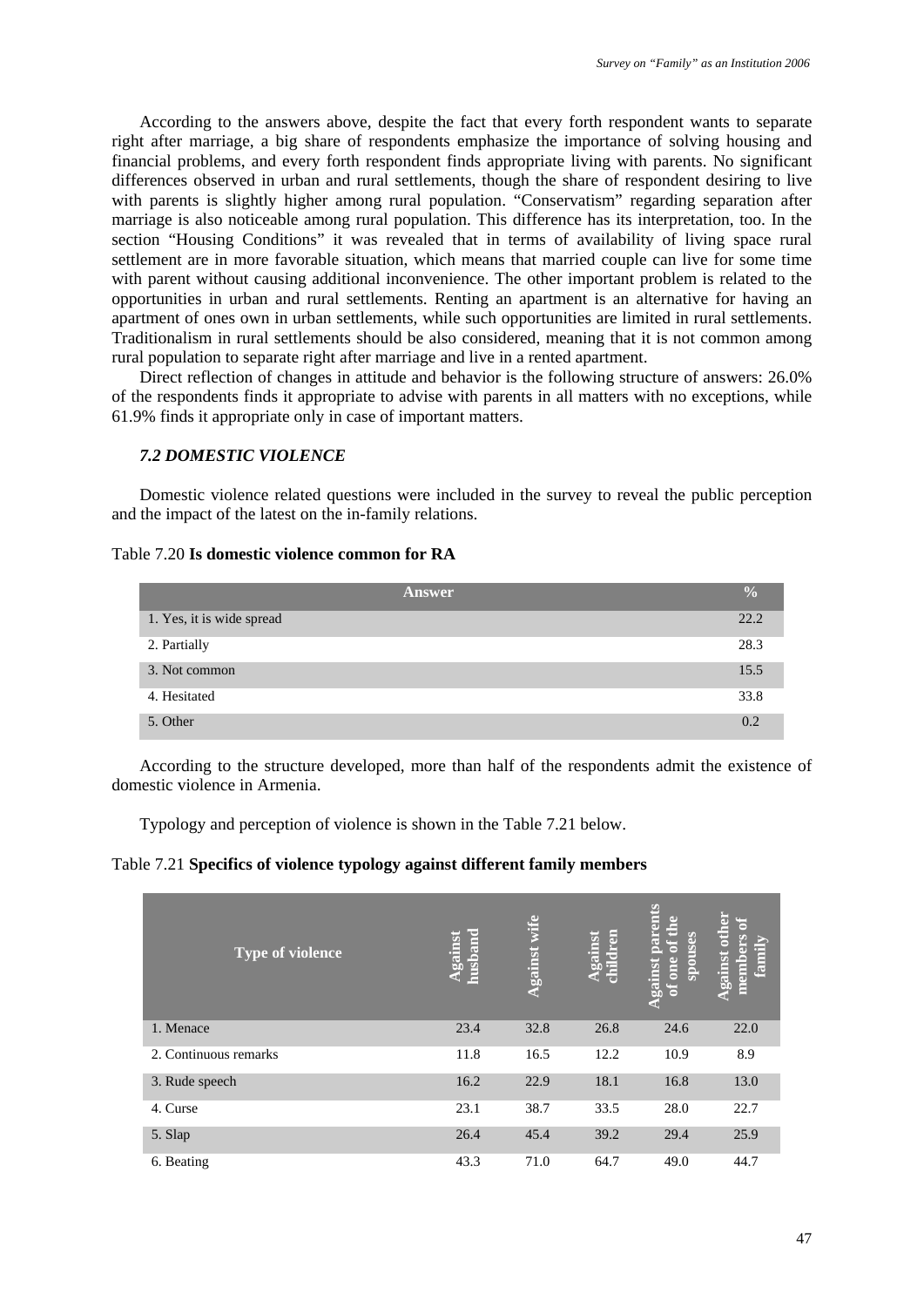According to the answers above, despite the fact that every forth respondent wants to separate right after marriage, a big share of respondents emphasize the importance of solving housing and financial problems, and every forth respondent finds appropriate living with parents. No significant differences observed in urban and rural settlements, though the share of respondent desiring to live with parents is slightly higher among rural population. "Conservatism" regarding separation after marriage is also noticeable among rural population. This difference has its interpretation, too. In the section "Housing Conditions" it was revealed that in terms of availability of living space rural settlement are in more favorable situation, which means that married couple can live for some time with parent without causing additional inconvenience. The other important problem is related to the opportunities in urban and rural settlements. Renting an apartment is an alternative for having an apartment of ones own in urban settlements, while such opportunities are limited in rural settlements. Traditionalism in rural settlements should be also considered, meaning that it is not common among rural population to separate right after marriage and live in a rented apartment.

Direct reflection of changes in attitude and behavior is the following structure of answers: 26.0% of the respondents finds it appropriate to advise with parents in all matters with no exceptions, while 61.9% finds it appropriate only in case of important matters.

### *7.2 DOMESTIC VIOLENCE*

Domestic violence related questions were included in the survey to reveal the public perception and the impact of the latest on the in-family relations.

Table 7.20 **Is domestic violence common for RA**

| Answer | % |
|---|---|
| 1. Yes, it is wide spread | 22.2 |
| 2. Partially | 28.3 |
| 3. Not common | 15.5 |
| 4. Hesitated | 33.8 |
| 5. Other | 0.2 |

According to the structure developed, more than half of the respondents admit the existence of domestic violence in Armenia.

Typology and perception of violence is shown in the Table 7.21 below.

Table 7.21 **Specifics of violence typology against different family members**

| Type of violence | Against husband | Against wife | Against children | Against parents of one of the spouses | Against other members of family |
|---|---|---|---|---|---|
| 1. Menace | 23.4 | 32.8 | 26.8 | 24.6 | 22.0 |
| 2. Continuous remarks | 11.8 | 16.5 | 12.2 | 10.9 | 8.9 |
| 3. Rude speech | 16.2 | 22.9 | 18.1 | 16.8 | 13.0 |
| 4. Curse | 23.1 | 38.7 | 33.5 | 28.0 | 22.7 |
| 5. Slap | 26.4 | 45.4 | 39.2 | 29.4 | 25.9 |
| 6. Beating | 43.3 | 71.0 | 64.7 | 49.0 | 44.7 |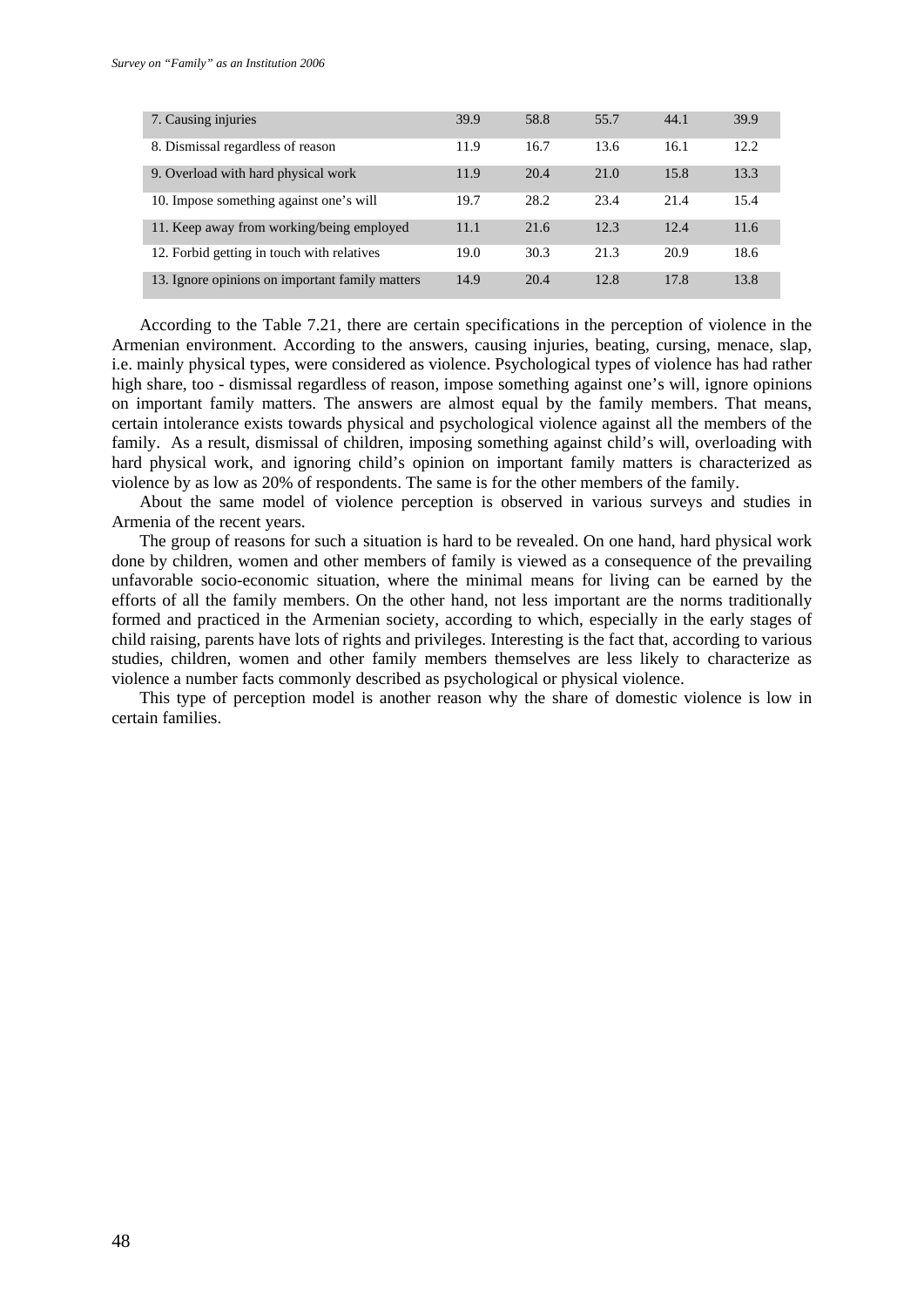| | | | | | |
|---|---|---|---|---|---|
| 7. Causing injuries | 39.9 | 58.8 | 55.7 | 44.1 | 39.9 |
| 8. Dismissal regardless of reason | 11.9 | 16.7 | 13.6 | 16.1 | 12.2 |
| 9. Overload with hard physical work | 11.9 | 20.4 | 21.0 | 15.8 | 13.3 |
| 10. Impose something against one's will | 19.7 | 28.2 | 23.4 | 21.4 | 15.4 |
| 11. Keep away from working/being employed | 11.1 | 21.6 | 12.3 | 12.4 | 11.6 |
| 12. Forbid getting in touch with relatives | 19.0 | 30.3 | 21.3 | 20.9 | 18.6 |
| 13. Ignore opinions on important family matters | 14.9 | 20.4 | 12.8 | 17.8 | 13.8 |

According to the Table 7.21, there are certain specifications in the perception of violence in the Armenian environment. According to the answers, causing injuries, beating, cursing, menace, slap, i.e. mainly physical types, were considered as violence. Psychological types of violence has had rather high share, too - dismissal regardless of reason, impose something against one's will, ignore opinions on important family matters. The answers are almost equal by the family members. That means, certain intolerance exists towards physical and psychological violence against all the members of the family. As a result, dismissal of children, imposing something against child's will, overloading with hard physical work, and ignoring child's opinion on important family matters is characterized as violence by as low as 20% of respondents. The same is for the other members of the family.

About the same model of violence perception is observed in various surveys and studies in Armenia of the recent years.

The group of reasons for such a situation is hard to be revealed. On one hand, hard physical work done by children, women and other members of family is viewed as a consequence of the prevailing unfavorable socio-economic situation, where the minimal means for living can be earned by the efforts of all the family members. On the other hand, not less important are the norms traditionally formed and practiced in the Armenian society, according to which, especially in the early stages of child raising, parents have lots of rights and privileges. Interesting is the fact that, according to various studies, children, women and other family members themselves are less likely to characterize as violence a number facts commonly described as psychological or physical violence.

This type of perception model is another reason why the share of domestic violence is low in certain families.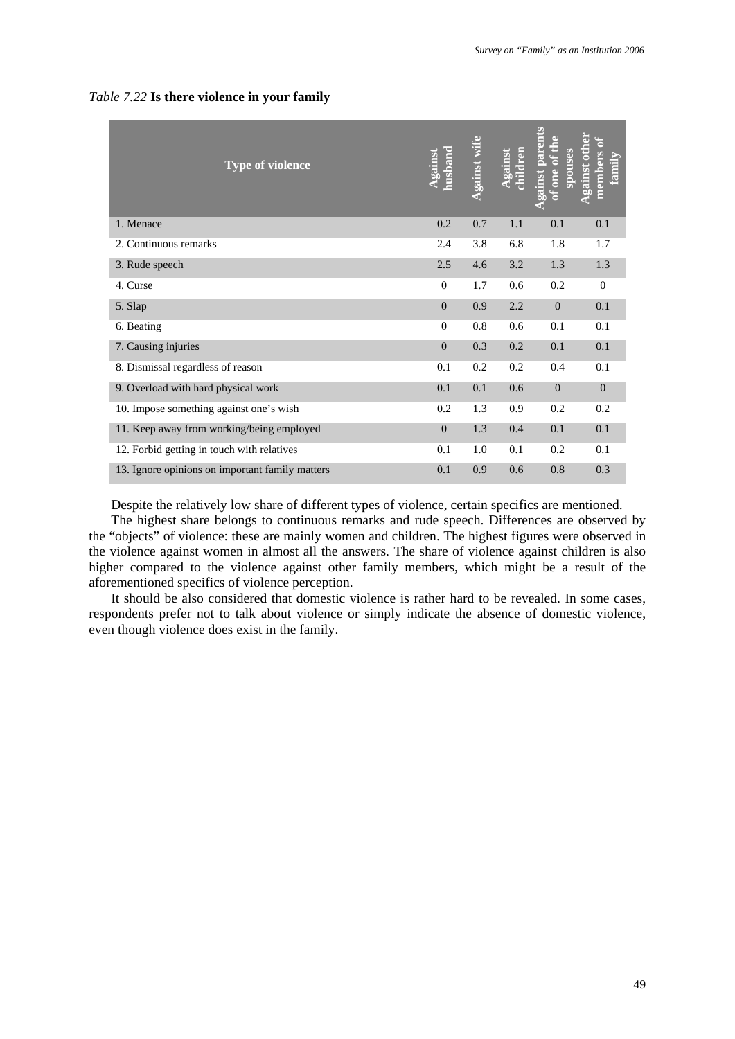*Table 7.22* **Is there violence in your family**

| Type of violence | Against husband | Against wife | Against children | Against parents of one of the spouses | Against other members of family |
|---|---|---|---|---|---|
| 1. Menace | 0.2 | 0.7 | 1.1 | 0.1 | 0.1 |
| 2. Continuous remarks | 2.4 | 3.8 | 6.8 | 1.8 | 1.7 |
| 3. Rude speech | 2.5 | 4.6 | 3.2 | 1.3 | 1.3 |
| 4. Curse | 0 | 1.7 | 0.6 | 0.2 | 0 |
| 5. Slap | 0 | 0.9 | 2.2 | 0 | 0.1 |
| 6. Beating | 0 | 0.8 | 0.6 | 0.1 | 0.1 |
| 7. Causing injuries | 0 | 0.3 | 0.2 | 0.1 | 0.1 |
| 8. Dismissal regardless of reason | 0.1 | 0.2 | 0.2 | 0.4 | 0.1 |
| 9. Overload with hard physical work | 0.1 | 0.1 | 0.6 | 0 | 0 |
| 10. Impose something against one's wish | 0.2 | 1.3 | 0.9 | 0.2 | 0.2 |
| 11. Keep away from working/being employed | 0 | 1.3 | 0.4 | 0.1 | 0.1 |
| 12. Forbid getting in touch with relatives | 0.1 | 1.0 | 0.1 | 0.2 | 0.1 |
| 13. Ignore opinions on important family matters | 0.1 | 0.9 | 0.6 | 0.8 | 0.3 |

Despite the relatively low share of different types of violence, certain specifics are mentioned.

The highest share belongs to continuous remarks and rude speech. Differences are observed by the "objects" of violence: these are mainly women and children. The highest figures were observed in the violence against women in almost all the answers. The share of violence against children is also higher compared to the violence against other family members, which might be a result of the aforementioned specifics of violence perception.

It should be also considered that domestic violence is rather hard to be revealed. In some cases, respondents prefer not to talk about violence or simply indicate the absence of domestic violence, even though violence does exist in the family.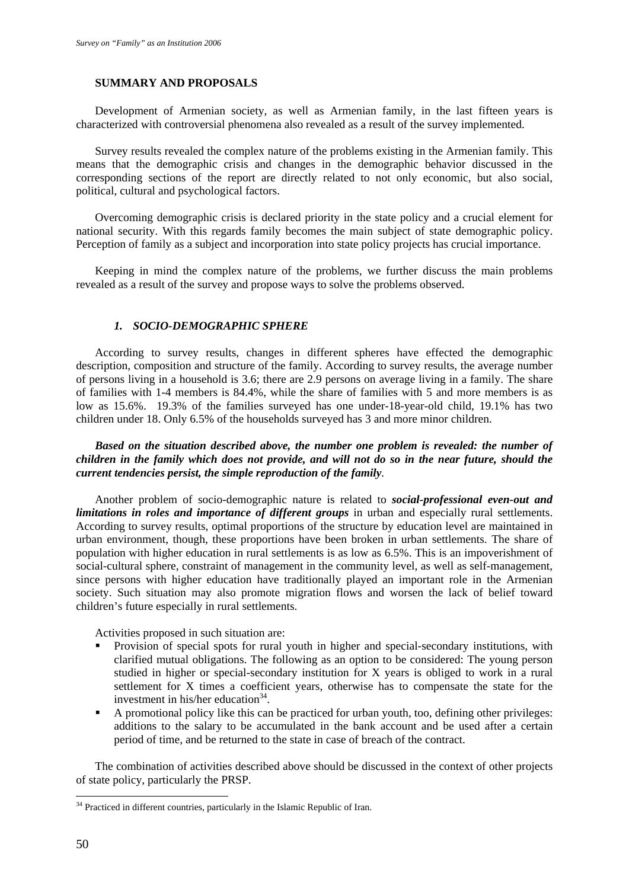## SUMMARY AND PROPOSALS

Development of Armenian society, as well as Armenian family, in the last fifteen years is characterized with controversial phenomena also revealed as a result of the survey implemented.

Survey results revealed the complex nature of the problems existing in the Armenian family. This means that the demographic crisis and changes in the demographic behavior discussed in the corresponding sections of the report are directly related to not only economic, but also social, political, cultural and psychological factors.

Overcoming demographic crisis is declared priority in the state policy and a crucial element for national security. With this regards family becomes the main subject of state demographic policy. Perception of family as a subject and incorporation into state policy projects has crucial importance.

Keeping in mind the complex nature of the problems, we further discuss the main problems revealed as a result of the survey and propose ways to solve the problems observed.

### *1. SOCIO-DEMOGRAPHIC SPHERE*

According to survey results, changes in different spheres have effected the demographic description, composition and structure of the family. According to survey results, the average number of persons living in a household is 3.6; there are 2.9 persons on average living in a family. The share of families with 1-4 members is 84.4%, while the share of families with 5 and more members is as low as 15.6%. 19.3% of the families surveyed has one under-18-year-old child, 19.1% has two children under 18. Only 6.5% of the households surveyed has 3 and more minor children.

***Based on the situation described above, the number one problem is revealed: the number of children in the family which does not provide, and will not do so in the near future, should the current tendencies persist, the simple reproduction of the family.***

Another problem of socio-demographic nature is related to ***social-professional even-out and limitations in roles and importance of different groups*** in urban and especially rural settlements. According to survey results, optimal proportions of the structure by education level are maintained in urban environment, though, these proportions have been broken in urban settlements. The share of population with higher education in rural settlements is as low as 6.5%. This is an impoverishment of social-cultural sphere, constraint of management in the community level, as well as self-management, since persons with higher education have traditionally played an important role in the Armenian society. Such situation may also promote migration flows and worsen the lack of belief toward children's future especially in rural settlements.

Activities proposed in such situation are:

- Provision of special spots for rural youth in higher and special-secondary institutions, with clarified mutual obligations. The following as an option to be considered: The young person studied in higher or special-secondary institution for X years is obliged to work in a rural settlement for X times a coefficient years, otherwise has to compensate the state for the investment in his/her education[34].
- A promotional policy like this can be practiced for urban youth, too, defining other privileges: additions to the salary to be accumulated in the bank account and be used after a certain period of time, and be returned to the state in case of breach of the contract.

The combination of activities described above should be discussed in the context of other projects of state policy, particularly the PRSP.

[34] Practiced in different countries, particularly in the Islamic Republic of Iran.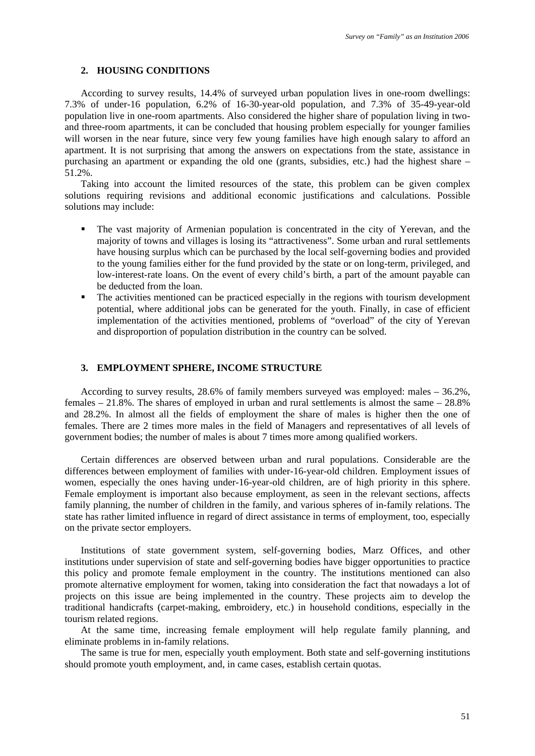## 2. HOUSING CONDITIONS

According to survey results, 14.4% of surveyed urban population lives in one-room dwellings: 7.3% of under-16 population, 6.2% of 16-30-year-old population, and 7.3% of 35-49-year-old population live in one-room apartments. Also considered the higher share of population living in two- and three-room apartments, it can be concluded that housing problem especially for younger families will worsen in the near future, since very few young families have high enough salary to afford an apartment. It is not surprising that among the answers on expectations from the state, assistance in purchasing an apartment or expanding the old one (grants, subsidies, etc.) had the highest share – 51.2%.

Taking into account the limited resources of the state, this problem can be given complex solutions requiring revisions and additional economic justifications and calculations. Possible solutions may include:

- The vast majority of Armenian population is concentrated in the city of Yerevan, and the majority of towns and villages is losing its "attractiveness". Some urban and rural settlements have housing surplus which can be purchased by the local self-governing bodies and provided to the young families either for the fund provided by the state or on long-term, privileged, and low-interest-rate loans. On the event of every child's birth, a part of the amount payable can be deducted from the loan.
- The activities mentioned can be practiced especially in the regions with tourism development potential, where additional jobs can be generated for the youth. Finally, in case of efficient implementation of the activities mentioned, problems of "overload" of the city of Yerevan and disproportion of population distribution in the country can be solved.

## 3. EMPLOYMENT SPHERE, INCOME STRUCTURE

According to survey results, 28.6% of family members surveyed was employed: males – 36.2%, females – 21.8%. The shares of employed in urban and rural settlements is almost the same – 28.8% and 28.2%. In almost all the fields of employment the share of males is higher then the one of females. There are 2 times more males in the field of Managers and representatives of all levels of government bodies; the number of males is about 7 times more among qualified workers.

Certain differences are observed between urban and rural populations. Considerable are the differences between employment of families with under-16-year-old children. Employment issues of women, especially the ones having under-16-year-old children, are of high priority in this sphere. Female employment is important also because employment, as seen in the relevant sections, affects family planning, the number of children in the family, and various spheres of in-family relations. The state has rather limited influence in regard of direct assistance in terms of employment, too, especially on the private sector employers.

Institutions of state government system, self-governing bodies, Marz Offices, and other institutions under supervision of state and self-governing bodies have bigger opportunities to practice this policy and promote female employment in the country. The institutions mentioned can also promote alternative employment for women, taking into consideration the fact that nowadays a lot of projects on this issue are being implemented in the country. These projects aim to develop the traditional handicrafts (carpet-making, embroidery, etc.) in household conditions, especially in the tourism related regions.

At the same time, increasing female employment will help regulate family planning, and eliminate problems in in-family relations.

The same is true for men, especially youth employment. Both state and self-governing institutions should promote youth employment, and, in came cases, establish certain quotas.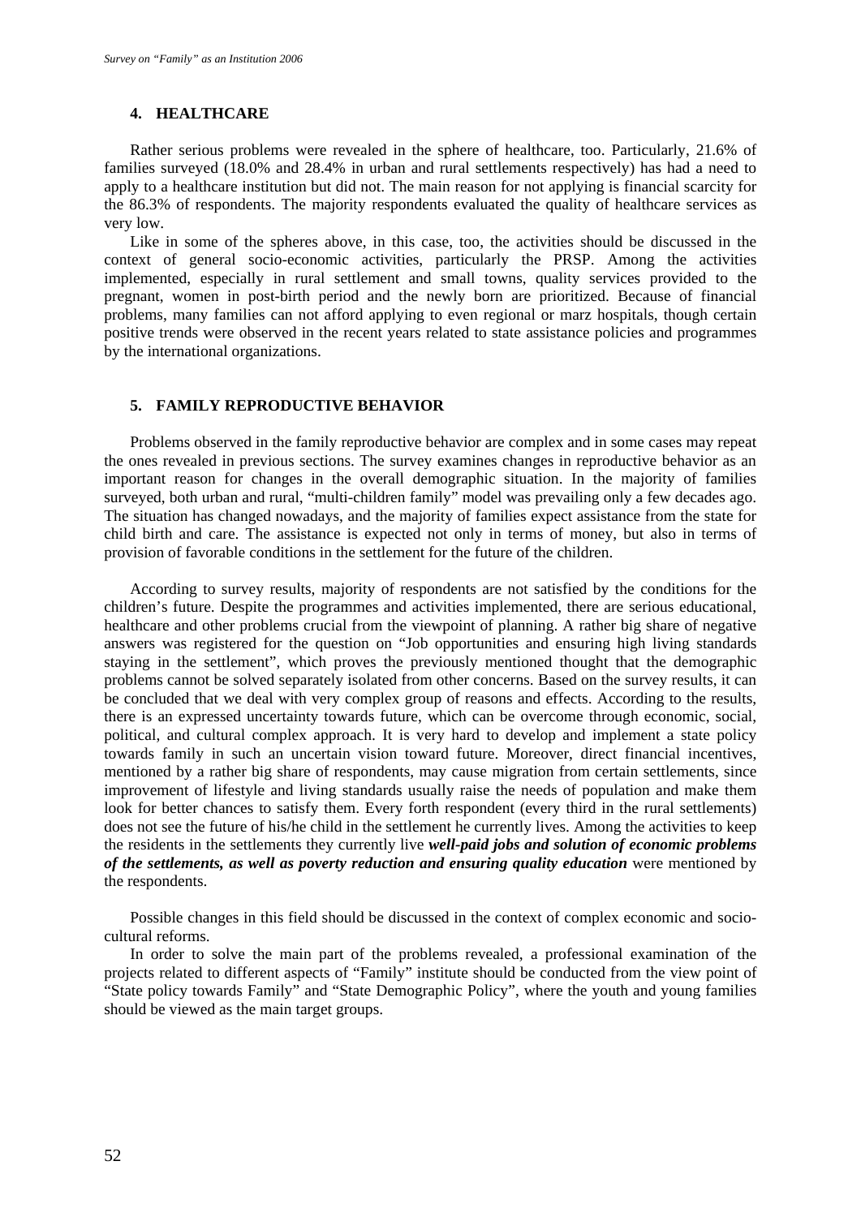## 4. HEALTHCARE

Rather serious problems were revealed in the sphere of healthcare, too. Particularly, 21.6% of families surveyed (18.0% and 28.4% in urban and rural settlements respectively) has had a need to apply to a healthcare institution but did not. The main reason for not applying is financial scarcity for the 86.3% of respondents. The majority respondents evaluated the quality of healthcare services as very low.

Like in some of the spheres above, in this case, too, the activities should be discussed in the context of general socio-economic activities, particularly the PRSP. Among the activities implemented, especially in rural settlement and small towns, quality services provided to the pregnant, women in post-birth period and the newly born are prioritized. Because of financial problems, many families can not afford applying to even regional or marz hospitals, though certain positive trends were observed in the recent years related to state assistance policies and programmes by the international organizations.

## 5. FAMILY REPRODUCTIVE BEHAVIOR

Problems observed in the family reproductive behavior are complex and in some cases may repeat the ones revealed in previous sections. The survey examines changes in reproductive behavior as an important reason for changes in the overall demographic situation. In the majority of families surveyed, both urban and rural, "multi-children family" model was prevailing only a few decades ago. The situation has changed nowadays, and the majority of families expect assistance from the state for child birth and care. The assistance is expected not only in terms of money, but also in terms of provision of favorable conditions in the settlement for the future of the children.

According to survey results, majority of respondents are not satisfied by the conditions for the children's future. Despite the programmes and activities implemented, there are serious educational, healthcare and other problems crucial from the viewpoint of planning. A rather big share of negative answers was registered for the question on "Job opportunities and ensuring high living standards staying in the settlement", which proves the previously mentioned thought that the demographic problems cannot be solved separately isolated from other concerns. Based on the survey results, it can be concluded that we deal with very complex group of reasons and effects. According to the results, there is an expressed uncertainty towards future, which can be overcome through economic, social, political, and cultural complex approach. It is very hard to develop and implement a state policy towards family in such an uncertain vision toward future. Moreover, direct financial incentives, mentioned by a rather big share of respondents, may cause migration from certain settlements, since improvement of lifestyle and living standards usually raise the needs of population and make them look for better chances to satisfy them. Every forth respondent (every third in the rural settlements) does not see the future of his/he child in the settlement he currently lives. Among the activities to keep the residents in the settlements they currently live ***well-paid jobs and solution of economic problems of the settlements, as well as poverty reduction and ensuring quality education*** were mentioned by the respondents.

Possible changes in this field should be discussed in the context of complex economic and socio-cultural reforms.

In order to solve the main part of the problems revealed, a professional examination of the projects related to different aspects of "Family" institute should be conducted from the view point of "State policy towards Family" and "State Demographic Policy", where the youth and young families should be viewed as the main target groups.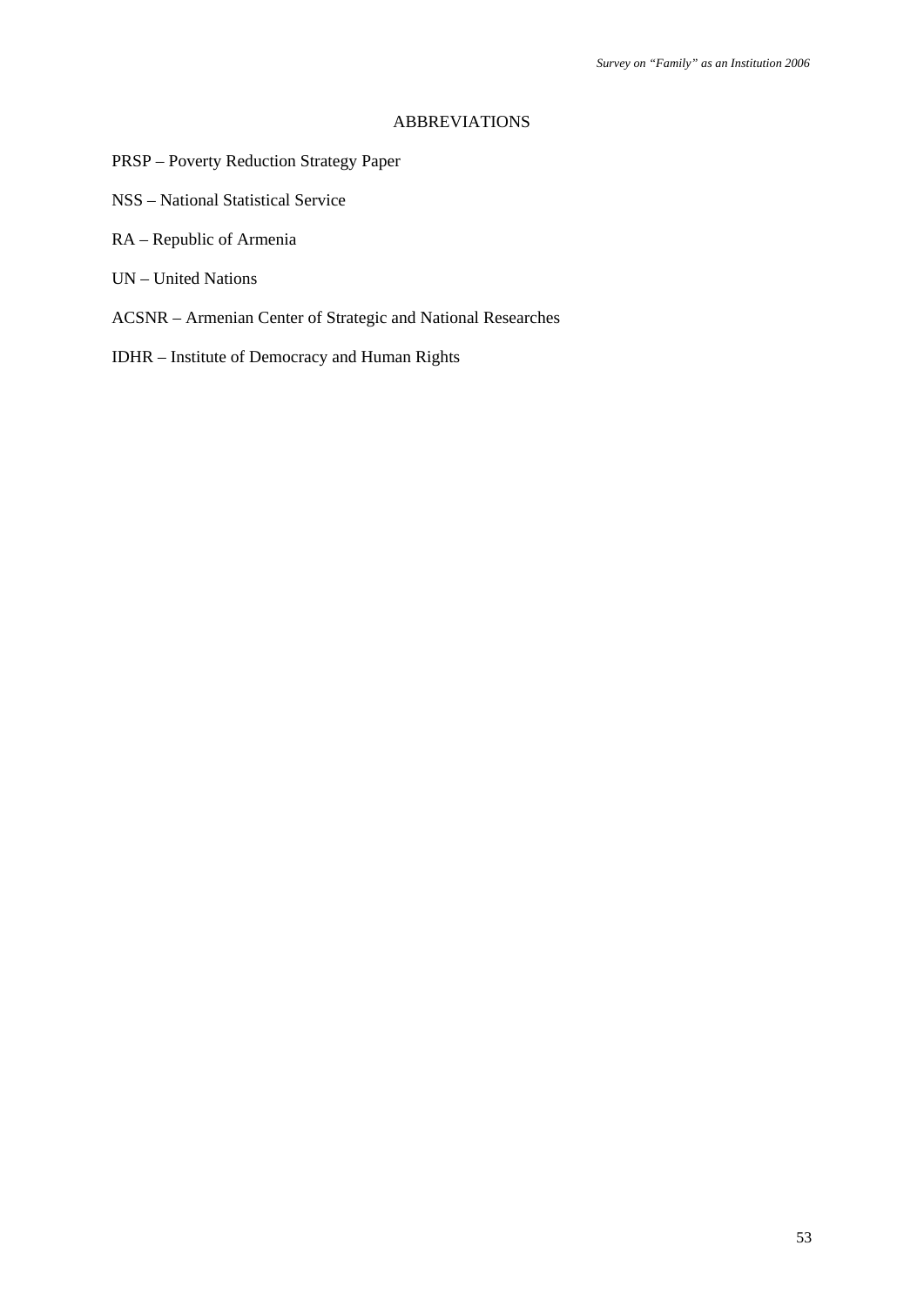## ABBREVIATIONS

PRSP – Poverty Reduction Strategy Paper

NSS – National Statistical Service

RA – Republic of Armenia

UN – United Nations

ACSNR – Armenian Center of Strategic and National Researches

IDHR – Institute of Democracy and Human Rights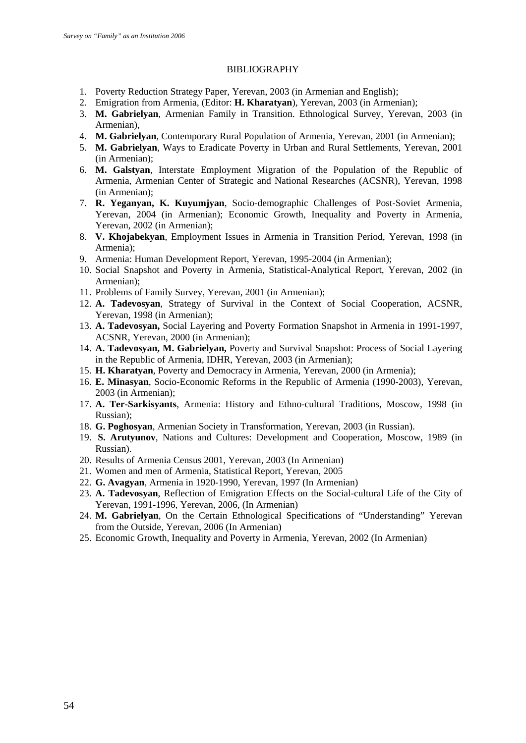# BIBLIOGRAPHY

1. Poverty Reduction Strategy Paper, Yerevan, 2003 (in Armenian and English);
2. Emigration from Armenia, (Editor: **H. Kharatyan**), Yerevan, 2003 (in Armenian);
3. **M. Gabrielyan**, Armenian Family in Transition. Ethnological Survey, Yerevan, 2003 (in Armenian),
4. **M. Gabrielyan**, Contemporary Rural Population of Armenia, Yerevan, 2001 (in Armenian);
5. **M. Gabrielyan**, Ways to Eradicate Poverty in Urban and Rural Settlements, Yerevan, 2001 (in Armenian);
6. **M. Galstyan**, Interstate Employment Migration of the Population of the Republic of Armenia, Armenian Center of Strategic and National Researches (ACSNR), Yerevan, 1998 (in Armenian);
7. **R. Yeganyan, K. Kuyumjyan**, Socio-demographic Challenges of Post-Soviet Armenia, Yerevan, 2004 (in Armenian); Economic Growth, Inequality and Poverty in Armenia, Yerevan, 2002 (in Armenian);
8. **V. Khojabekyan**, Employment Issues in Armenia in Transition Period, Yerevan, 1998 (in Armenia);
9. Armenia: Human Development Report, Yerevan, 1995-2004 (in Armenian);
10. Social Snapshot and Poverty in Armenia, Statistical-Analytical Report, Yerevan, 2002 (in Armenian);
11. Problems of Family Survey, Yerevan, 2001 (in Armenian);
12. **A. Tadevosyan**, Strategy of Survival in the Context of Social Cooperation, ACSNR, Yerevan, 1998 (in Armenian);
13. **A. Tadevosyan,** Social Layering and Poverty Formation Snapshot in Armenia in 1991-1997, ACSNR, Yerevan, 2000 (in Armenian);
14. **A. Tadevosyan, M. Gabrielyan,** Poverty and Survival Snapshot: Process of Social Layering in the Republic of Armenia, IDHR, Yerevan, 2003 (in Armenian);
15. **H. Kharatyan**, Poverty and Democracy in Armenia, Yerevan, 2000 (in Armenia);
16. **E. Minasyan**, Socio-Economic Reforms in the Republic of Armenia (1990-2003), Yerevan, 2003 (in Armenian);
17. **A. Ter-Sarkisyants**, Armenia: History and Ethno-cultural Traditions, Moscow, 1998 (in Russian);
18. **G. Poghosyan**, Armenian Society in Transformation, Yerevan, 2003 (in Russian).
19. **S. Arutyunov**, Nations and Cultures: Development and Cooperation, Moscow, 1989 (in Russian).
20. Results of Armenia Census 2001, Yerevan, 2003 (In Armenian)
21. Women and men of Armenia, Statistical Report, Yerevan, 2005
22. **G. Avagyan**, Armenia in 1920-1990, Yerevan, 1997 (In Armenian)
23. **A. Tadevosyan**, Reflection of Emigration Effects on the Social-cultural Life of the City of Yerevan, 1991-1996, Yerevan, 2006, (In Armenian)
24. **M. Gabrielyan**, On the Certain Ethnological Specifications of "Understanding" Yerevan from the Outside, Yerevan, 2006 (In Armenian)
25. Economic Growth, Inequality and Poverty in Armenia, Yerevan, 2002 (In Armenian)